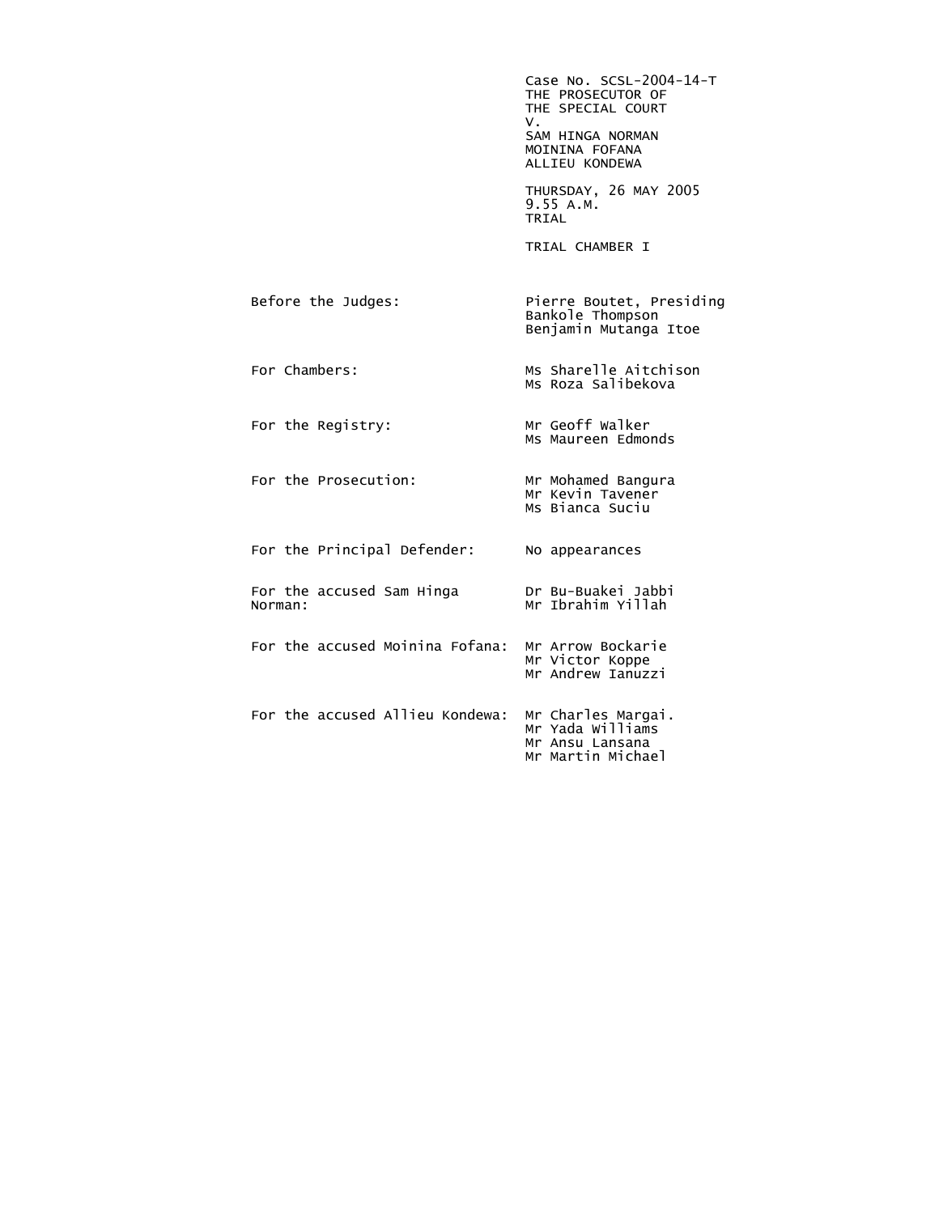Case No. SCSL-2004-14-T
THE PROSECUTOR OF
THE SPECIAL COURT
V.
SAM HINGA NORMAN
MOININA FOFANA
ALLIEU KONDEWA

THURSDAY, 26 MAY 2005
9.55 A.M.
TRIAL

TRIAL CHAMBER I

| | |
|---|---|
| Before the Judges: | Pierre Boutet, Presiding<br>Bankole Thompson<br>Benjamin Mutanga Itoe |
| For Chambers: | Ms Sharelle Aitchison<br>Ms Roza Salibekova |
| For the Registry: | Mr Geoff Walker<br>Ms Maureen Edmonds |
| For the Prosecution: | Mr Mohamed Bangura<br>Mr Kevin Tavener<br>Ms Bianca Suciu |
| For the Principal Defender: | No appearances |
| For the accused Sam Hinga Norman: | Dr Bu-Buakei Jabbi<br>Mr Ibrahim Yillah |
| For the accused Moinina Fofana: | Mr Arrow Bockarie<br>Mr Victor Koppe<br>Mr Andrew Ianuzzi |
| For the accused Allieu Kondewa: | Mr Charles Margai.<br>Mr Yada Williams<br>Mr Ansu Lansana<br>Mr Martin Michael |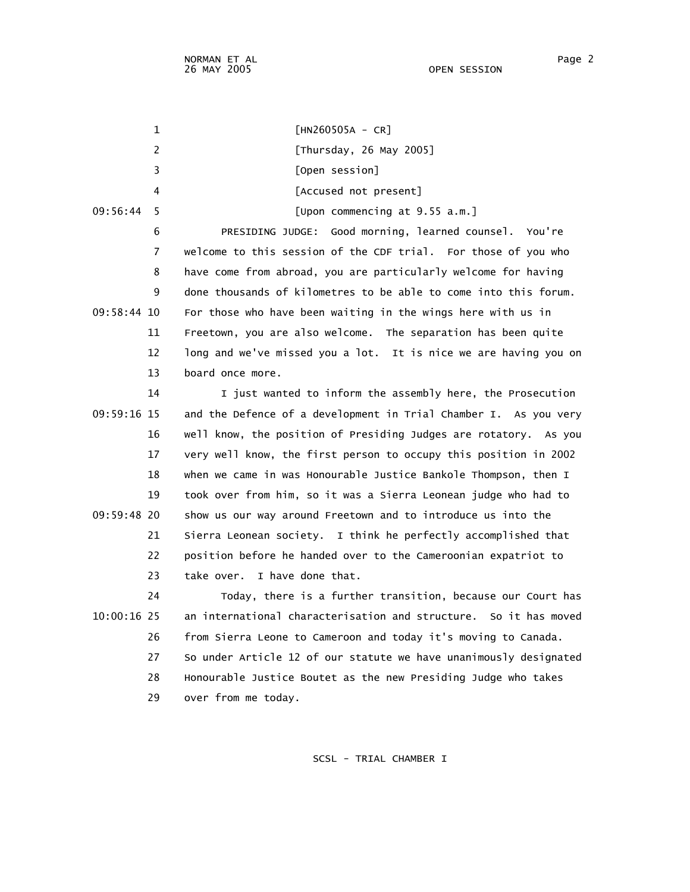[HN260505A - CR]

[Thursday, 26 May 2005]

[Open session]

[Accused not present]

[Upon commencing at 9.55 a.m.]

PRESIDING JUDGE: Good morning, learned counsel. You're welcome to this session of the CDF trial. For those of you who have come from abroad, you are particularly welcome for having done thousands of kilometres to be able to come into this forum. For those who have been waiting in the wings here with us in Freetown, you are also welcome. The separation has been quite long and we've missed you a lot. It is nice we are having you on board once more.

I just wanted to inform the assembly here, the Prosecution and the Defence of a development in Trial Chamber I. As you very well know, the position of Presiding Judges are rotatory. As you very well know, the first person to occupy this position in 2002 when we came in was Honourable Justice Bankole Thompson, then I took over from him, so it was a Sierra Leonean judge who had to show us our way around Freetown and to introduce us into the Sierra Leonean society. I think he perfectly accomplished that position before he handed over to the Cameroonian expatriot to take over. I have done that.

Today, there is a further transition, because our Court has an international characterisation and structure. So it has moved from Sierra Leone to Cameroon and today it's moving to Canada. So under Article 12 of our statute we have unanimously designated Honourable Justice Boutet as the new Presiding Judge who takes over from me today.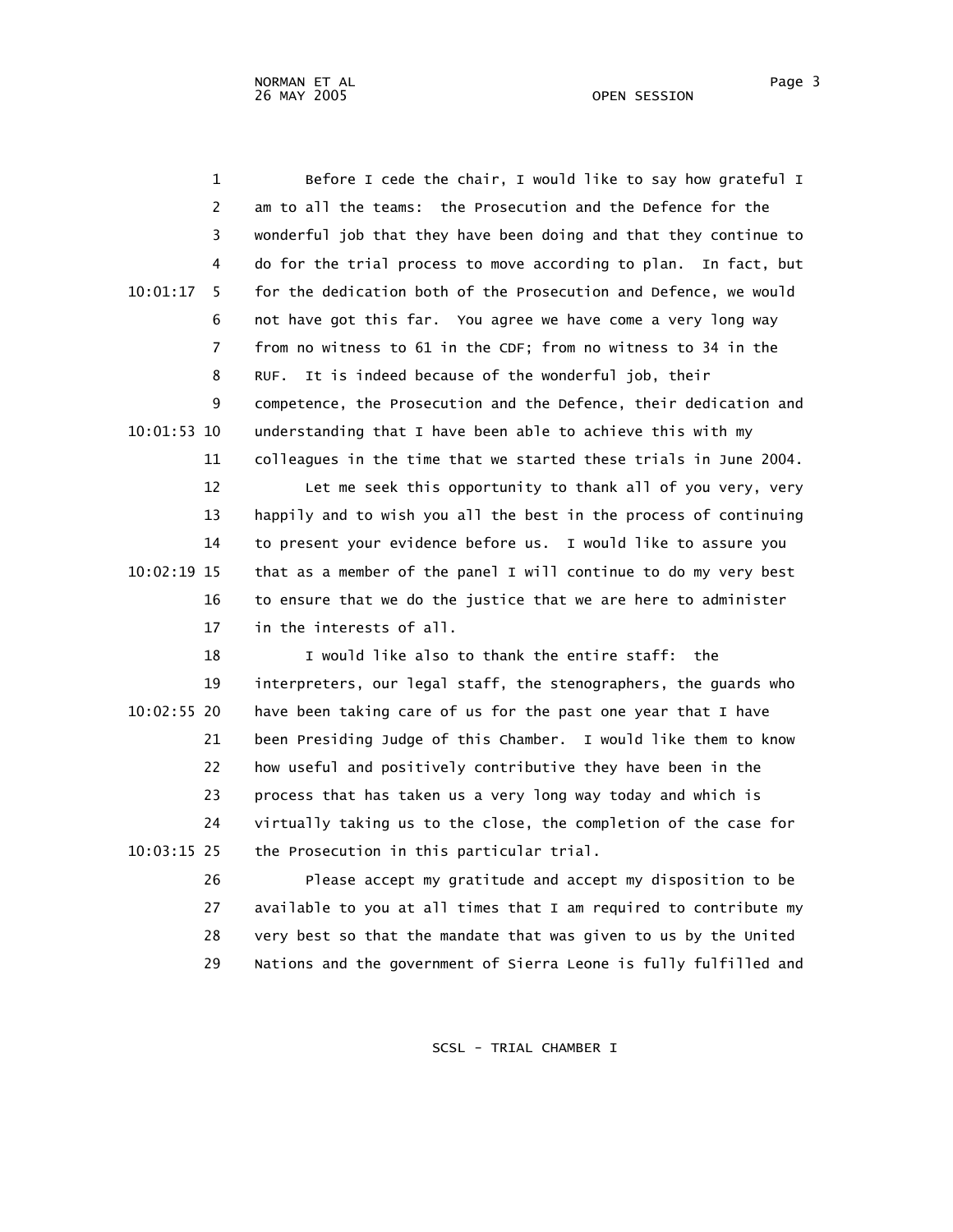Before I cede the chair, I would like to say how grateful I am to all the teams: the Prosecution and the Defence for the wonderful job that they have been doing and that they continue to do for the trial process to move according to plan. In fact, but for the dedication both of the Prosecution and Defence, we would not have got this far. You agree we have come a very long way from no witness to 61 in the CDF; from no witness to 34 in the RUF. It is indeed because of the wonderful job, their competence, the Prosecution and the Defence, their dedication and understanding that I have been able to achieve this with my colleagues in the time that we started these trials in June 2004.

Let me seek this opportunity to thank all of you very, very happily and to wish you all the best in the process of continuing to present your evidence before us. I would like to assure you that as a member of the panel I will continue to do my very best to ensure that we do the justice that we are here to administer in the interests of all.

I would like also to thank the entire staff: the interpreters, our legal staff, the stenographers, the guards who have been taking care of us for the past one year that I have been Presiding Judge of this Chamber. I would like them to know how useful and positively contributive they have been in the process that has taken us a very long way today and which is virtually taking us to the close, the completion of the case for the Prosecution in this particular trial.

Please accept my gratitude and accept my disposition to be available to you at all times that I am required to contribute my very best so that the mandate that was given to us by the United Nations and the government of Sierra Leone is fully fulfilled and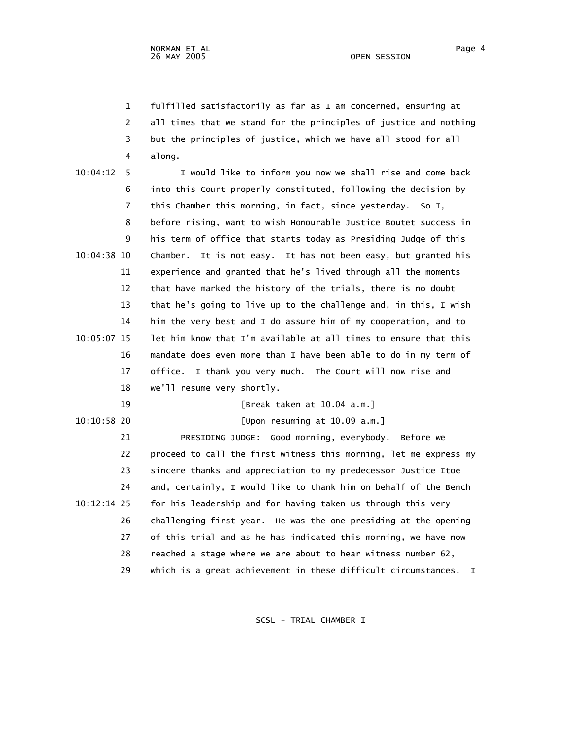1 fulfilled satisfactorily as far as I am concerned, ensuring at
2 all times that we stand for the principles of justice and nothing
3 but the principles of justice, which we have all stood for all
4 along.

10:04:12 5 I would like to inform you now we shall rise and come back
6 into this Court properly constituted, following the decision by
7 this Chamber this morning, in fact, since yesterday. So I,
8 before rising, want to wish Honourable Justice Boutet success in
9 his term of office that starts today as Presiding Judge of this
10:04:38 10 Chamber. It is not easy. It has not been easy, but granted his
11 experience and granted that he's lived through all the moments
12 that have marked the history of the trials, there is no doubt
13 that he's going to live up to the challenge and, in this, I wish
14 him the very best and I do assure him of my cooperation, and to
10:05:07 15 let him know that I'm available at all times to ensure that this
16 mandate does even more than I have been able to do in my term of
17 office. I thank you very much. The Court will now rise and
18 we'll resume very shortly.

19 [Break taken at 10.04 a.m.]

10:10:58 20 [Upon resuming at 10.09 a.m.]

21 PRESIDING JUDGE: Good morning, everybody. Before we
22 proceed to call the first witness this morning, let me express my
23 sincere thanks and appreciation to my predecessor Justice Itoe
24 and, certainly, I would like to thank him on behalf of the Bench
10:12:14 25 for his leadership and for having taken us through this very
26 challenging first year. He was the one presiding at the opening
27 of this trial and as he has indicated this morning, we have now
28 reached a stage where we are about to hear witness number 62,
29 which is a great achievement in these difficult circumstances. I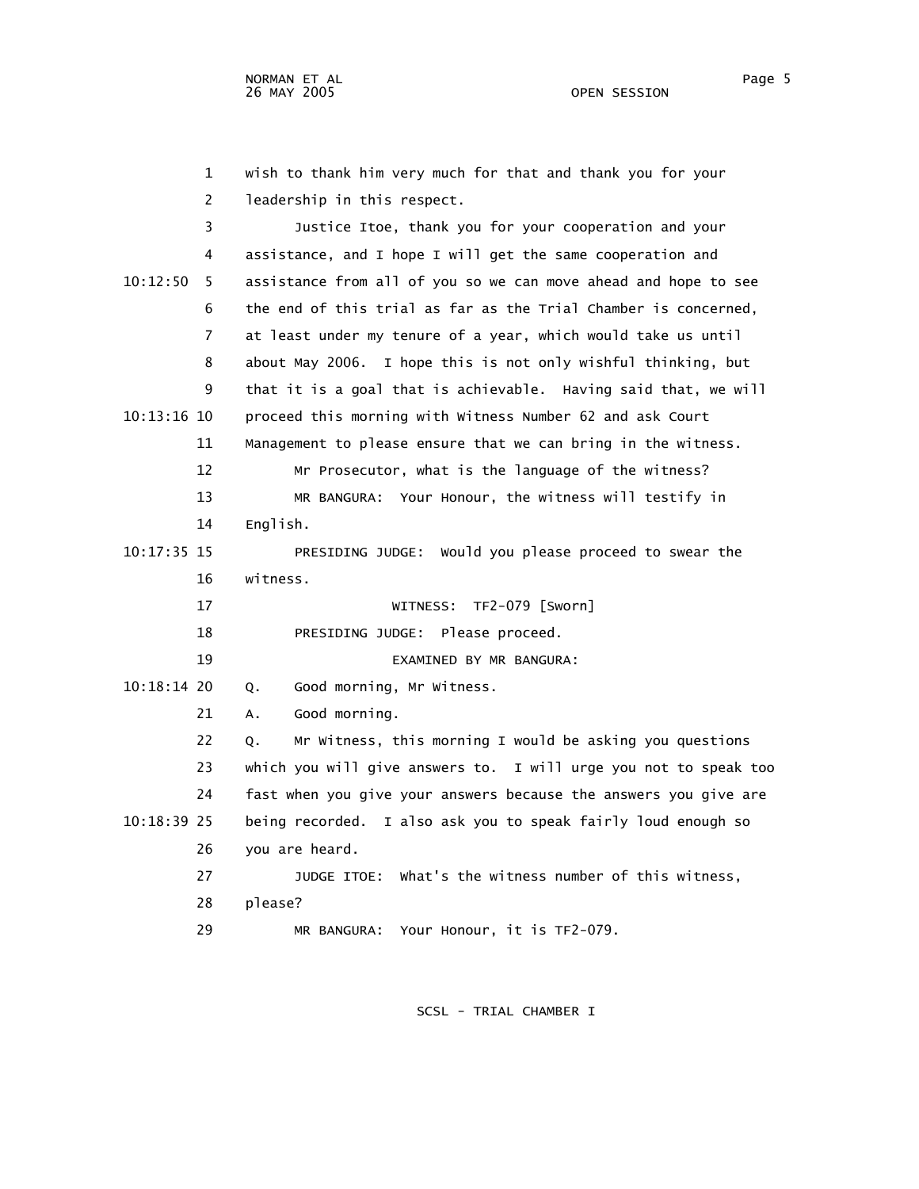wish to thank him very much for that and thank you for your leadership in this respect.

Justice Itoe, thank you for your cooperation and your assistance, and I hope I will get the same cooperation and assistance from all of you so we can move ahead and hope to see the end of this trial as far as the Trial Chamber is concerned, at least under my tenure of a year, which would take us until about May 2006. I hope this is not only wishful thinking, but that it is a goal that is achievable. Having said that, we will proceed this morning with Witness Number 62 and ask Court Management to please ensure that we can bring in the witness.

Mr Prosecutor, what is the language of the witness?

MR BANGURA: Your Honour, the witness will testify in English.

PRESIDING JUDGE: Would you please proceed to swear the witness.

WITNESS: TF2-079 [Sworn]

PRESIDING JUDGE: Please proceed.

EXAMINED BY MR BANGURA:

Q. Good morning, Mr Witness.

A. Good morning.

Q. Mr Witness, this morning I would be asking you questions which you will give answers to. I will urge you not to speak too fast when you give your answers because the answers you give are being recorded. I also ask you to speak fairly loud enough so you are heard.

JUDGE ITOE: What's the witness number of this witness, please?

MR BANGURA: Your Honour, it is TF2-079.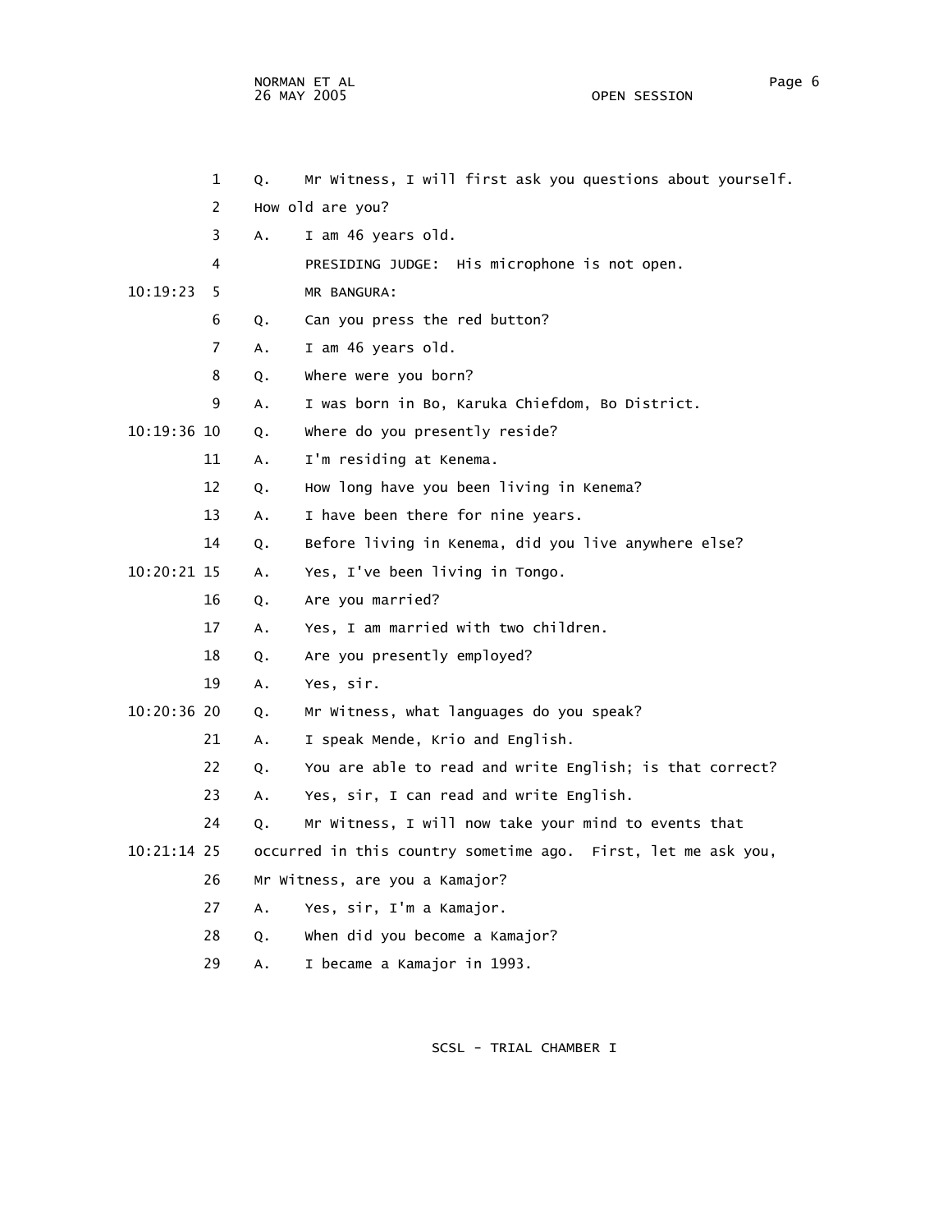1 Q. Mr Witness, I will first ask you questions about yourself.

2 How old are you?

3 A. I am 46 years old.

4 PRESIDING JUDGE: His microphone is not open.

10:19:23 5 MR BANGURA:

6 Q. Can you press the red button?

7 A. I am 46 years old.

8 Q. Where were you born?

9 A. I was born in Bo, Karuka Chiefdom, Bo District.

10:19:36 10 Q. Where do you presently reside?

11 A. I'm residing at Kenema.

12 Q. How long have you been living in Kenema?

13 A. I have been there for nine years.

14 Q. Before living in Kenema, did you live anywhere else?

10:20:21 15 A. Yes, I've been living in Tongo.

16 Q. Are you married?

17 A. Yes, I am married with two children.

18 Q. Are you presently employed?

19 A. Yes, sir.

10:20:36 20 Q. Mr Witness, what languages do you speak?

21 A. I speak Mende, Krio and English.

22 Q. You are able to read and write English; is that correct?

23 A. Yes, sir, I can read and write English.

24 Q. Mr Witness, I will now take your mind to events that

10:21:14 25 occurred in this country sometime ago. First, let me ask you,

26 Mr Witness, are you a Kamajor?

27 A. Yes, sir, I'm a Kamajor.

28 Q. When did you become a Kamajor?

29 A. I became a Kamajor in 1993.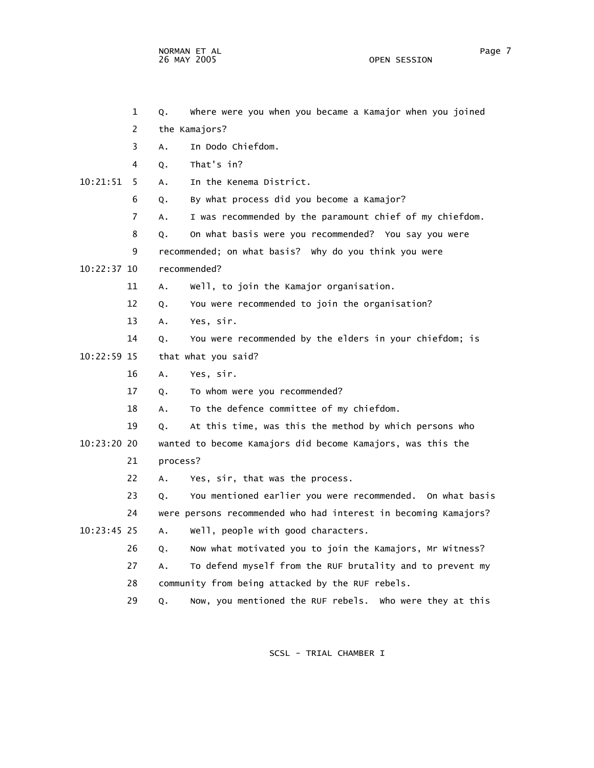1 Q. Where were you when you became a Kamajor when you joined
2 the Kamajors?
3 A. In Dodo Chiefdom.
4 Q. That's in?
10:21:51 5 A. In the Kenema District.
6 Q. By what process did you become a Kamajor?
7 A. I was recommended by the paramount chief of my chiefdom.
8 Q. On what basis were you recommended? You say you were
9 recommended; on what basis? Why do you think you were
10:22:37 10 recommended?
11 A. Well, to join the Kamajor organisation.
12 Q. You were recommended to join the organisation?
13 A. Yes, sir.
14 Q. You were recommended by the elders in your chiefdom; is
10:22:59 15 that what you said?
16 A. Yes, sir.
17 Q. To whom were you recommended?
18 A. To the defence committee of my chiefdom.
19 Q. At this time, was this the method by which persons who
10:23:20 20 wanted to become Kamajors did become Kamajors, was this the
21 process?
22 A. Yes, sir, that was the process.
23 Q. You mentioned earlier you were recommended. On what basis
24 were persons recommended who had interest in becoming Kamajors?
10:23:45 25 A. Well, people with good characters.
26 Q. Now what motivated you to join the Kamajors, Mr Witness?
27 A. To defend myself from the RUF brutality and to prevent my
28 community from being attacked by the RUF rebels.
29 Q. Now, you mentioned the RUF rebels. Who were they at this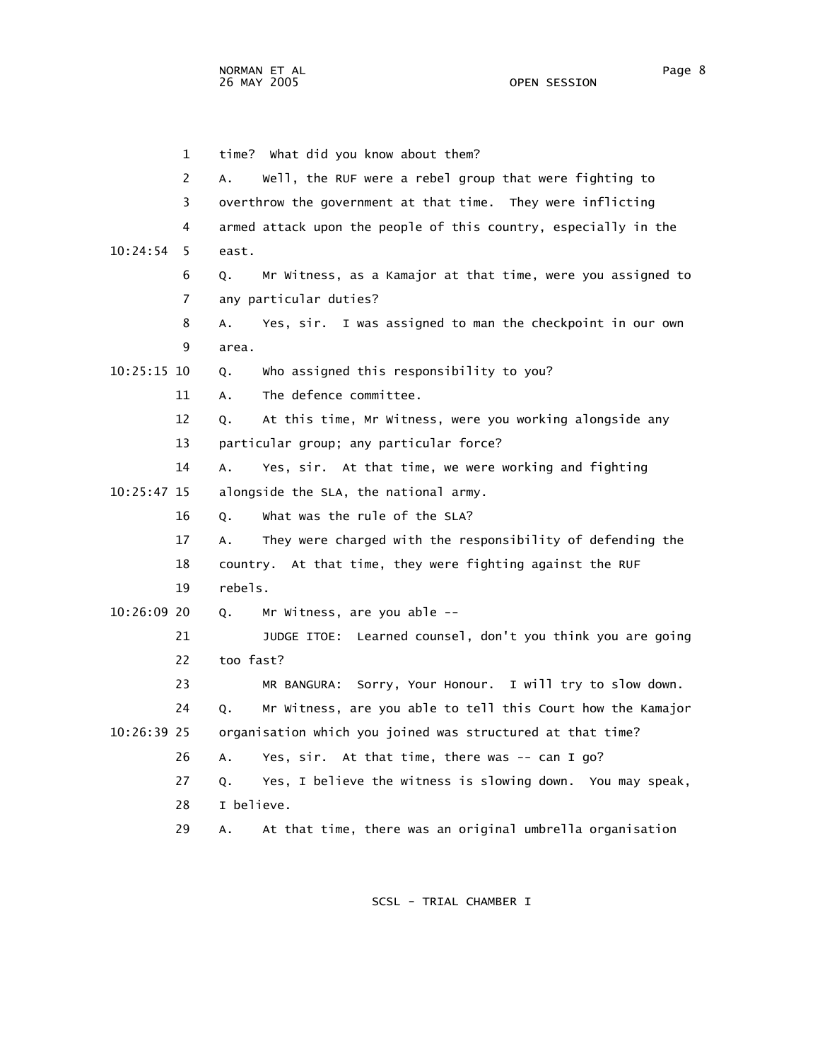1 time? What did you know about them?

2 A. Well, the RUF were a rebel group that were fighting to

3 overthrow the government at that time. They were inflicting

4 armed attack upon the people of this country, especially in the

10:24:54 5 east.

6 Q. Mr Witness, as a Kamajor at that time, were you assigned to

7 any particular duties?

8 A. Yes, sir. I was assigned to man the checkpoint in our own

9 area.

10:25:15 10 Q. Who assigned this responsibility to you?

11 A. The defence committee.

12 Q. At this time, Mr Witness, were you working alongside any

13 particular group; any particular force?

14 A. Yes, sir. At that time, we were working and fighting

10:25:47 15 alongside the SLA, the national army.

16 Q. What was the rule of the SLA?

17 A. They were charged with the responsibility of defending the

18 country. At that time, they were fighting against the RUF

19 rebels.

10:26:09 20 Q. Mr Witness, are you able --

21 JUDGE ITOE: Learned counsel, don't you think you are going

22 too fast?

23 MR BANGURA: Sorry, Your Honour. I will try to slow down.

24 Q. Mr Witness, are you able to tell this Court how the Kamajor

10:26:39 25 organisation which you joined was structured at that time?

26 A. Yes, sir. At that time, there was -- can I go?

27 Q. Yes, I believe the witness is slowing down. You may speak,

28 I believe.

29 A. At that time, there was an original umbrella organisation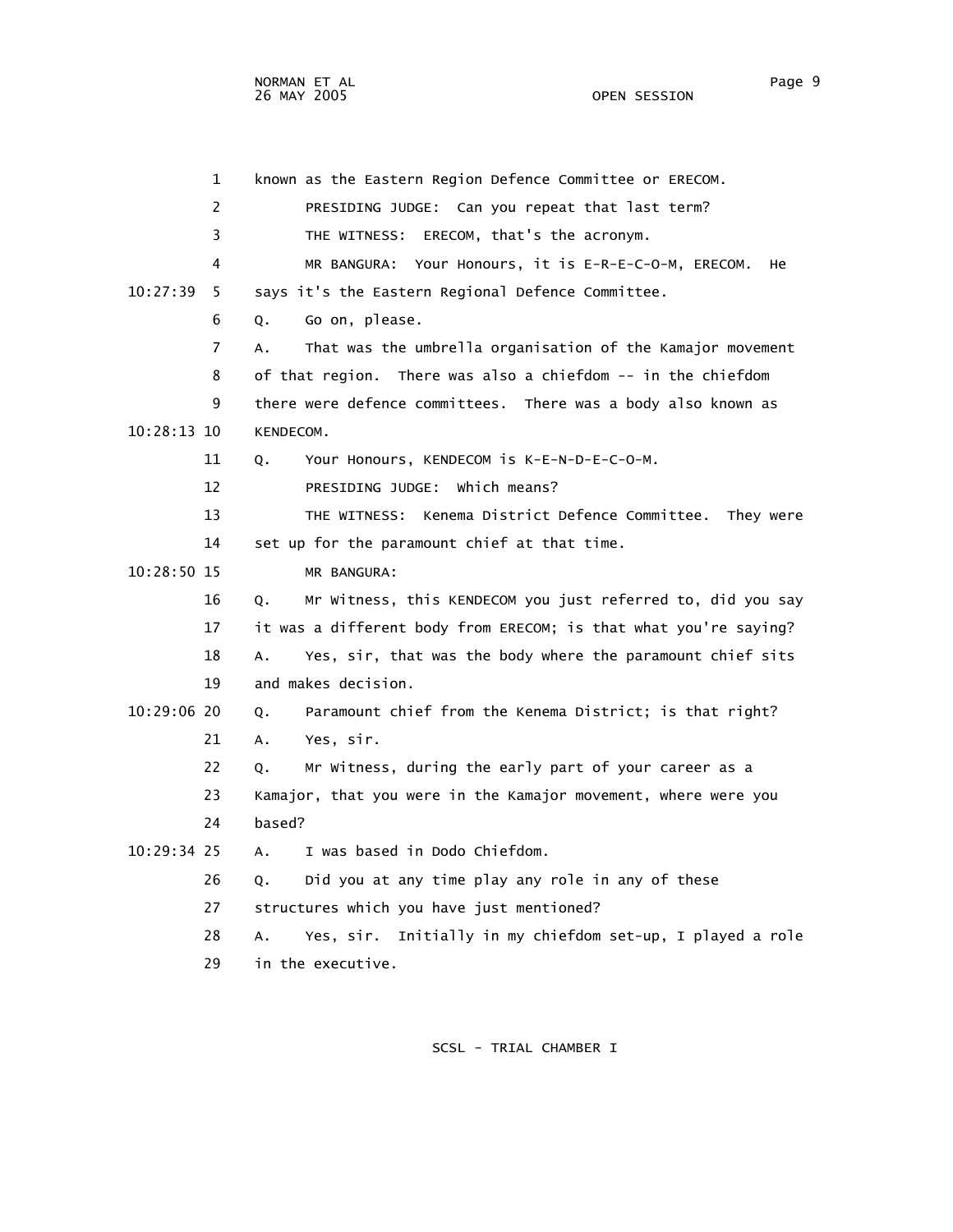known as the Eastern Region Defence Committee or ERECOM.

PRESIDING JUDGE: Can you repeat that last term?

THE WITNESS: ERECOM, that's the acronym.

MR BANGURA: Your Honours, it is E-R-E-C-O-M, ERECOM. He says it's the Eastern Regional Defence Committee.

Q. Go on, please.

A. That was the umbrella organisation of the Kamajor movement of that region. There was also a chiefdom -- in the chiefdom there were defence committees. There was a body also known as KENDECOM.

Q. Your Honours, KENDECOM is K-E-N-D-E-C-O-M.

PRESIDING JUDGE: Which means?

THE WITNESS: Kenema District Defence Committee. They were set up for the paramount chief at that time.

MR BANGURA:

Q. Mr Witness, this KENDECOM you just referred to, did you say it was a different body from ERECOM; is that what you're saying?

A. Yes, sir, that was the body where the paramount chief sits and makes decision.

Q. Paramount chief from the Kenema District; is that right?

A. Yes, sir.

Q. Mr Witness, during the early part of your career as a Kamajor, that you were in the Kamajor movement, where were you based?

A. I was based in Dodo Chiefdom.

Q. Did you at any time play any role in any of these structures which you have just mentioned?

A. Yes, sir. Initially in my chiefdom set-up, I played a role in the executive.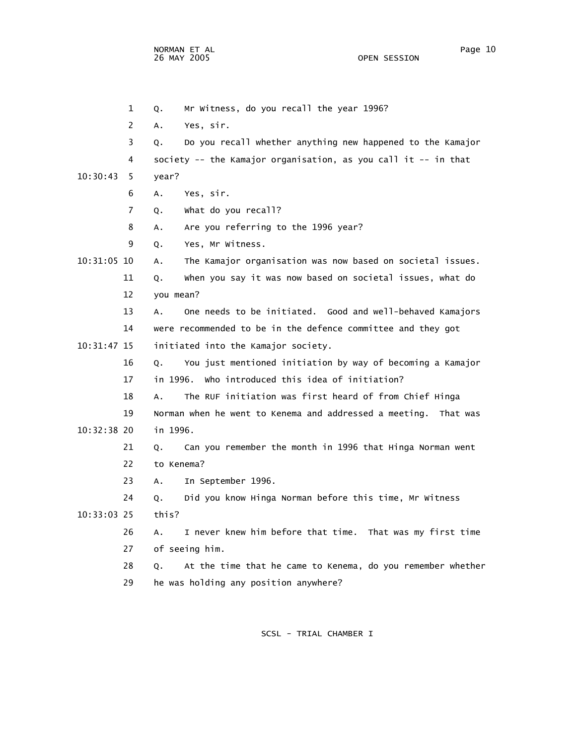1 Q. Mr Witness, do you recall the year 1996?

2 A. Yes, sir.

3 Q. Do you recall whether anything new happened to the Kamajor

4 society -- the Kamajor organisation, as you call it -- in that

10:30:43 5 year?

6 A. Yes, sir.

7 Q. What do you recall?

8 A. Are you referring to the 1996 year?

9 Q. Yes, Mr Witness.

10:31:05 10 A. The Kamajor organisation was now based on societal issues.

11 Q. When you say it was now based on societal issues, what do

12 you mean?

13 A. One needs to be initiated. Good and well-behaved Kamajors

14 were recommended to be in the defence committee and they got

10:31:47 15 initiated into the Kamajor society.

16 Q. You just mentioned initiation by way of becoming a Kamajor

17 in 1996. Who introduced this idea of initiation?

18 A. The RUF initiation was first heard of from Chief Hinga

19 Norman when he went to Kenema and addressed a meeting. That was

10:32:38 20 in 1996.

21 Q. Can you remember the month in 1996 that Hinga Norman went

22 to Kenema?

23 A. In September 1996.

24 Q. Did you know Hinga Norman before this time, Mr Witness

10:33:03 25 this?

26 A. I never knew him before that time. That was my first time

27 of seeing him.

28 Q. At the time that he came to Kenema, do you remember whether

29 he was holding any position anywhere?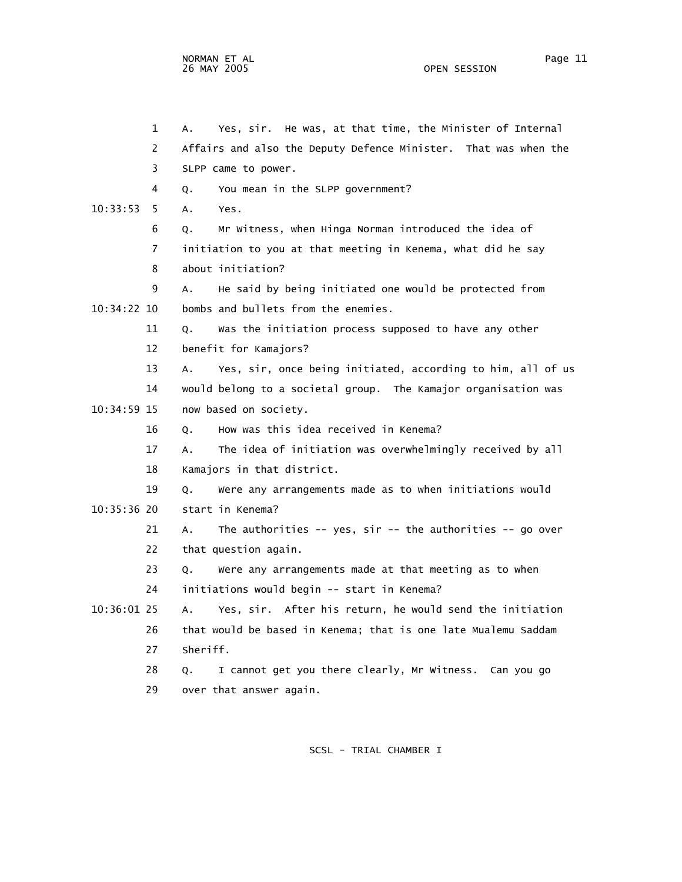1 A. Yes, sir. He was, at that time, the Minister of Internal
2 Affairs and also the Deputy Defence Minister. That was when the
3 SLPP came to power.
4 Q. You mean in the SLPP government?
10:33:53 5 A. Yes.
6 Q. Mr Witness, when Hinga Norman introduced the idea of
7 initiation to you at that meeting in Kenema, what did he say
8 about initiation?
9 A. He said by being initiated one would be protected from
10:34:22 10 bombs and bullets from the enemies.
11 Q. Was the initiation process supposed to have any other
12 benefit for Kamajors?
13 A. Yes, sir, once being initiated, according to him, all of us
14 would belong to a societal group. The Kamajor organisation was
10:34:59 15 now based on society.
16 Q. How was this idea received in Kenema?
17 A. The idea of initiation was overwhelmingly received by all
18 Kamajors in that district.
19 Q. Were any arrangements made as to when initiations would
10:35:36 20 start in Kenema?
21 A. The authorities -- yes, sir -- the authorities -- go over
22 that question again.
23 Q. Were any arrangements made at that meeting as to when
24 initiations would begin -- start in Kenema?
10:36:01 25 A. Yes, sir. After his return, he would send the initiation
26 that would be based in Kenema; that is one late Mualemu Saddam
27 Sheriff.
28 Q. I cannot get you there clearly, Mr Witness. Can you go
29 over that answer again.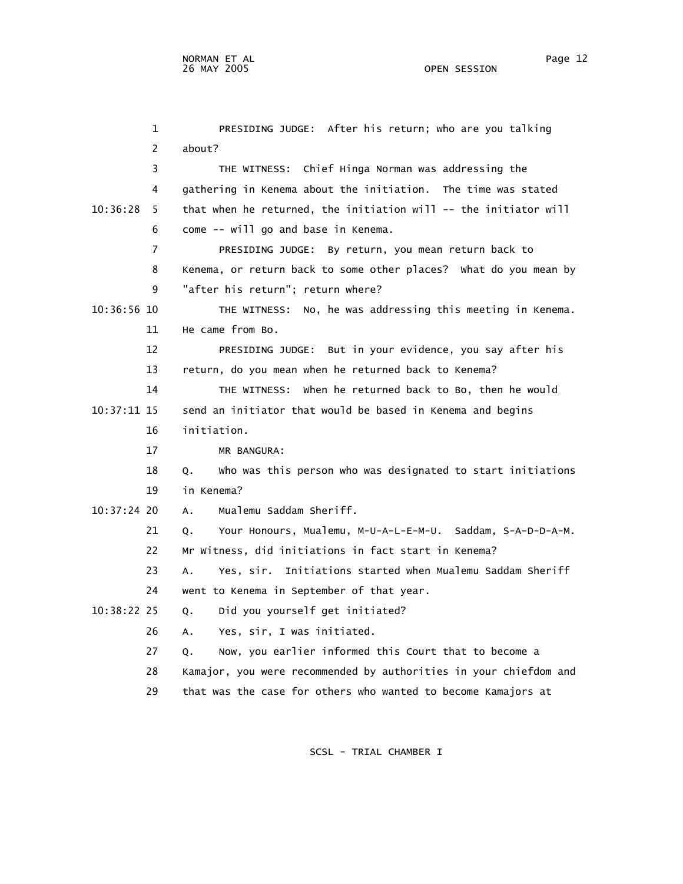PRESIDING JUDGE: After his return; who are you talking about?

THE WITNESS: Chief Hinga Norman was addressing the gathering in Kenema about the initiation. The time was stated that when he returned, the initiation will -- the initiator will come -- will go and base in Kenema.

PRESIDING JUDGE: By return, you mean return back to Kenema, or return back to some other places? What do you mean by "after his return"; return where?

THE WITNESS: No, he was addressing this meeting in Kenema. He came from Bo.

PRESIDING JUDGE: But in your evidence, you say after his return, do you mean when he returned back to Kenema?

THE WITNESS: When he returned back to Bo, then he would send an initiator that would be based in Kenema and begins initiation.

MR BANGURA:

Q. Who was this person who was designated to start initiations in Kenema?

A. Mualemu Saddam Sheriff.

Q. Your Honours, Mualemu, M-U-A-L-E-M-U. Saddam, S-A-D-D-A-M. Mr Witness, did initiations in fact start in Kenema?

A. Yes, sir. Initiations started when Mualemu Saddam Sheriff went to Kenema in September of that year.

Q. Did you yourself get initiated?

A. Yes, sir, I was initiated.

Q. Now, you earlier informed this Court that to become a Kamajor, you were recommended by authorities in your chiefdom and that was the case for others who wanted to become Kamajors at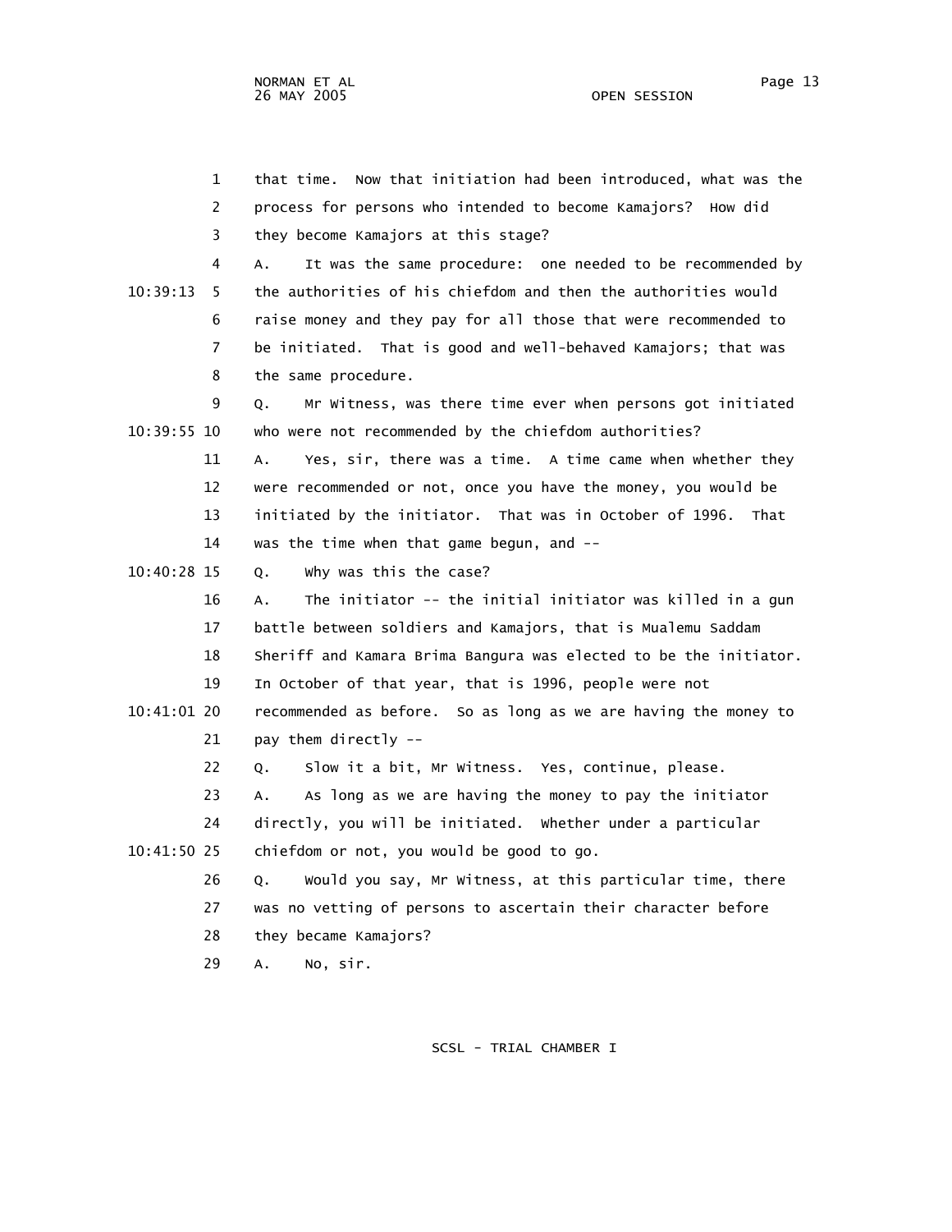1 that time. Now that initiation had been introduced, what was the
2 process for persons who intended to become Kamajors? How did
3 they become Kamajors at this stage?
4 A. It was the same procedure: one needed to be recommended by
10:39:13 5 the authorities of his chiefdom and then the authorities would
6 raise money and they pay for all those that were recommended to
7 be initiated. That is good and well-behaved Kamajors; that was
8 the same procedure.
9 Q. Mr Witness, was there time ever when persons got initiated
10:39:55 10 who were not recommended by the chiefdom authorities?
11 A. Yes, sir, there was a time. A time came when whether they
12 were recommended or not, once you have the money, you would be
13 initiated by the initiator. That was in October of 1996. That
14 was the time when that game begun, and --
10:40:28 15 Q. Why was this the case?
16 A. The initiator -- the initial initiator was killed in a gun
17 battle between soldiers and Kamajors, that is Mualemu Saddam
18 Sheriff and Kamara Brima Bangura was elected to be the initiator.
19 In October of that year, that is 1996, people were not
10:41:01 20 recommended as before. So as long as we are having the money to
21 pay them directly --
22 Q. Slow it a bit, Mr Witness. Yes, continue, please.
23 A. As long as we are having the money to pay the initiator
24 directly, you will be initiated. Whether under a particular
10:41:50 25 chiefdom or not, you would be good to go.
26 Q. Would you say, Mr Witness, at this particular time, there
27 was no vetting of persons to ascertain their character before
28 they became Kamajors?
29 A. No, sir.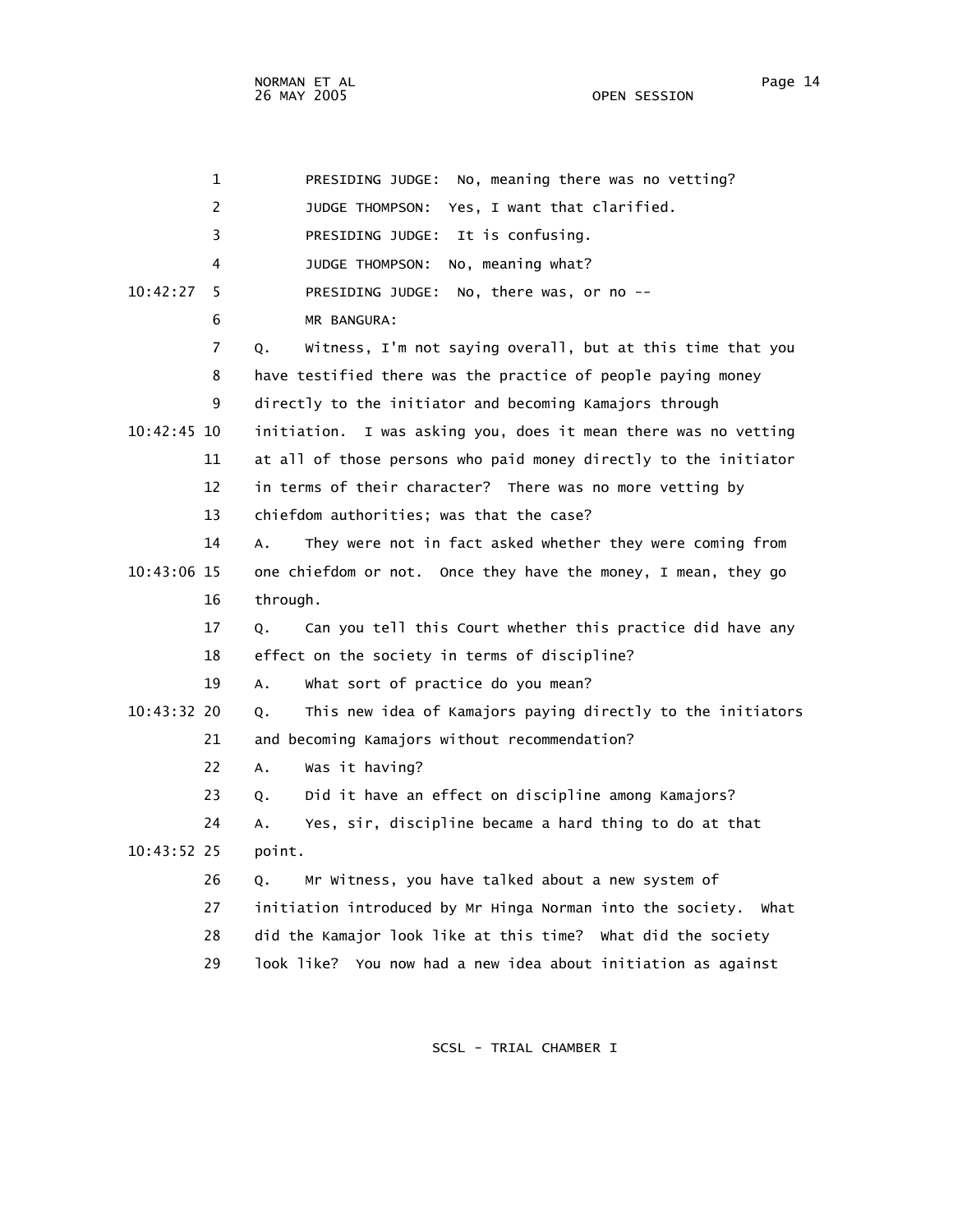PRESIDING JUDGE: No, meaning there was no vetting?

JUDGE THOMPSON: Yes, I want that clarified.

PRESIDING JUDGE: It is confusing.

JUDGE THOMPSON: No, meaning what?

PRESIDING JUDGE: No, there was, or no --

MR BANGURA:

Q. Witness, I'm not saying overall, but at this time that you have testified there was the practice of people paying money directly to the initiator and becoming Kamajors through initiation. I was asking you, does it mean there was no vetting at all of those persons who paid money directly to the initiator in terms of their character? There was no more vetting by chiefdom authorities; was that the case?

A. They were not in fact asked whether they were coming from one chiefdom or not. Once they have the money, I mean, they go through.

Q. Can you tell this Court whether this practice did have any effect on the society in terms of discipline?

A. What sort of practice do you mean?

Q. This new idea of Kamajors paying directly to the initiators and becoming Kamajors without recommendation?

A. Was it having?

Q. Did it have an effect on discipline among Kamajors?

A. Yes, sir, discipline became a hard thing to do at that point.

Q. Mr Witness, you have talked about a new system of initiation introduced by Mr Hinga Norman into the society. What did the Kamajor look like at this time? What did the society look like? You now had a new idea about initiation as against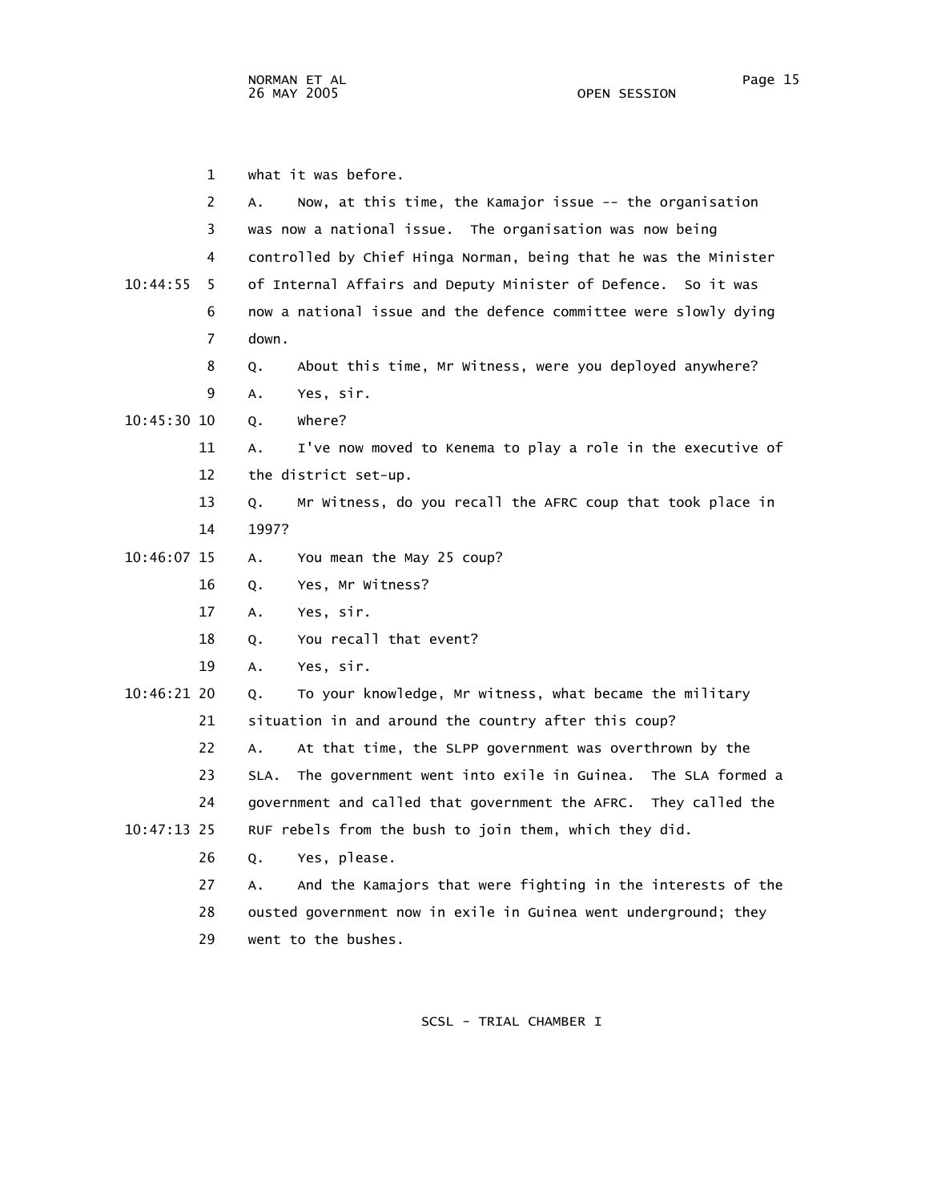what it was before.

A. Now, at this time, the Kamajor issue -- the organisation was now a national issue. The organisation was now being controlled by Chief Hinga Norman, being that he was the Minister of Internal Affairs and Deputy Minister of Defence. So it was now a national issue and the defence committee were slowly dying down.

Q. About this time, Mr Witness, were you deployed anywhere?

A. Yes, sir.

Q. Where?

A. I've now moved to Kenema to play a role in the executive of the district set-up.

Q. Mr Witness, do you recall the AFRC coup that took place in 1997?

A. You mean the May 25 coup?

Q. Yes, Mr Witness?

A. Yes, sir.

Q. You recall that event?

A. Yes, sir.

Q. To your knowledge, Mr witness, what became the military situation in and around the country after this coup?

A. At that time, the SLPP government was overthrown by the SLA. The government went into exile in Guinea. The SLA formed a government and called that government the AFRC. They called the RUF rebels from the bush to join them, which they did.

Q. Yes, please.

A. And the Kamajors that were fighting in the interests of the ousted government now in exile in Guinea went underground; they went to the bushes.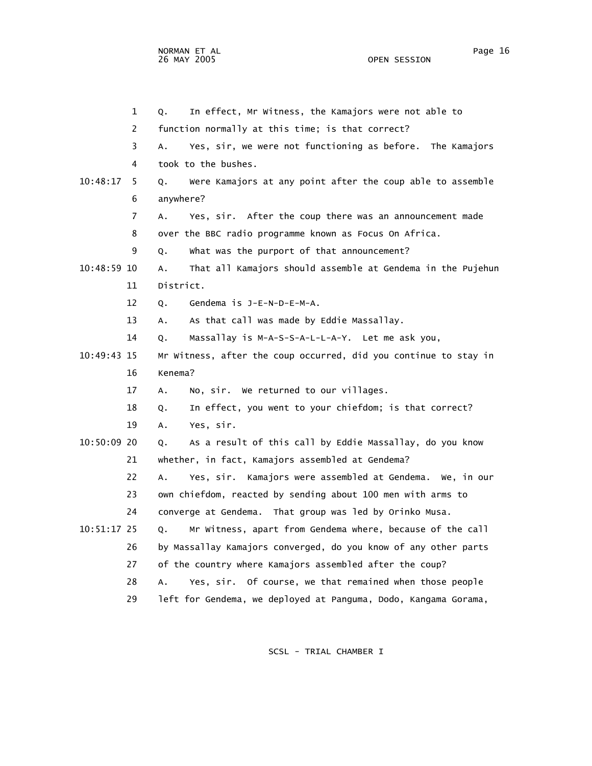Q. In effect, Mr Witness, the Kamajors were not able to function normally at this time; is that correct?

A. Yes, sir, we were not functioning as before. The Kamajors took to the bushes.

Q. Were Kamajors at any point after the coup able to assemble anywhere?

A. Yes, sir. After the coup there was an announcement made over the BBC radio programme known as Focus On Africa.

Q. What was the purport of that announcement?

A. That all Kamajors should assemble at Gendema in the Pujehun District.

Q. Gendema is J-E-N-D-E-M-A.

A. As that call was made by Eddie Massallay.

Q. Massallay is M-A-S-S-A-L-L-A-Y. Let me ask you, Mr Witness, after the coup occurred, did you continue to stay in Kenema?

A. No, sir. We returned to our villages.

Q. In effect, you went to your chiefdom; is that correct?

A. Yes, sir.

Q. As a result of this call by Eddie Massallay, do you know whether, in fact, Kamajors assembled at Gendema?

A. Yes, sir. Kamajors were assembled at Gendema. We, in our own chiefdom, reacted by sending about 100 men with arms to converge at Gendema. That group was led by Orinko Musa.

Q. Mr Witness, apart from Gendema where, because of the call by Massallay Kamajors converged, do you know of any other parts of the country where Kamajors assembled after the coup?

A. Yes, sir. Of course, we that remained when those people left for Gendema, we deployed at Panguma, Dodo, Kangama Gorama,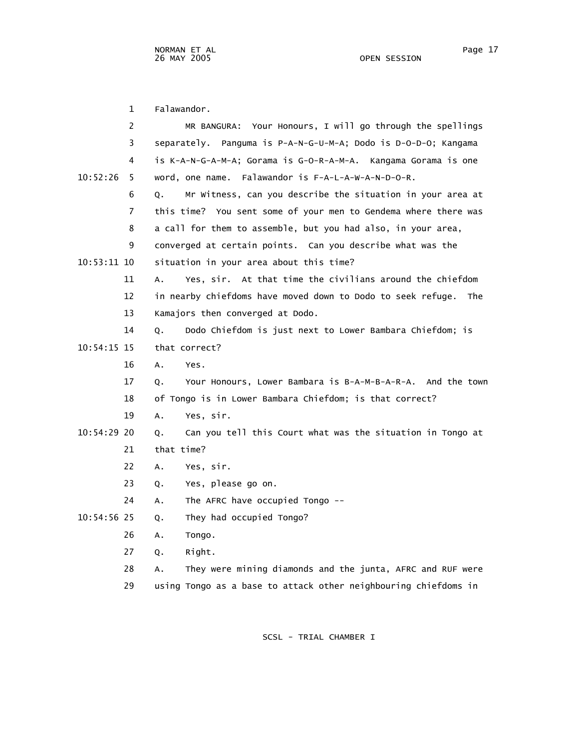Falawandor.

MR BANGURA: Your Honours, I will go through the spellings separately. Panguma is P-A-N-G-U-M-A; Dodo is D-O-D-O; Kangama is K-A-N-G-A-M-A; Gorama is G-O-R-A-M-A. Kangama Gorama is one word, one name. Falawandor is F-A-L-A-W-A-N-D-O-R.

Q. Mr Witness, can you describe the situation in your area at this time? You sent some of your men to Gendema where there was a call for them to assemble, but you had also, in your area, converged at certain points. Can you describe what was the situation in your area about this time?

A. Yes, sir. At that time the civilians around the chiefdom in nearby chiefdoms have moved down to Dodo to seek refuge. The Kamajors then converged at Dodo.

Q. Dodo Chiefdom is just next to Lower Bambara Chiefdom; is that correct?

A. Yes.

Q. Your Honours, Lower Bambara is B-A-M-B-A-R-A. And the town of Tongo is in Lower Bambara Chiefdom; is that correct?

A. Yes, sir.

Q. Can you tell this Court what was the situation in Tongo at that time?

A. Yes, sir.

Q. Yes, please go on.

A. The AFRC have occupied Tongo --

Q. They had occupied Tongo?

A. Tongo.

Q. Right.

A. They were mining diamonds and the junta, AFRC and RUF were using Tongo as a base to attack other neighbouring chiefdoms in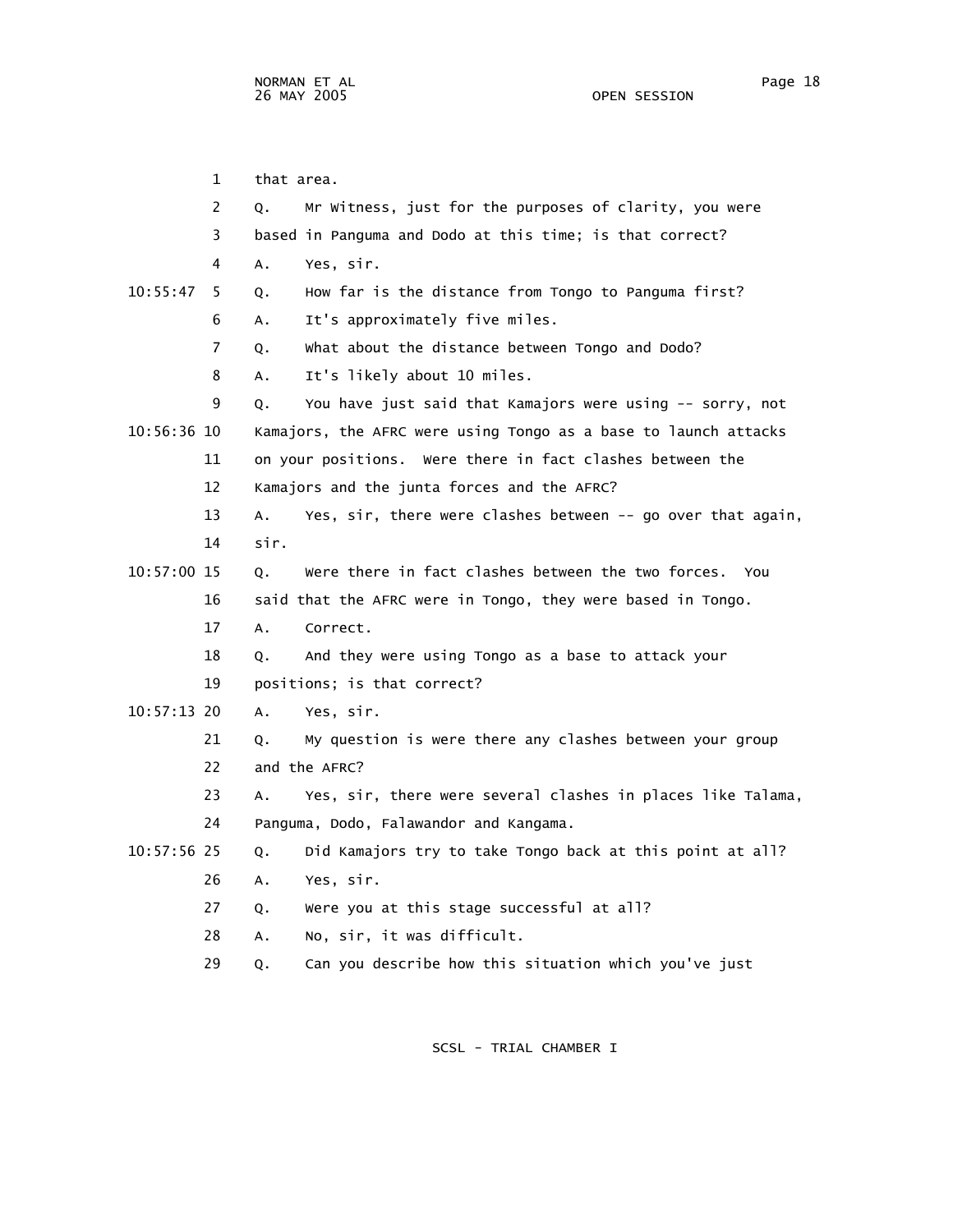1 that area.

2 Q. Mr Witness, just for the purposes of clarity, you were

3 based in Panguma and Dodo at this time; is that correct?

4 A. Yes, sir.

10:55:47 5 Q. How far is the distance from Tongo to Panguma first?

6 A. It's approximately five miles.

7 Q. What about the distance between Tongo and Dodo?

8 A. It's likely about 10 miles.

9 Q. You have just said that Kamajors were using -- sorry, not

10:56:36 10 Kamajors, the AFRC were using Tongo as a base to launch attacks

11 on your positions. Were there in fact clashes between the

12 Kamajors and the junta forces and the AFRC?

13 A. Yes, sir, there were clashes between -- go over that again,

14 sir.

10:57:00 15 Q. Were there in fact clashes between the two forces. You

16 said that the AFRC were in Tongo, they were based in Tongo.

17 A. Correct.

18 Q. And they were using Tongo as a base to attack your

19 positions; is that correct?

10:57:13 20 A. Yes, sir.

21 Q. My question is were there any clashes between your group

22 and the AFRC?

23 A. Yes, sir, there were several clashes in places like Talama,

24 Panguma, Dodo, Falawandor and Kangama.

10:57:56 25 Q. Did Kamajors try to take Tongo back at this point at all?

26 A. Yes, sir.

27 Q. Were you at this stage successful at all?

28 A. No, sir, it was difficult.

29 Q. Can you describe how this situation which you've just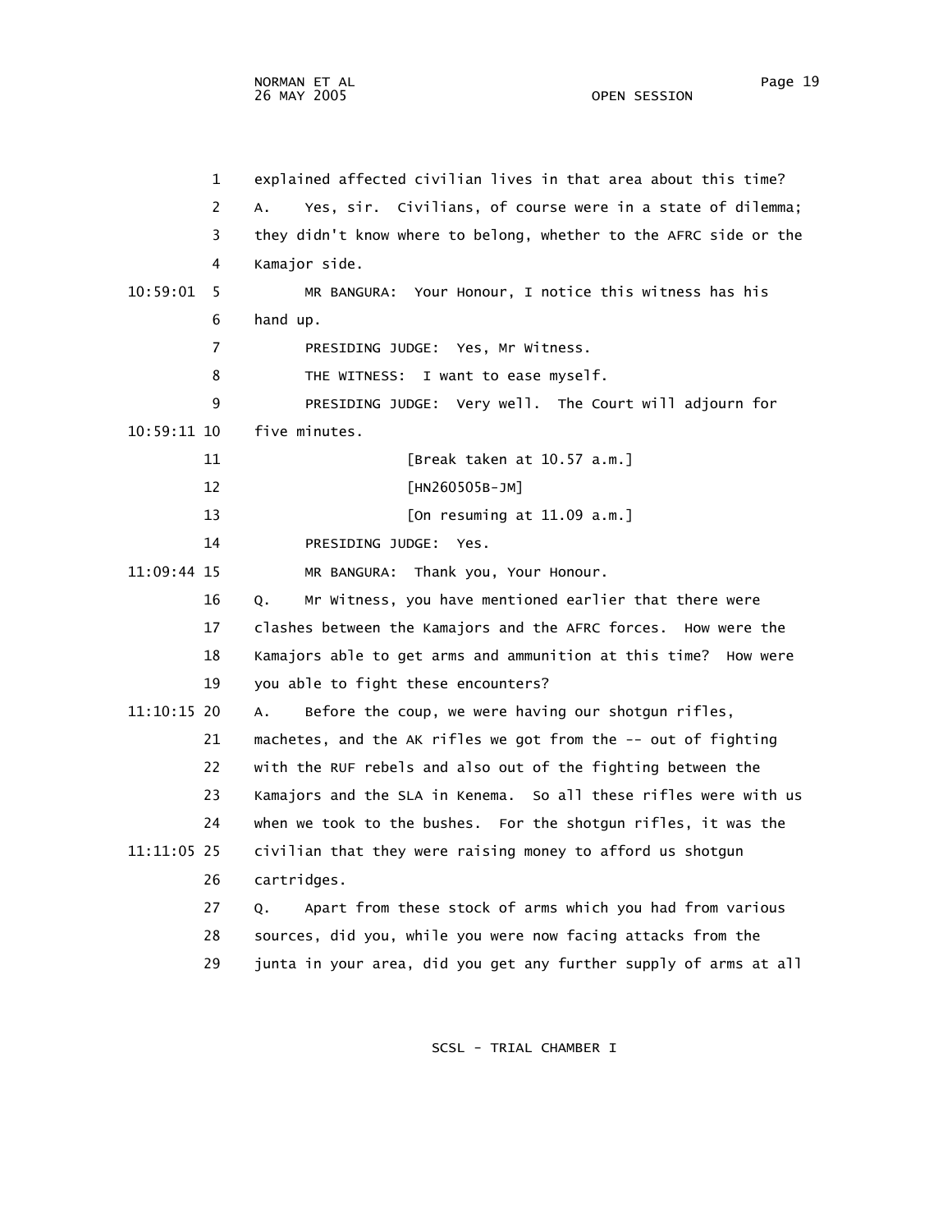explained affected civilian lives in that area about this time?

A. Yes, sir. Civilians, of course were in a state of dilemma; they didn't know where to belong, whether to the AFRC side or the Kamajor side.

MR BANGURA: Your Honour, I notice this witness has his hand up.

PRESIDING JUDGE: Yes, Mr Witness.

THE WITNESS: I want to ease myself.

PRESIDING JUDGE: Very well. The Court will adjourn for five minutes.

[Break taken at 10.57 a.m.]

[HN260505B-JM]

[On resuming at 11.09 a.m.]

PRESIDING JUDGE: Yes.

MR BANGURA: Thank you, Your Honour.

Q. Mr Witness, you have mentioned earlier that there were clashes between the Kamajors and the AFRC forces. How were the Kamajors able to get arms and ammunition at this time? How were you able to fight these encounters?

A. Before the coup, we were having our shotgun rifles, machetes, and the AK rifles we got from the -- out of fighting with the RUF rebels and also out of the fighting between the Kamajors and the SLA in Kenema. So all these rifles were with us when we took to the bushes. For the shotgun rifles, it was the civilian that they were raising money to afford us shotgun cartridges.

Q. Apart from these stock of arms which you had from various sources, did you, while you were now facing attacks from the junta in your area, did you get any further supply of arms at all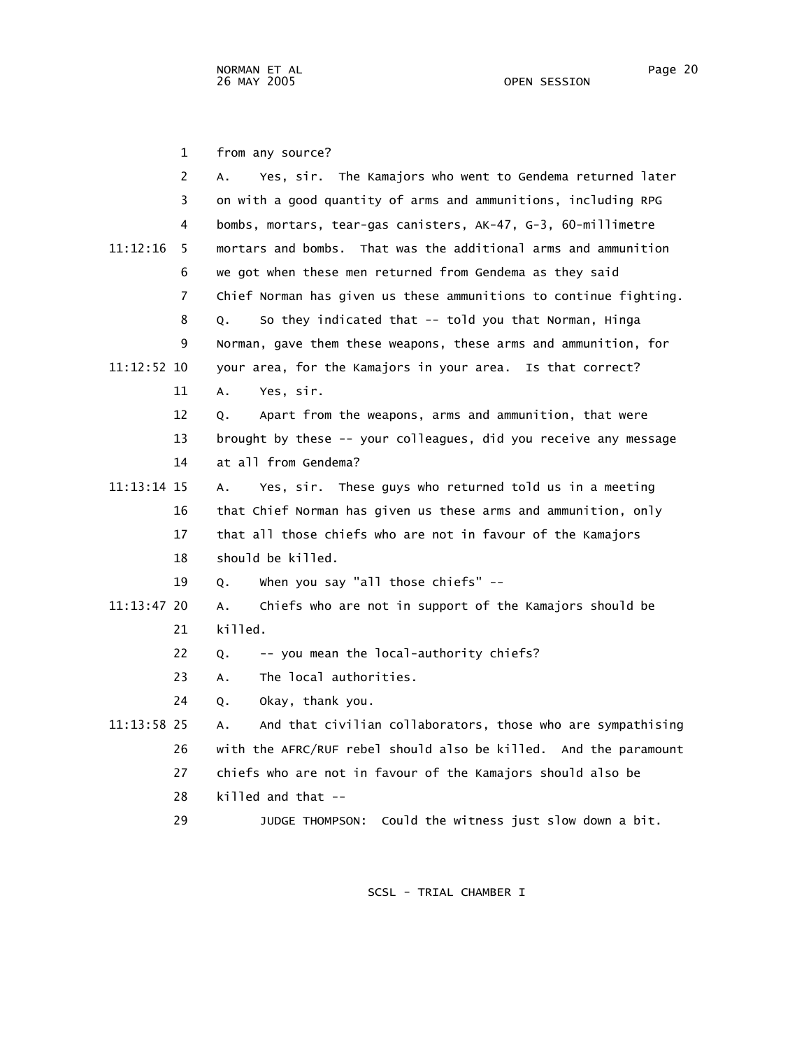1 from any source?

2 A. Yes, sir. The Kamajors who went to Gendema returned later

3 on with a good quantity of arms and ammunitions, including RPG

4 bombs, mortars, tear-gas canisters, AK-47, G-3, 60-millimetre

11:12:16 5 mortars and bombs. That was the additional arms and ammunition

6 we got when these men returned from Gendema as they said

7 Chief Norman has given us these ammunitions to continue fighting.

8 Q. So they indicated that -- told you that Norman, Hinga

9 Norman, gave them these weapons, these arms and ammunition, for

11:12:52 10 your area, for the Kamajors in your area. Is that correct?

11 A. Yes, sir.

12 Q. Apart from the weapons, arms and ammunition, that were

13 brought by these -- your colleagues, did you receive any message

14 at all from Gendema?

11:13:14 15 A. Yes, sir. These guys who returned told us in a meeting

16 that Chief Norman has given us these arms and ammunition, only

17 that all those chiefs who are not in favour of the Kamajors

18 should be killed.

19 Q. When you say "all those chiefs" --

11:13:47 20 A. Chiefs who are not in support of the Kamajors should be

21 killed.

22 Q. -- you mean the local-authority chiefs?

23 A. The local authorities.

24 Q. Okay, thank you.

11:13:58 25 A. And that civilian collaborators, those who are sympathising

26 with the AFRC/RUF rebel should also be killed. And the paramount

27 chiefs who are not in favour of the Kamajors should also be

28 killed and that --

29 JUDGE THOMPSON: Could the witness just slow down a bit.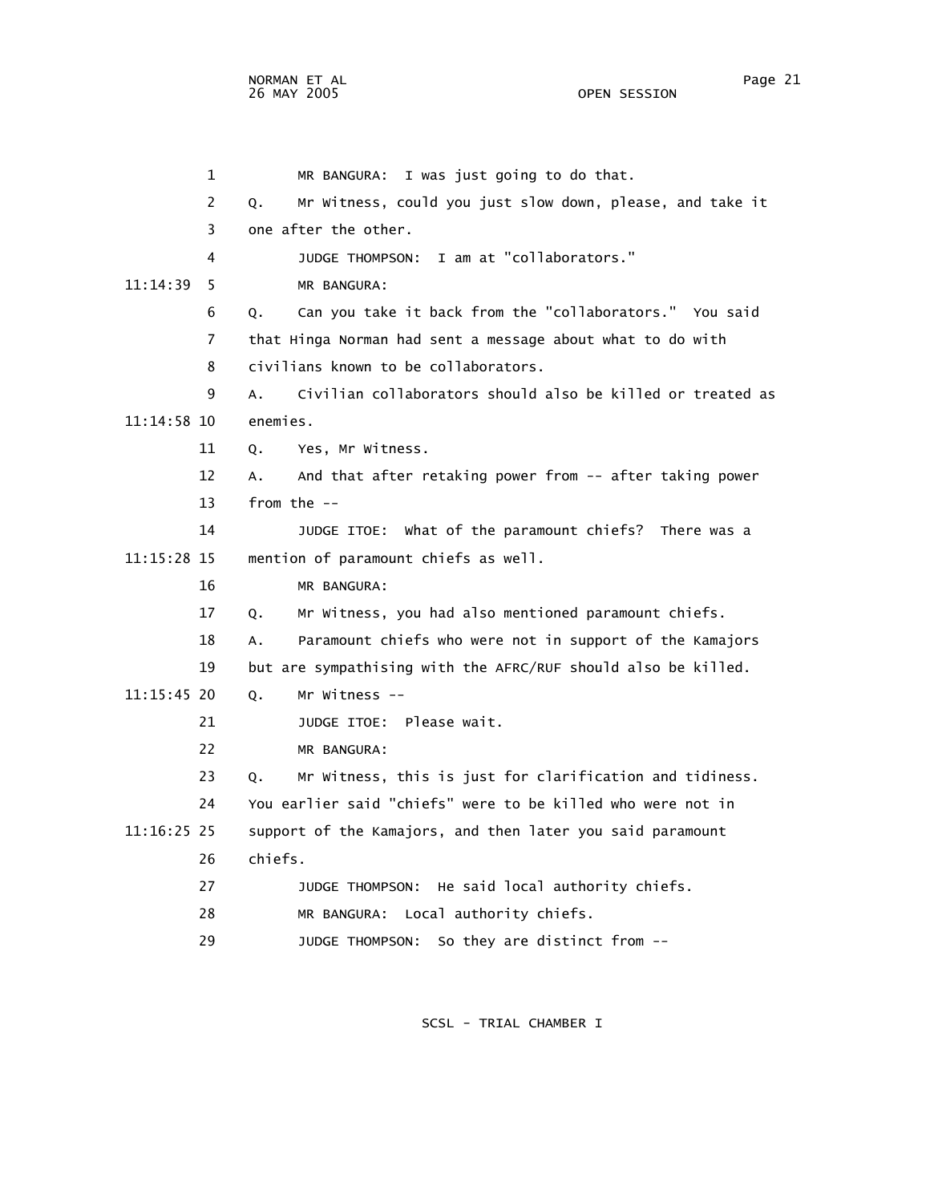1 MR BANGURA: I was just going to do that.

2 Q. Mr Witness, could you just slow down, please, and take it

3 one after the other.

4 JUDGE THOMPSON: I am at "collaborators."

11:14:39 5 MR BANGURA:

6 Q. Can you take it back from the "collaborators." You said

7 that Hinga Norman had sent a message about what to do with

8 civilians known to be collaborators.

9 A. Civilian collaborators should also be killed or treated as

11:14:58 10 enemies.

11 Q. Yes, Mr Witness.

12 A. And that after retaking power from -- after taking power

13 from the --

14 JUDGE ITOE: What of the paramount chiefs? There was a

11:15:28 15 mention of paramount chiefs as well.

16 MR BANGURA:

17 Q. Mr Witness, you had also mentioned paramount chiefs.

18 A. Paramount chiefs who were not in support of the Kamajors

19 but are sympathising with the AFRC/RUF should also be killed.

11:15:45 20 Q. Mr Witness --

21 JUDGE ITOE: Please wait.

22 MR BANGURA:

23 Q. Mr Witness, this is just for clarification and tidiness.

24 You earlier said "chiefs" were to be killed who were not in

11:16:25 25 support of the Kamajors, and then later you said paramount

26 chiefs.

27 JUDGE THOMPSON: He said local authority chiefs.

28 MR BANGURA: Local authority chiefs.

29 JUDGE THOMPSON: So they are distinct from --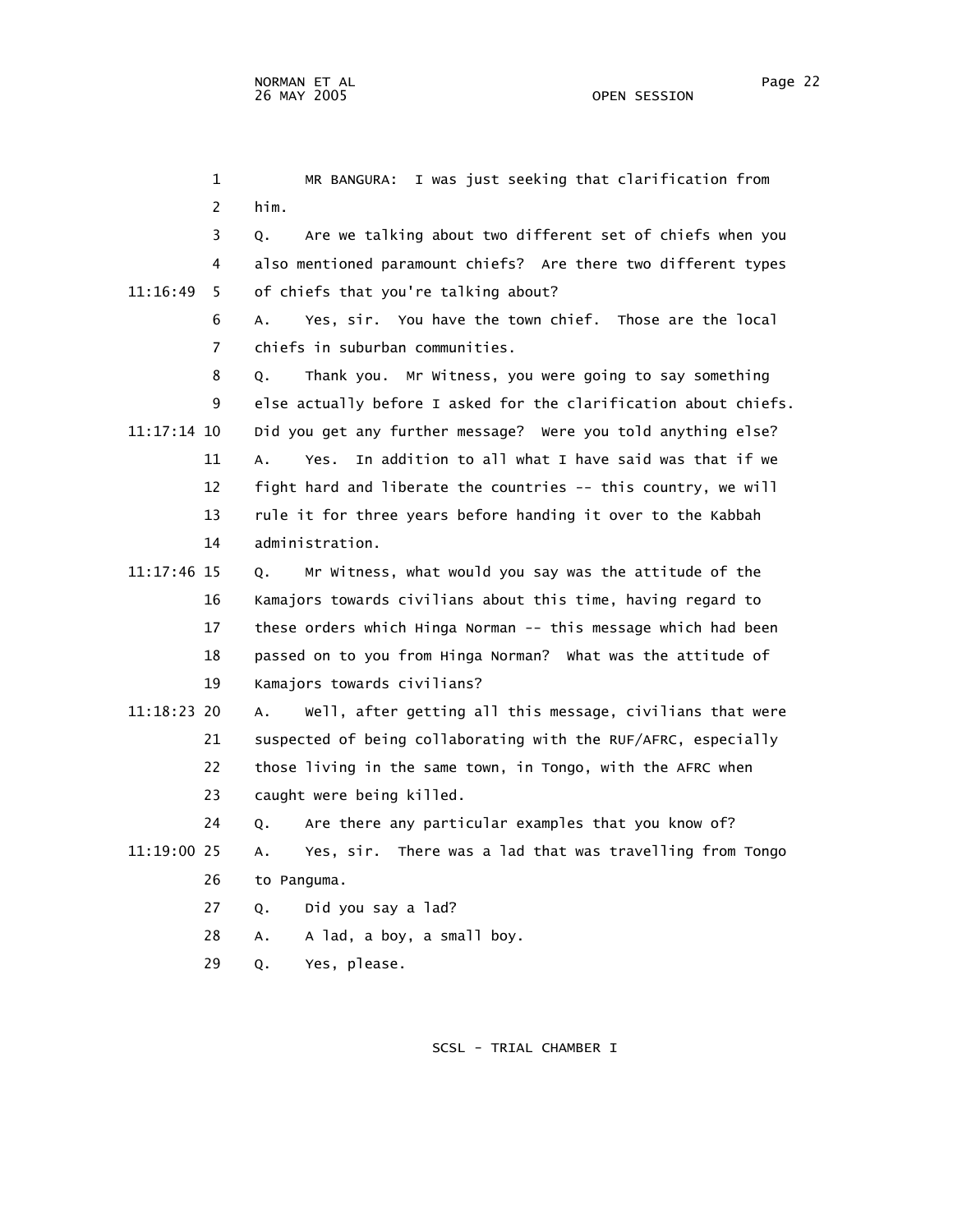MR BANGURA: I was just seeking that clarification from him.

Q. Are we talking about two different set of chiefs when you also mentioned paramount chiefs? Are there two different types of chiefs that you're talking about?

A. Yes, sir. You have the town chief. Those are the local chiefs in suburban communities.

Q. Thank you. Mr Witness, you were going to say something else actually before I asked for the clarification about chiefs. Did you get any further message? Were you told anything else?

A. Yes. In addition to all what I have said was that if we fight hard and liberate the countries -- this country, we will rule it for three years before handing it over to the Kabbah administration.

Q. Mr Witness, what would you say was the attitude of the Kamajors towards civilians about this time, having regard to these orders which Hinga Norman -- this message which had been passed on to you from Hinga Norman? What was the attitude of Kamajors towards civilians?

A. Well, after getting all this message, civilians that were suspected of being collaborating with the RUF/AFRC, especially those living in the same town, in Tongo, with the AFRC when caught were being killed.

Q. Are there any particular examples that you know of?

A. Yes, sir. There was a lad that was travelling from Tongo to Panguma.

Q. Did you say a lad?

A. A lad, a boy, a small boy.

Q. Yes, please.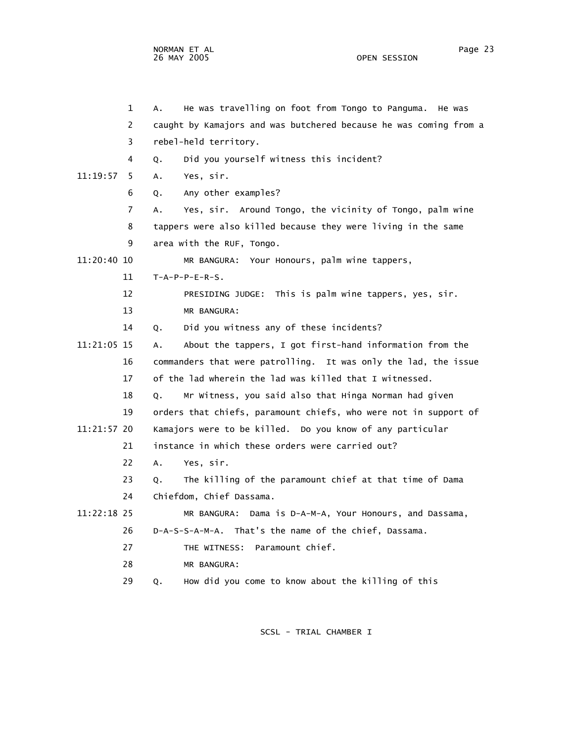1 A. He was travelling on foot from Tongo to Panguma. He was
2 caught by Kamajors and was butchered because he was coming from a
3 rebel-held territory.
4 Q. Did you yourself witness this incident?
11:19:57 5 A. Yes, sir.
6 Q. Any other examples?
7 A. Yes, sir. Around Tongo, the vicinity of Tongo, palm wine
8 tappers were also killed because they were living in the same
9 area with the RUF, Tongo.
11:20:40 10 MR BANGURA: Your Honours, palm wine tappers,
11 T-A-P-P-E-R-S.
12 PRESIDING JUDGE: This is palm wine tappers, yes, sir.
13 MR BANGURA:
14 Q. Did you witness any of these incidents?
11:21:05 15 A. About the tappers, I got first-hand information from the
16 commanders that were patrolling. It was only the lad, the issue
17 of the lad wherein the lad was killed that I witnessed.
18 Q. Mr Witness, you said also that Hinga Norman had given
19 orders that chiefs, paramount chiefs, who were not in support of
11:21:57 20 Kamajors were to be killed. Do you know of any particular
21 instance in which these orders were carried out?
22 A. Yes, sir.
23 Q. The killing of the paramount chief at that time of Dama
24 Chiefdom, Chief Dassama.
11:22:18 25 MR BANGURA: Dama is D-A-M-A, Your Honours, and Dassama,
26 D-A-S-S-A-M-A. That's the name of the chief, Dassama.
27 THE WITNESS: Paramount chief.
28 MR BANGURA:
29 Q. How did you come to know about the killing of this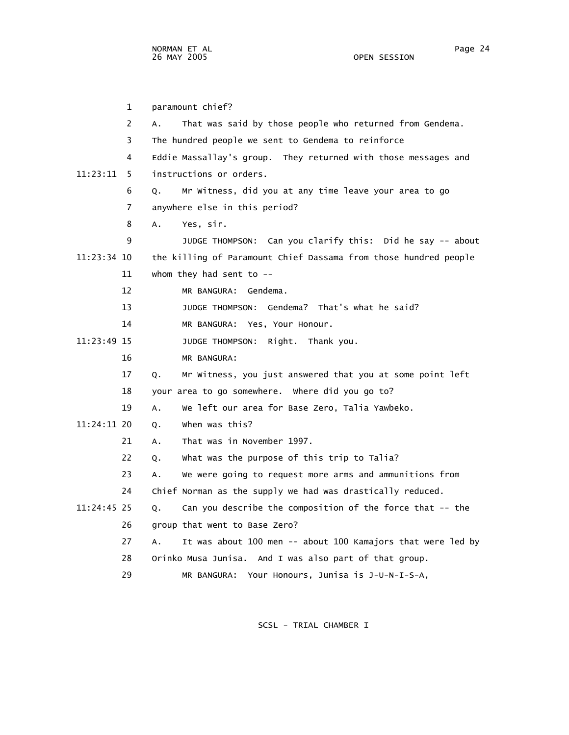paramount chief?

A. That was said by those people who returned from Gendema. The hundred people we sent to Gendema to reinforce Eddie Massallay's group. They returned with those messages and instructions or orders.

Q. Mr Witness, did you at any time leave your area to go anywhere else in this period?

A. Yes, sir.

JUDGE THOMPSON: Can you clarify this: Did he say -- about the killing of Paramount Chief Dassama from those hundred people whom they had sent to --

MR BANGURA: Gendema.

JUDGE THOMPSON: Gendema? That's what he said?

MR BANGURA: Yes, Your Honour.

JUDGE THOMPSON: Right. Thank you.

MR BANGURA:

Q. Mr Witness, you just answered that you at some point left your area to go somewhere. Where did you go to?

A. We left our area for Base Zero, Talia Yawbeko.

Q. When was this?

A. That was in November 1997.

Q. What was the purpose of this trip to Talia?

A. We were going to request more arms and ammunitions from Chief Norman as the supply we had was drastically reduced.

Q. Can you describe the composition of the force that -- the group that went to Base Zero?

A. It was about 100 men -- about 100 Kamajors that were led by Orinko Musa Junisa. And I was also part of that group.

MR BANGURA: Your Honours, Junisa is J-U-N-I-S-A,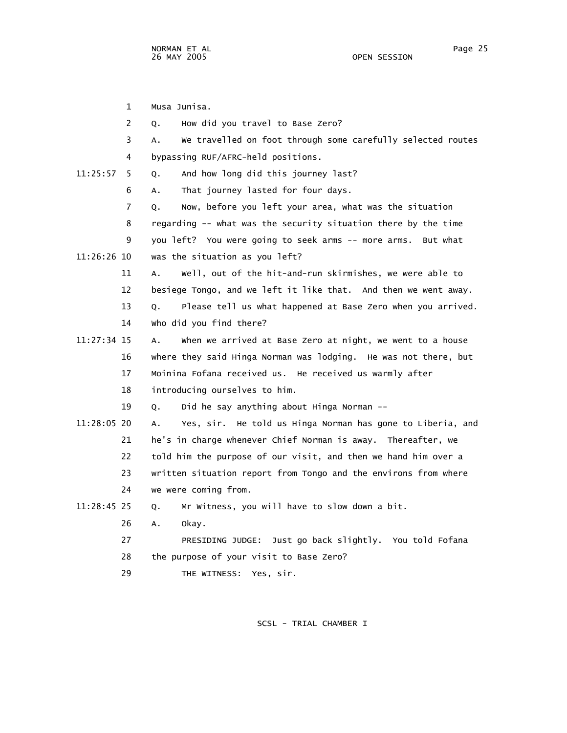Musa Junisa.

Q. How did you travel to Base Zero?

A. We travelled on foot through some carefully selected routes bypassing RUF/AFRC-held positions.

Q. And how long did this journey last?

A. That journey lasted for four days.

Q. Now, before you left your area, what was the situation regarding -- what was the security situation there by the time you left? You were going to seek arms -- more arms. But what was the situation as you left?

A. Well, out of the hit-and-run skirmishes, we were able to besiege Tongo, and we left it like that. And then we went away.

Q. Please tell us what happened at Base Zero when you arrived. Who did you find there?

A. When we arrived at Base Zero at night, we went to a house where they said Hinga Norman was lodging. He was not there, but Moinina Fofana received us. He received us warmly after introducing ourselves to him.

Q. Did he say anything about Hinga Norman --

A. Yes, sir. He told us Hinga Norman has gone to Liberia, and he's in charge whenever Chief Norman is away. Thereafter, we told him the purpose of our visit, and then we hand him over a written situation report from Tongo and the environs from where we were coming from.

Q. Mr Witness, you will have to slow down a bit.

A. Okay.

PRESIDING JUDGE: Just go back slightly. You told Fofana the purpose of your visit to Base Zero?

THE WITNESS: Yes, sir.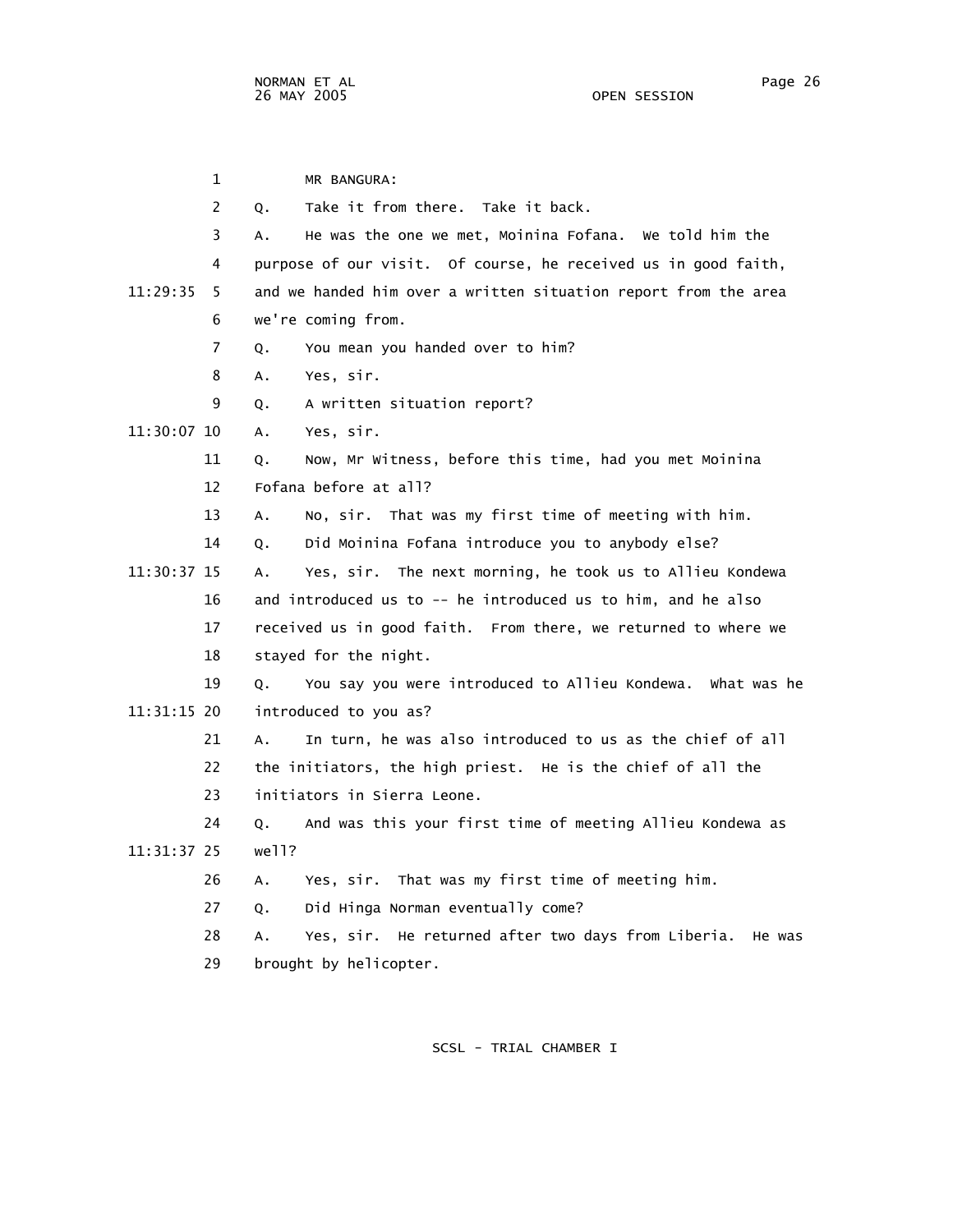1 MR BANGURA:

2 Q. Take it from there. Take it back.

3 A. He was the one we met, Moinina Fofana. We told him the

4 purpose of our visit. Of course, he received us in good faith,

11:29:35 5 and we handed him over a written situation report from the area

6 we're coming from.

7 Q. You mean you handed over to him?

8 A. Yes, sir.

9 Q. A written situation report?

11:30:07 10 A. Yes, sir.

11 Q. Now, Mr Witness, before this time, had you met Moinina

12 Fofana before at all?

13 A. No, sir. That was my first time of meeting with him.

14 Q. Did Moinina Fofana introduce you to anybody else?

11:30:37 15 A. Yes, sir. The next morning, he took us to Allieu Kondewa

16 and introduced us to -- he introduced us to him, and he also

17 received us in good faith. From there, we returned to where we

18 stayed for the night.

19 Q. You say you were introduced to Allieu Kondewa. What was he

11:31:15 20 introduced to you as?

21 A. In turn, he was also introduced to us as the chief of all

22 the initiators, the high priest. He is the chief of all the

23 initiators in Sierra Leone.

24 Q. And was this your first time of meeting Allieu Kondewa as

11:31:37 25 well?

26 A. Yes, sir. That was my first time of meeting him.

27 Q. Did Hinga Norman eventually come?

28 A. Yes, sir. He returned after two days from Liberia. He was

29 brought by helicopter.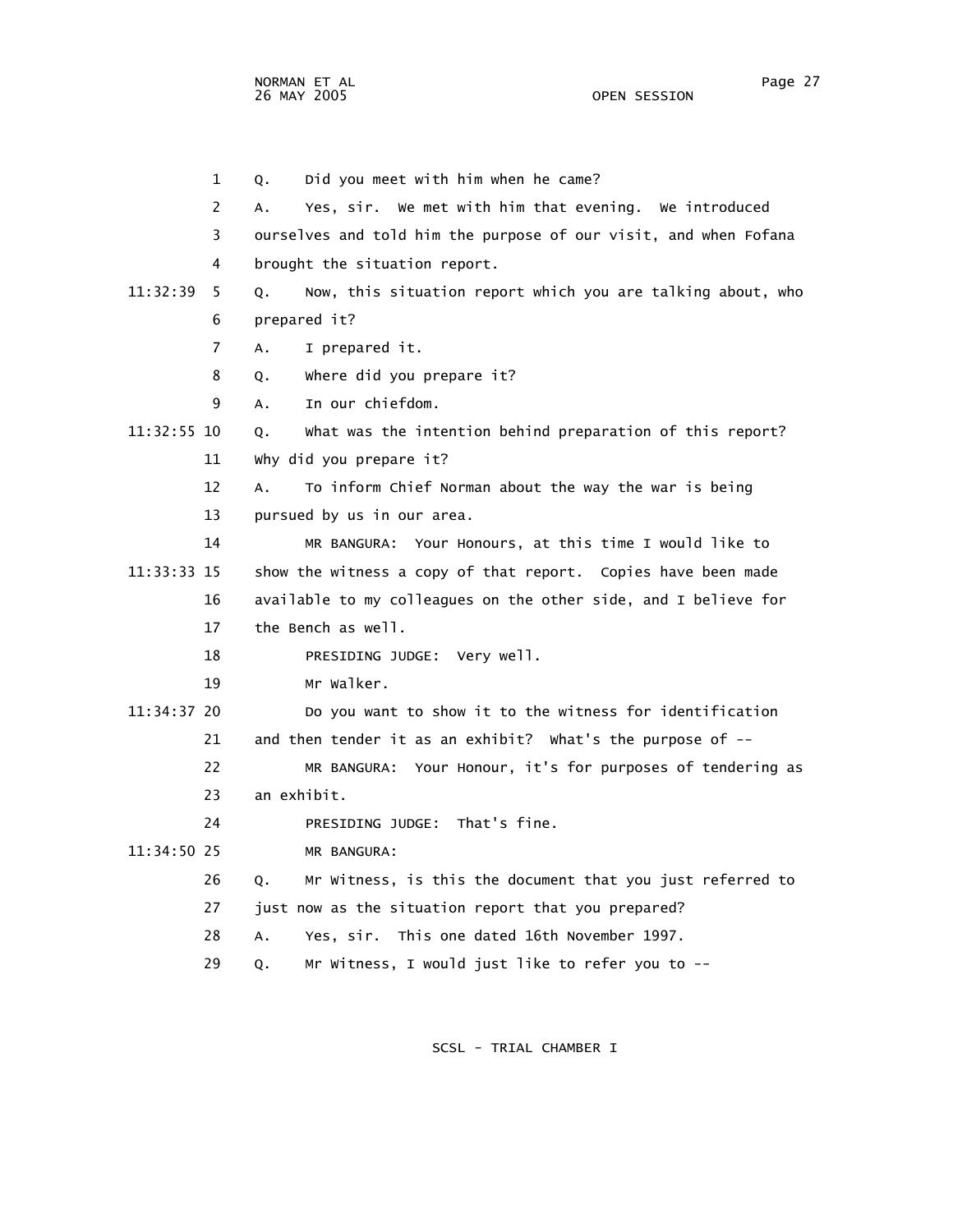1 Q. Did you meet with him when he came?

2 A. Yes, sir. We met with him that evening. We introduced

3 ourselves and told him the purpose of our visit, and when Fofana

4 brought the situation report.

11:32:39 5 Q. Now, this situation report which you are talking about, who

6 prepared it?

7 A. I prepared it.

8 Q. Where did you prepare it?

9 A. In our chiefdom.

11:32:55 10 Q. What was the intention behind preparation of this report?

11 Why did you prepare it?

12 A. To inform Chief Norman about the way the war is being

13 pursued by us in our area.

14 MR BANGURA: Your Honours, at this time I would like to

11:33:33 15 show the witness a copy of that report. Copies have been made

16 available to my colleagues on the other side, and I believe for

17 the Bench as well.

18 PRESIDING JUDGE: Very well.

19 Mr Walker.

11:34:37 20 Do you want to show it to the witness for identification

21 and then tender it as an exhibit? What's the purpose of --

22 MR BANGURA: Your Honour, it's for purposes of tendering as

23 an exhibit.

24 PRESIDING JUDGE: That's fine.

11:34:50 25 MR BANGURA:

26 Q. Mr Witness, is this the document that you just referred to

27 just now as the situation report that you prepared?

28 A. Yes, sir. This one dated 16th November 1997.

29 Q. Mr Witness, I would just like to refer you to --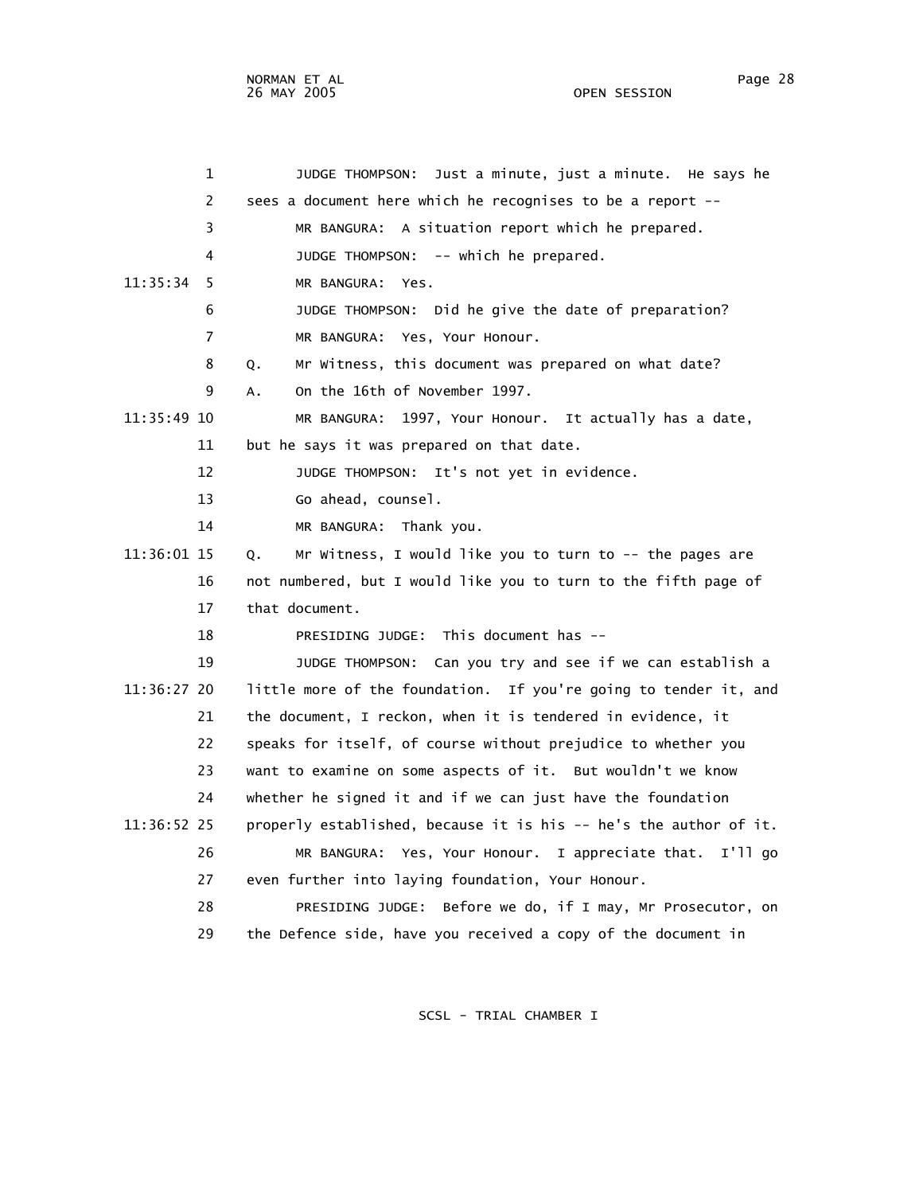JUDGE THOMPSON: Just a minute, just a minute. He says he sees a document here which he recognises to be a report --

MR BANGURA: A situation report which he prepared.

JUDGE THOMPSON: -- which he prepared.

MR BANGURA: Yes.

JUDGE THOMPSON: Did he give the date of preparation?

MR BANGURA: Yes, Your Honour.

Q. Mr Witness, this document was prepared on what date?

A. On the 16th of November 1997.

MR BANGURA: 1997, Your Honour. It actually has a date, but he says it was prepared on that date.

JUDGE THOMPSON: It's not yet in evidence.

Go ahead, counsel.

MR BANGURA: Thank you.

Q. Mr Witness, I would like you to turn to -- the pages are not numbered, but I would like you to turn to the fifth page of that document.

PRESIDING JUDGE: This document has --

JUDGE THOMPSON: Can you try and see if we can establish a little more of the foundation. If you're going to tender it, and the document, I reckon, when it is tendered in evidence, it speaks for itself, of course without prejudice to whether you want to examine on some aspects of it. But wouldn't we know whether he signed it and if we can just have the foundation properly established, because it is his -- he's the author of it.

MR BANGURA: Yes, Your Honour. I appreciate that. I'll go even further into laying foundation, Your Honour.

PRESIDING JUDGE: Before we do, if I may, Mr Prosecutor, on the Defence side, have you received a copy of the document in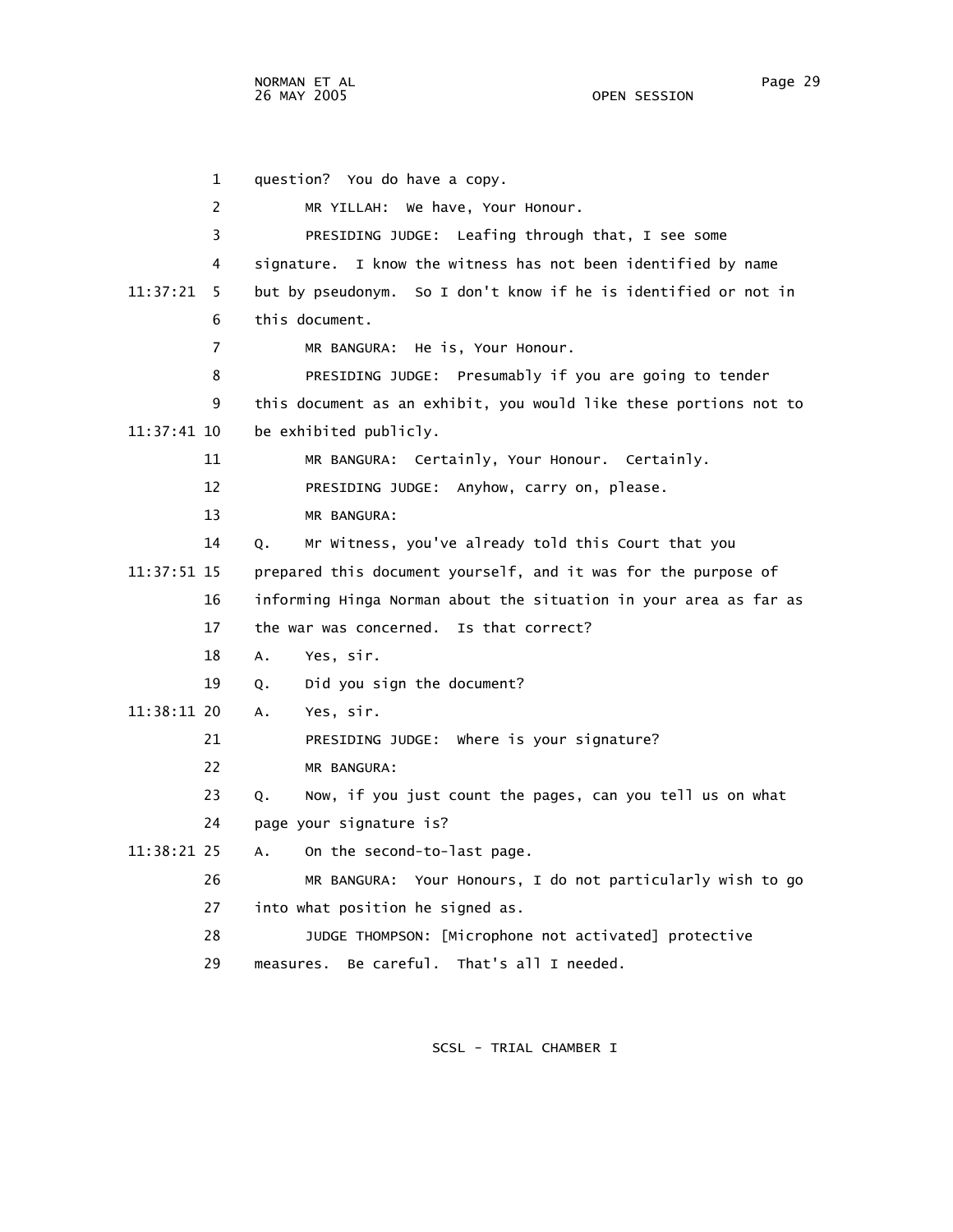1 question? You do have a copy.

2 MR YILLAH: We have, Your Honour.

3 PRESIDING JUDGE: Leafing through that, I see some

4 signature. I know the witness has not been identified by name

11:37:21 5 but by pseudonym. So I don't know if he is identified or not in

6 this document.

7 MR BANGURA: He is, Your Honour.

8 PRESIDING JUDGE: Presumably if you are going to tender

9 this document as an exhibit, you would like these portions not to

11:37:41 10 be exhibited publicly.

11 MR BANGURA: Certainly, Your Honour. Certainly.

12 PRESIDING JUDGE: Anyhow, carry on, please.

13 MR BANGURA:

14 Q. Mr Witness, you've already told this Court that you

11:37:51 15 prepared this document yourself, and it was for the purpose of

16 informing Hinga Norman about the situation in your area as far as

17 the war was concerned. Is that correct?

18 A. Yes, sir.

19 Q. Did you sign the document?

11:38:11 20 A. Yes, sir.

21 PRESIDING JUDGE: Where is your signature?

22 MR BANGURA:

23 Q. Now, if you just count the pages, can you tell us on what

24 page your signature is?

11:38:21 25 A. On the second-to-last page.

26 MR BANGURA: Your Honours, I do not particularly wish to go

27 into what position he signed as.

28 JUDGE THOMPSON: [Microphone not activated] protective

29 measures. Be careful. That's all I needed.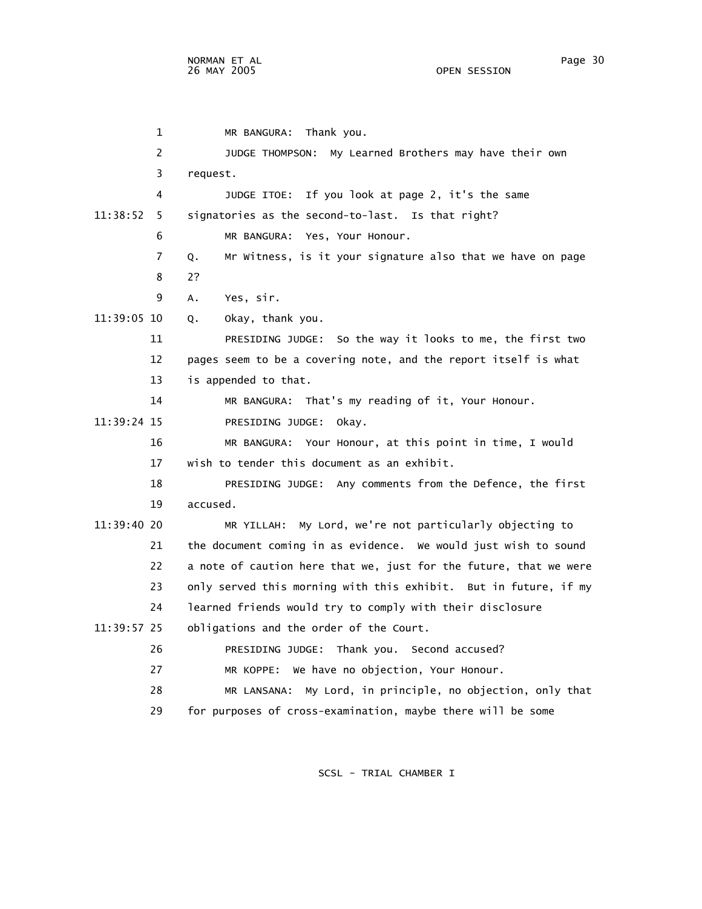MR BANGURA: Thank you.

JUDGE THOMPSON: My Learned Brothers may have their own request.

JUDGE ITOE: If you look at page 2, it's the same signatories as the second-to-last. Is that right?

MR BANGURA: Yes, Your Honour.

Q. Mr Witness, is it your signature also that we have on page 2?

A. Yes, sir.

Q. Okay, thank you.

PRESIDING JUDGE: So the way it looks to me, the first two pages seem to be a covering note, and the report itself is what is appended to that.

MR BANGURA: That's my reading of it, Your Honour.

PRESIDING JUDGE: Okay.

MR BANGURA: Your Honour, at this point in time, I would wish to tender this document as an exhibit.

PRESIDING JUDGE: Any comments from the Defence, the first accused.

MR YILLAH: My Lord, we're not particularly objecting to the document coming in as evidence. We would just wish to sound a note of caution here that we, just for the future, that we were only served this morning with this exhibit. But in future, if my learned friends would try to comply with their disclosure obligations and the order of the Court.

PRESIDING JUDGE: Thank you. Second accused?

MR KOPPE: We have no objection, Your Honour.

MR LANSANA: My Lord, in principle, no objection, only that for purposes of cross-examination, maybe there will be some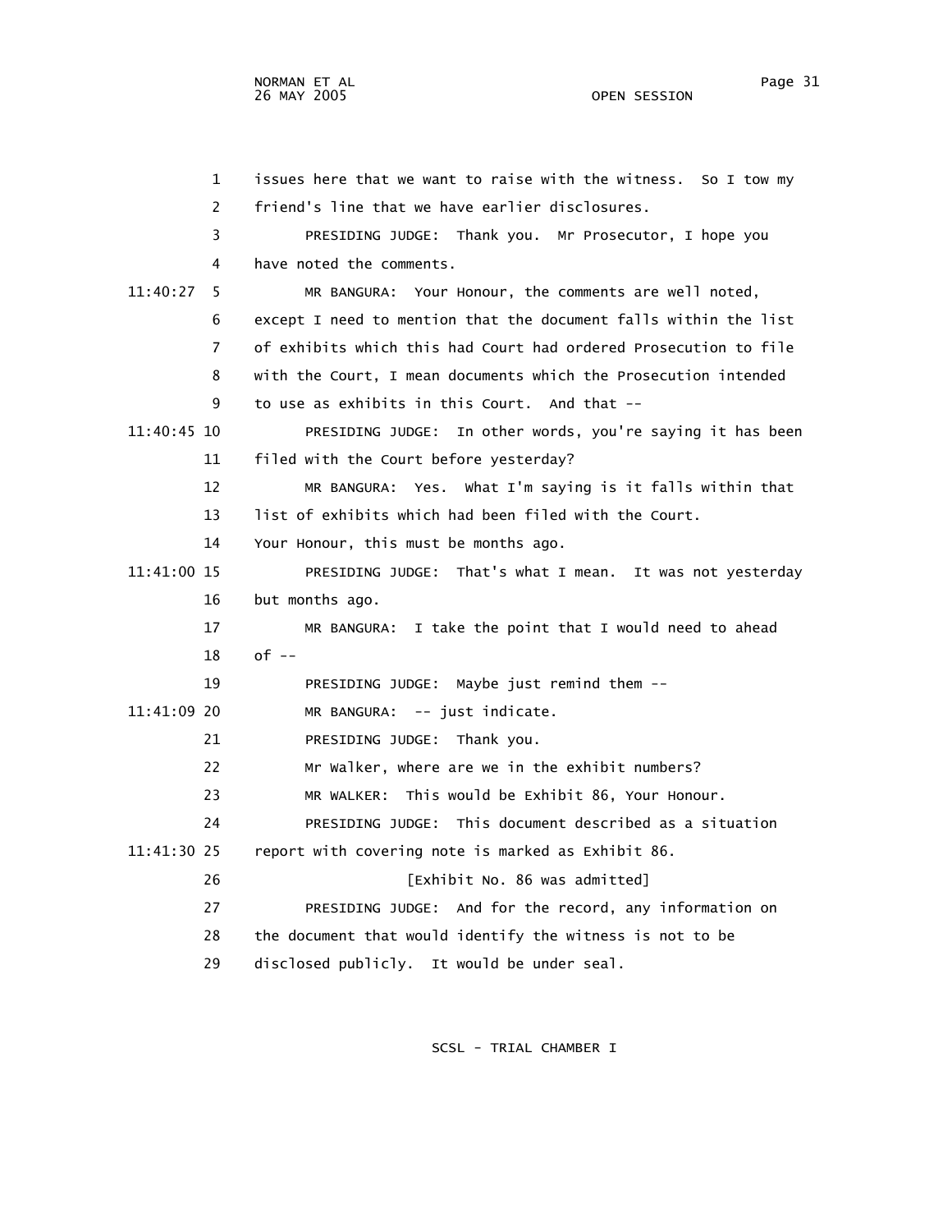issues here that we want to raise with the witness. So I tow my friend's line that we have earlier disclosures.

PRESIDING JUDGE: Thank you. Mr Prosecutor, I hope you have noted the comments.

MR BANGURA: Your Honour, the comments are well noted, except I need to mention that the document falls within the list of exhibits which this had Court had ordered Prosecution to file with the Court, I mean documents which the Prosecution intended to use as exhibits in this Court. And that --

PRESIDING JUDGE: In other words, you're saying it has been filed with the Court before yesterday?

MR BANGURA: Yes. What I'm saying is it falls within that list of exhibits which had been filed with the Court. Your Honour, this must be months ago.

PRESIDING JUDGE: That's what I mean. It was not yesterday but months ago.

MR BANGURA: I take the point that I would need to ahead of --

PRESIDING JUDGE: Maybe just remind them --

MR BANGURA: -- just indicate.

PRESIDING JUDGE: Thank you.

Mr Walker, where are we in the exhibit numbers?

MR WALKER: This would be Exhibit 86, Your Honour.

PRESIDING JUDGE: This document described as a situation report with covering note is marked as Exhibit 86.

[Exhibit No. 86 was admitted]

PRESIDING JUDGE: And for the record, any information on the document that would identify the witness is not to be disclosed publicly. It would be under seal.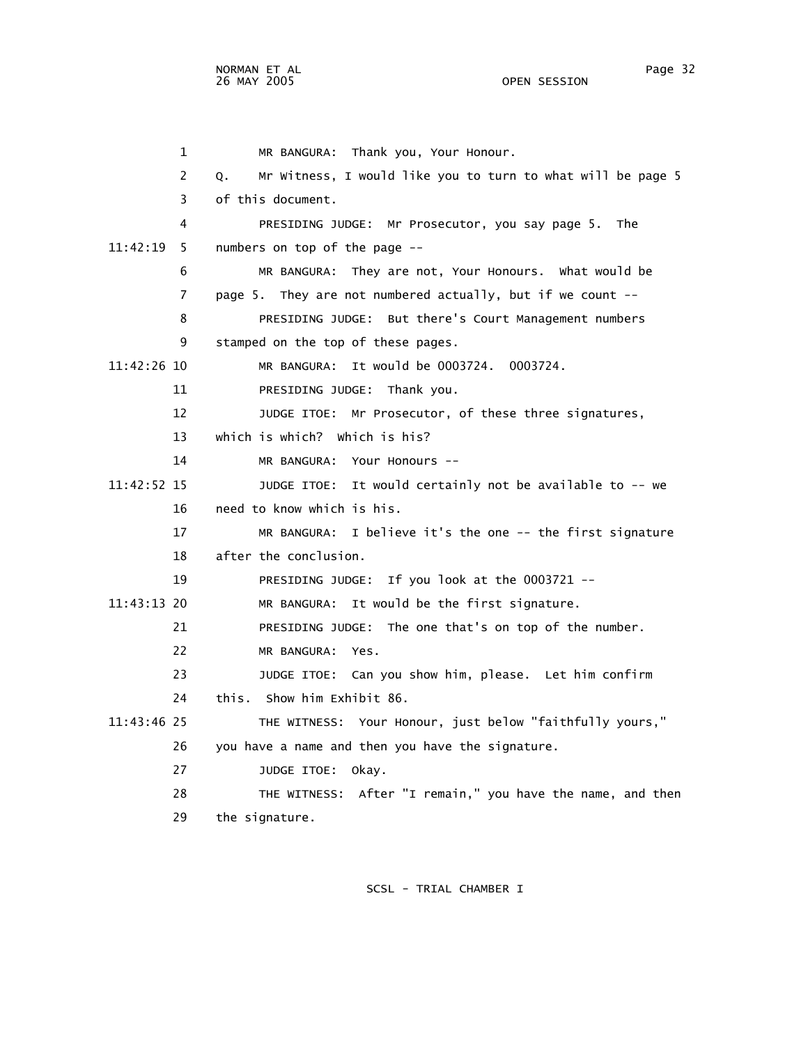1 MR BANGURA: Thank you, Your Honour.

2 Q. Mr Witness, I would like you to turn to what will be page 5

3 of this document.

4 PRESIDING JUDGE: Mr Prosecutor, you say page 5. The

11:42:19 5 numbers on top of the page --

6 MR BANGURA: They are not, Your Honours. What would be

7 page 5. They are not numbered actually, but if we count --

8 PRESIDING JUDGE: But there's Court Management numbers

9 stamped on the top of these pages.

11:42:26 10 MR BANGURA: It would be 0003724. 0003724.

11 PRESIDING JUDGE: Thank you.

12 JUDGE ITOE: Mr Prosecutor, of these three signatures,

13 which is which? Which is his?

14 MR BANGURA: Your Honours --

11:42:52 15 JUDGE ITOE: It would certainly not be available to -- we

16 need to know which is his.

17 MR BANGURA: I believe it's the one -- the first signature

18 after the conclusion.

19 PRESIDING JUDGE: If you look at the 0003721 --

11:43:13 20 MR BANGURA: It would be the first signature.

21 PRESIDING JUDGE: The one that's on top of the number.

22 MR BANGURA: Yes.

23 JUDGE ITOE: Can you show him, please. Let him confirm

24 this. Show him Exhibit 86.

11:43:46 25 THE WITNESS: Your Honour, just below "faithfully yours,"

26 you have a name and then you have the signature.

27 JUDGE ITOE: Okay.

28 THE WITNESS: After "I remain," you have the name, and then

29 the signature.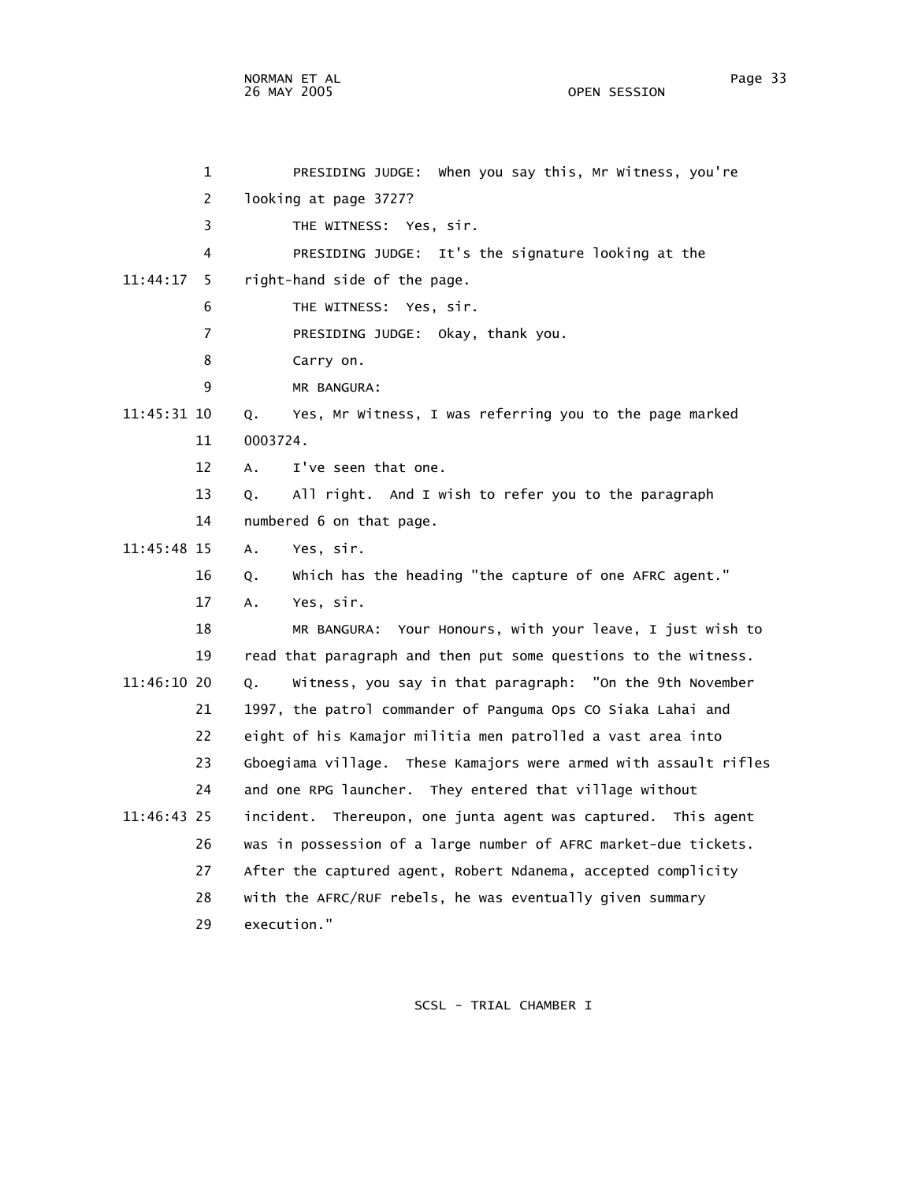PRESIDING JUDGE: When you say this, Mr Witness, you're looking at page 3727?

THE WITNESS: Yes, sir.

PRESIDING JUDGE: It's the signature looking at the right-hand side of the page.

THE WITNESS: Yes, sir.

PRESIDING JUDGE: Okay, thank you.

Carry on.

MR BANGURA:

Q. Yes, Mr Witness, I was referring you to the page marked 0003724.

A. I've seen that one.

Q. All right. And I wish to refer you to the paragraph numbered 6 on that page.

A. Yes, sir.

Q. Which has the heading "the capture of one AFRC agent."

A. Yes, sir.

MR BANGURA: Your Honours, with your leave, I just wish to read that paragraph and then put some questions to the witness.

Q. Witness, you say in that paragraph: "On the 9th November 1997, the patrol commander of Panguma Ops CO Siaka Lahai and eight of his Kamajor militia men patrolled a vast area into Gboegiama village. These Kamajors were armed with assault rifles and one RPG launcher. They entered that village without incident. Thereupon, one junta agent was captured. This agent was in possession of a large number of AFRC market-due tickets. After the captured agent, Robert Ndanema, accepted complicity with the AFRC/RUF rebels, he was eventually given summary execution."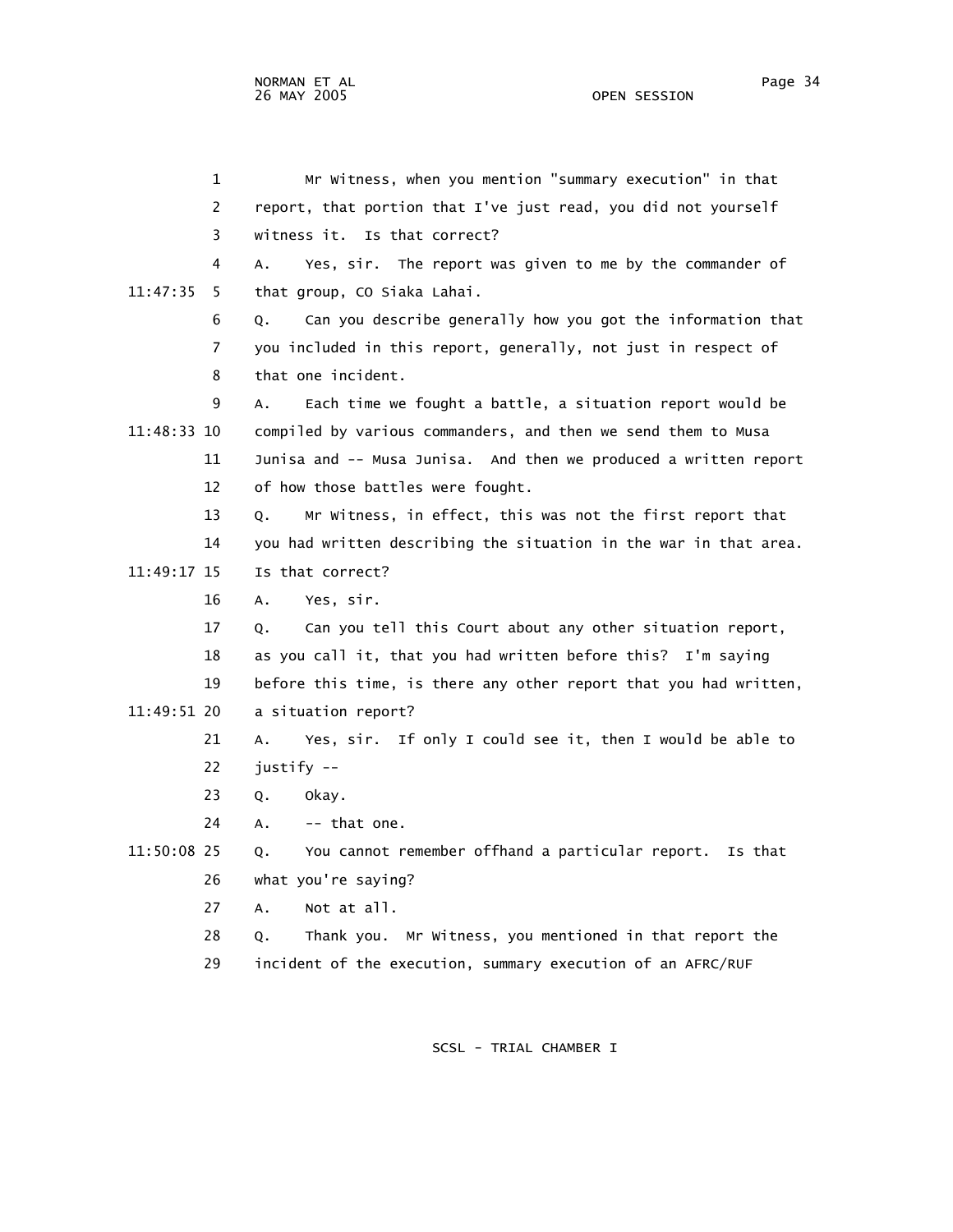1 Mr Witness, when you mention "summary execution" in that
2 report, that portion that I've just read, you did not yourself
3 witness it. Is that correct?
4 A. Yes, sir. The report was given to me by the commander of
11:47:35 5 that group, CO Siaka Lahai.
6 Q. Can you describe generally how you got the information that
7 you included in this report, generally, not just in respect of
8 that one incident.
9 A. Each time we fought a battle, a situation report would be
11:48:33 10 compiled by various commanders, and then we send them to Musa
11 Junisa and -- Musa Junisa. And then we produced a written report
12 of how those battles were fought.
13 Q. Mr Witness, in effect, this was not the first report that
14 you had written describing the situation in the war in that area.
11:49:17 15 Is that correct?
16 A. Yes, sir.
17 Q. Can you tell this Court about any other situation report,
18 as you call it, that you had written before this? I'm saying
19 before this time, is there any other report that you had written,
11:49:51 20 a situation report?
21 A. Yes, sir. If only I could see it, then I would be able to
22 justify --
23 Q. Okay.
24 A. -- that one.
11:50:08 25 Q. You cannot remember offhand a particular report. Is that
26 what you're saying?
27 A. Not at all.
28 Q. Thank you. Mr Witness, you mentioned in that report the
29 incident of the execution, summary execution of an AFRC/RUF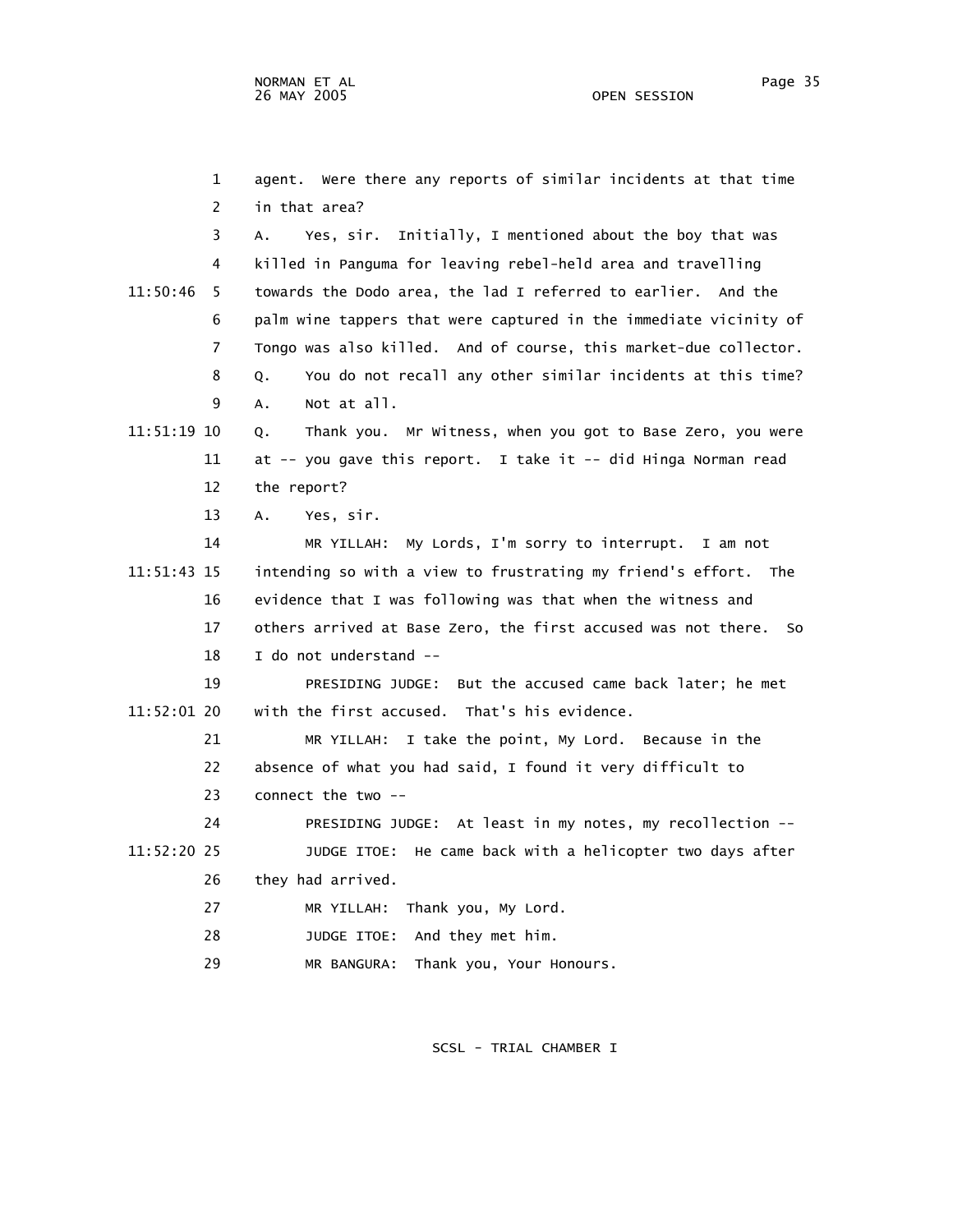agent. Were there any reports of similar incidents at that time in that area?

A. Yes, sir. Initially, I mentioned about the boy that was killed in Panguma for leaving rebel-held area and travelling towards the Dodo area, the lad I referred to earlier. And the palm wine tappers that were captured in the immediate vicinity of Tongo was also killed. And of course, this market-due collector.

Q. You do not recall any other similar incidents at this time?

A. Not at all.

Q. Thank you. Mr Witness, when you got to Base Zero, you were at -- you gave this report. I take it -- did Hinga Norman read the report?

A. Yes, sir.

MR YILLAH: My Lords, I'm sorry to interrupt. I am not intending so with a view to frustrating my friend's effort. The evidence that I was following was that when the witness and others arrived at Base Zero, the first accused was not there. So I do not understand --

PRESIDING JUDGE: But the accused came back later; he met with the first accused. That's his evidence.

MR YILLAH: I take the point, My Lord. Because in the absence of what you had said, I found it very difficult to connect the two --

PRESIDING JUDGE: At least in my notes, my recollection --

JUDGE ITOE: He came back with a helicopter two days after they had arrived.

MR YILLAH: Thank you, My Lord.

JUDGE ITOE: And they met him.

MR BANGURA: Thank you, Your Honours.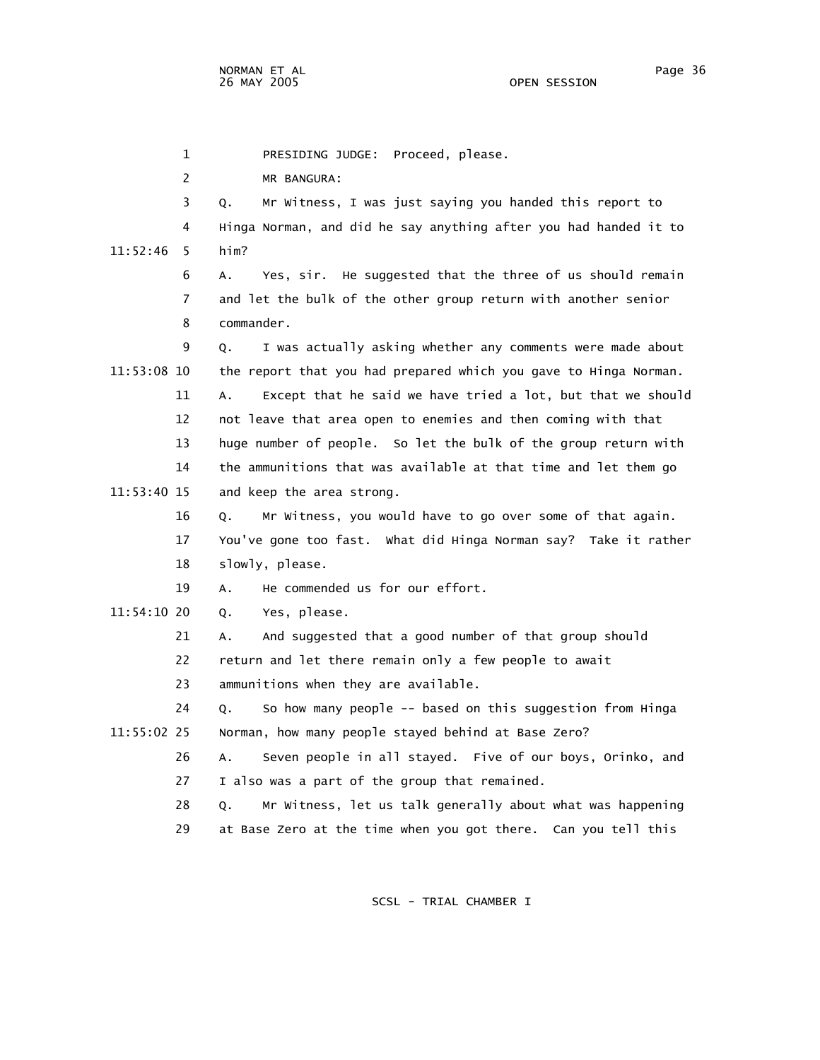PRESIDING JUDGE: Proceed, please.

MR BANGURA:

Q. Mr Witness, I was just saying you handed this report to Hinga Norman, and did he say anything after you had handed it to him?

A. Yes, sir. He suggested that the three of us should remain and let the bulk of the other group return with another senior commander.

Q. I was actually asking whether any comments were made about the report that you had prepared which you gave to Hinga Norman.

A. Except that he said we have tried a lot, but that we should not leave that area open to enemies and then coming with that huge number of people. So let the bulk of the group return with the ammunitions that was available at that time and let them go and keep the area strong.

Q. Mr Witness, you would have to go over some of that again. You've gone too fast. What did Hinga Norman say? Take it rather slowly, please.

A. He commended us for our effort.

Q. Yes, please.

A. And suggested that a good number of that group should return and let there remain only a few people to await ammunitions when they are available.

Q. So how many people -- based on this suggestion from Hinga Norman, how many people stayed behind at Base Zero?

A. Seven people in all stayed. Five of our boys, Orinko, and I also was a part of the group that remained.

Q. Mr Witness, let us talk generally about what was happening at Base Zero at the time when you got there. Can you tell this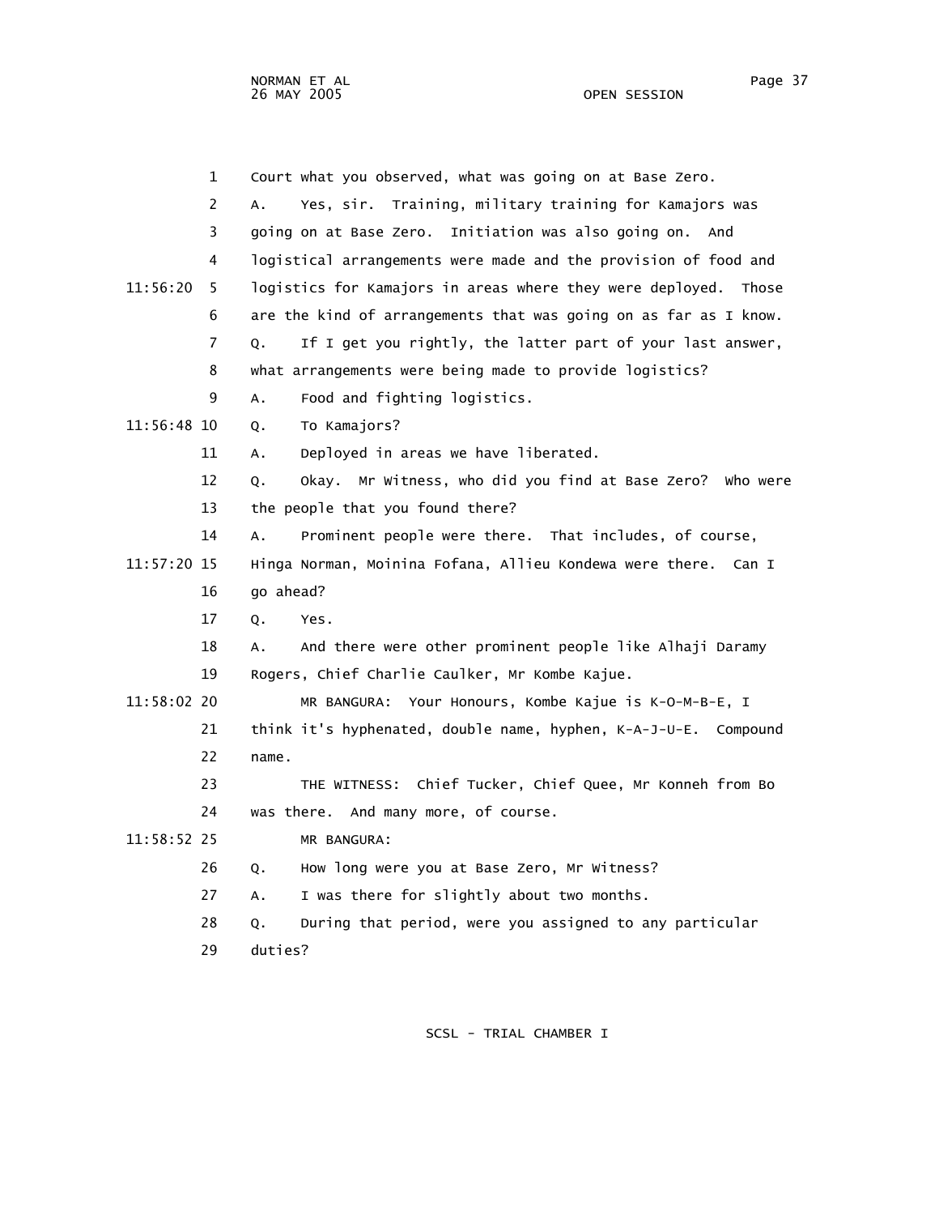Court what you observed, what was going on at Base Zero.

A. Yes, sir. Training, military training for Kamajors was going on at Base Zero. Initiation was also going on. And logistical arrangements were made and the provision of food and logistics for Kamajors in areas where they were deployed. Those are the kind of arrangements that was going on as far as I know.

Q. If I get you rightly, the latter part of your last answer, what arrangements were being made to provide logistics?

A. Food and fighting logistics.

Q. To Kamajors?

A. Deployed in areas we have liberated.

Q. Okay. Mr Witness, who did you find at Base Zero? Who were the people that you found there?

A. Prominent people were there. That includes, of course, Hinga Norman, Moinina Fofana, Allieu Kondewa were there. Can I go ahead?

Q. Yes.

A. And there were other prominent people like Alhaji Daramy Rogers, Chief Charlie Caulker, Mr Kombe Kajue.

MR BANGURA: Your Honours, Kombe Kajue is K-O-M-B-E, I think it's hyphenated, double name, hyphen, K-A-J-U-E. Compound name.

THE WITNESS: Chief Tucker, Chief Quee, Mr Konneh from Bo was there. And many more, of course.

MR BANGURA:

Q. How long were you at Base Zero, Mr Witness?

A. I was there for slightly about two months.

Q. During that period, were you assigned to any particular duties?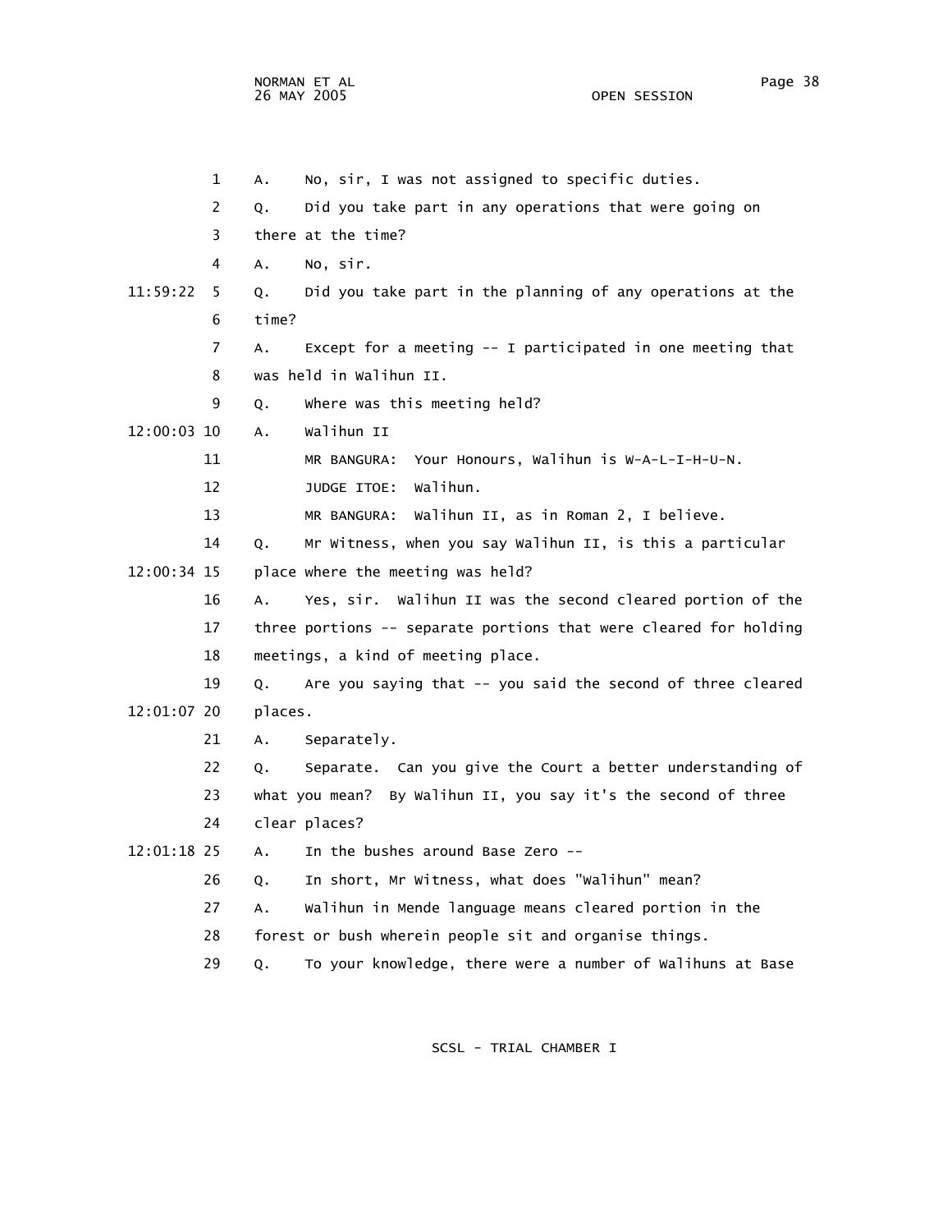1 A. No, sir, I was not assigned to specific duties.

2 Q. Did you take part in any operations that were going on

3 there at the time?

4 A. No, sir.

11:59:22 5 Q. Did you take part in the planning of any operations at the

6 time?

7 A. Except for a meeting -- I participated in one meeting that

8 was held in Walihun II.

9 Q. Where was this meeting held?

12:00:03 10 A. Walihun II

11 MR BANGURA: Your Honours, Walihun is W-A-L-I-H-U-N.

12 JUDGE ITOE: Walihun.

13 MR BANGURA: Walihun II, as in Roman 2, I believe.

14 Q. Mr Witness, when you say Walihun II, is this a particular

12:00:34 15 place where the meeting was held?

16 A. Yes, sir. Walihun II was the second cleared portion of the

17 three portions -- separate portions that were cleared for holding

18 meetings, a kind of meeting place.

19 Q. Are you saying that -- you said the second of three cleared

12:01:07 20 places.

21 A. Separately.

22 Q. Separate. Can you give the Court a better understanding of

23 what you mean? By Walihun II, you say it's the second of three

24 clear places?

12:01:18 25 A. In the bushes around Base Zero --

26 Q. In short, Mr Witness, what does "Walihun" mean?

27 A. Walihun in Mende language means cleared portion in the

28 forest or bush wherein people sit and organise things.

29 Q. To your knowledge, there were a number of Walihuns at Base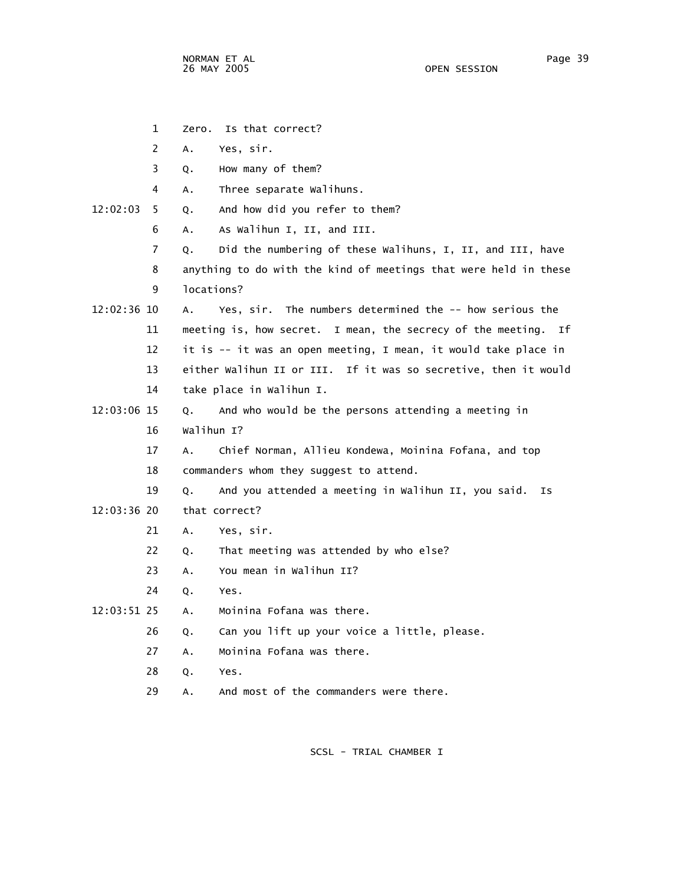1 Zero. Is that correct?

2 A. Yes, sir.

3 Q. How many of them?

4 A. Three separate Walihuns.

12:02:03 5 Q. And how did you refer to them?

6 A. As Walihun I, II, and III.

7 Q. Did the numbering of these Walihuns, I, II, and III, have

8 anything to do with the kind of meetings that were held in these

9 locations?

12:02:36 10 A. Yes, sir. The numbers determined the -- how serious the

11 meeting is, how secret. I mean, the secrecy of the meeting. If

12 it is -- it was an open meeting, I mean, it would take place in

13 either Walihun II or III. If it was so secretive, then it would

14 take place in Walihun I.

12:03:06 15 Q. And who would be the persons attending a meeting in

16 Walihun I?

17 A. Chief Norman, Allieu Kondewa, Moinina Fofana, and top

18 commanders whom they suggest to attend.

19 Q. And you attended a meeting in Walihun II, you said. Is

12:03:36 20 that correct?

21 A. Yes, sir.

22 Q. That meeting was attended by who else?

23 A. You mean in Walihun II?

24 Q. Yes.

12:03:51 25 A. Moinina Fofana was there.

26 Q. Can you lift up your voice a little, please.

27 A. Moinina Fofana was there.

28 Q. Yes.

29 A. And most of the commanders were there.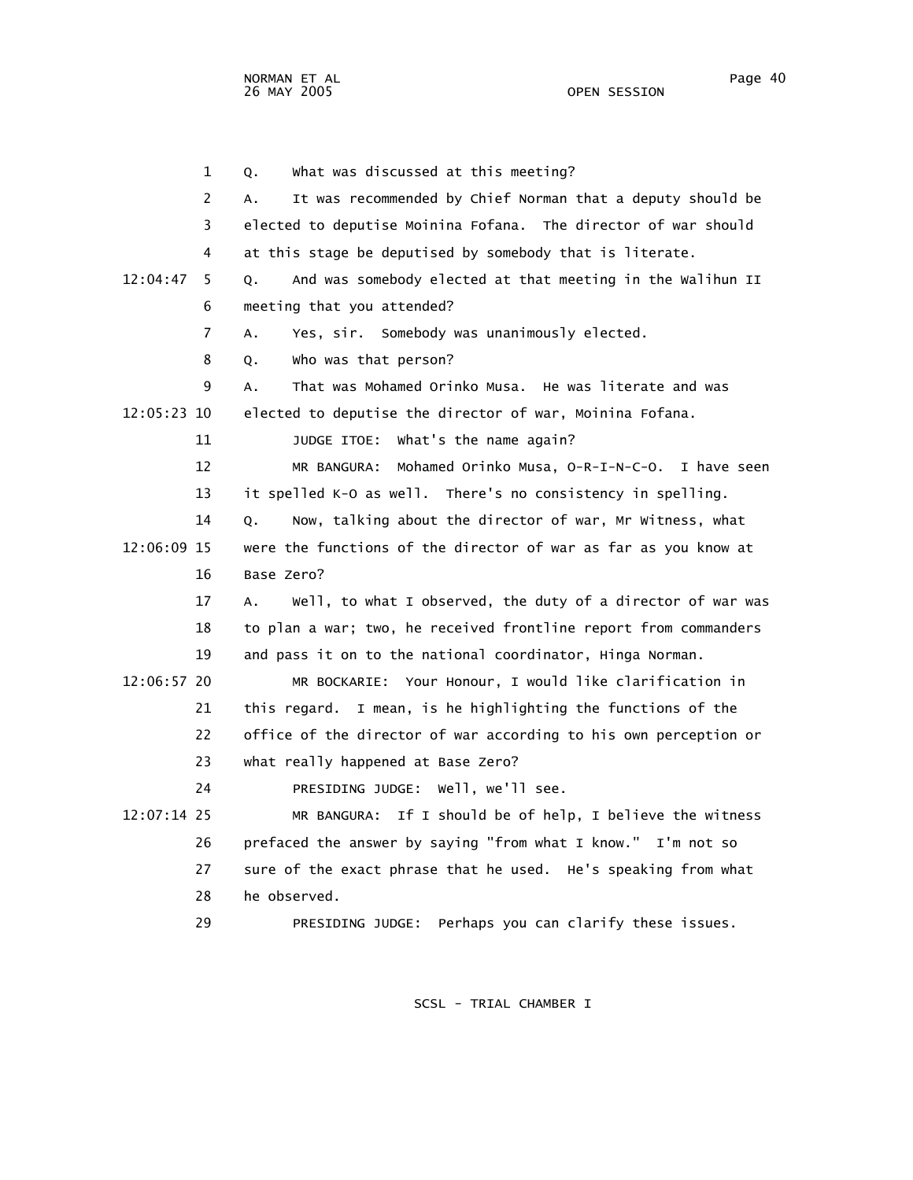Q. What was discussed at this meeting?

A. It was recommended by Chief Norman that a deputy should be elected to deputise Moinina Fofana. The director of war should at this stage be deputised by somebody that is literate.

Q. And was somebody elected at that meeting in the Walihun II meeting that you attended?

A. Yes, sir. Somebody was unanimously elected.

Q. Who was that person?

A. That was Mohamed Orinko Musa. He was literate and was elected to deputise the director of war, Moinina Fofana.

JUDGE ITOE: What's the name again?

MR BANGURA: Mohamed Orinko Musa, O-R-I-N-C-O. I have seen it spelled K-O as well. There's no consistency in spelling.

Q. Now, talking about the director of war, Mr Witness, what were the functions of the director of war as far as you know at Base Zero?

A. Well, to what I observed, the duty of a director of war was to plan a war; two, he received frontline report from commanders and pass it on to the national coordinator, Hinga Norman.

MR BOCKARIE: Your Honour, I would like clarification in this regard. I mean, is he highlighting the functions of the office of the director of war according to his own perception or what really happened at Base Zero?

PRESIDING JUDGE: Well, we'll see.

MR BANGURA: If I should be of help, I believe the witness prefaced the answer by saying "from what I know." I'm not so sure of the exact phrase that he used. He's speaking from what he observed.

PRESIDING JUDGE: Perhaps you can clarify these issues.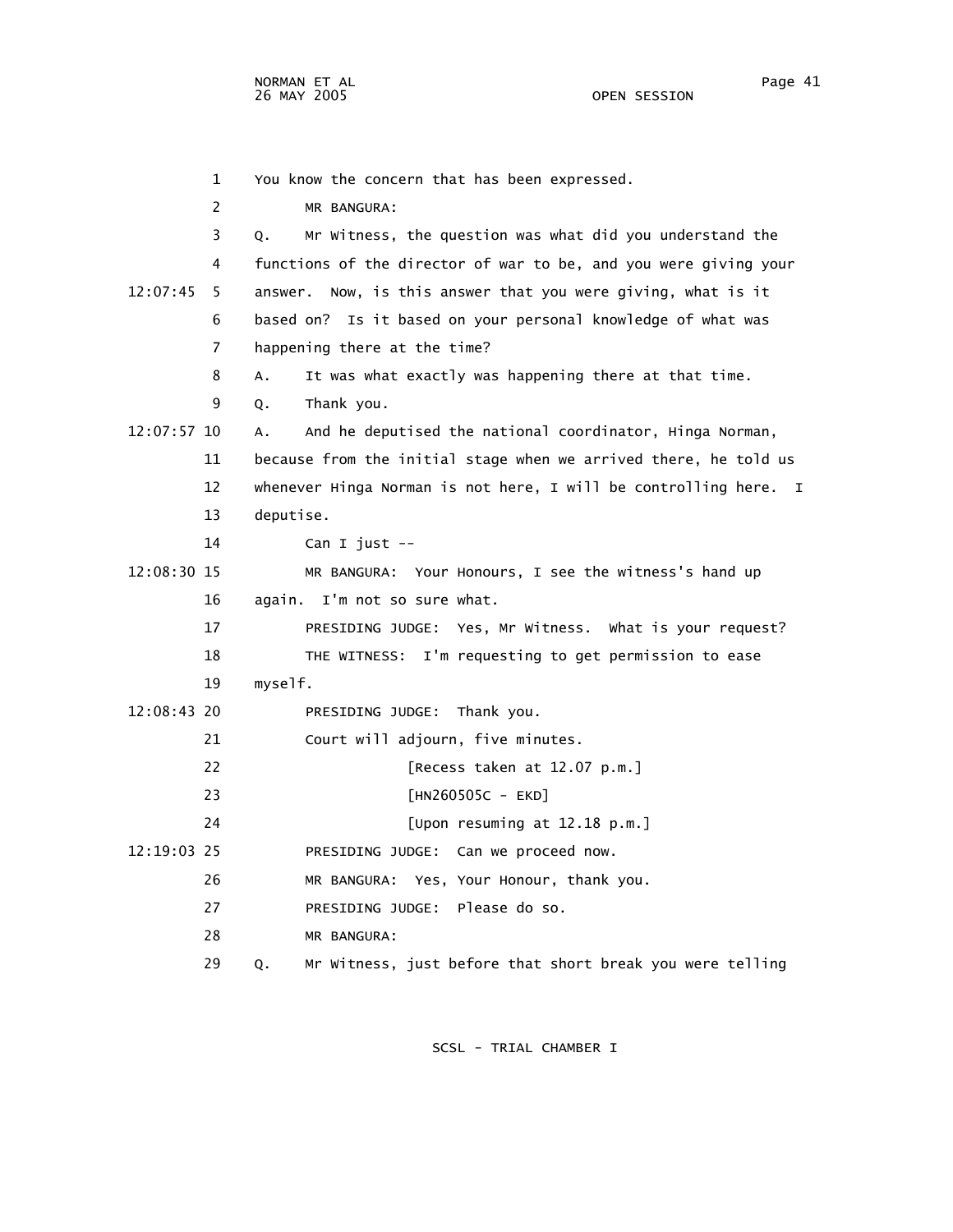1 You know the concern that has been expressed.

2 MR BANGURA:

3 Q. Mr Witness, the question was what did you understand the

4 functions of the director of war to be, and you were giving your

12:07:45 5 answer. Now, is this answer that you were giving, what is it

6 based on? Is it based on your personal knowledge of what was

7 happening there at the time?

8 A. It was what exactly was happening there at that time.

9 Q. Thank you.

12:07:57 10 A. And he deputised the national coordinator, Hinga Norman,

11 because from the initial stage when we arrived there, he told us

12 whenever Hinga Norman is not here, I will be controlling here. I

13 deputise.

14 Can I just --

12:08:30 15 MR BANGURA: Your Honours, I see the witness's hand up

16 again. I'm not so sure what.

17 PRESIDING JUDGE: Yes, Mr Witness. What is your request?

18 THE WITNESS: I'm requesting to get permission to ease

19 myself.

12:08:43 20 PRESIDING JUDGE: Thank you.

21 Court will adjourn, five minutes.

22 [Recess taken at 12.07 p.m.]

23 [HN260505C - EKD]

24 [Upon resuming at 12.18 p.m.]

12:19:03 25 PRESIDING JUDGE: Can we proceed now.

26 MR BANGURA: Yes, Your Honour, thank you.

27 PRESIDING JUDGE: Please do so.

28 MR BANGURA:

29 Q. Mr Witness, just before that short break you were telling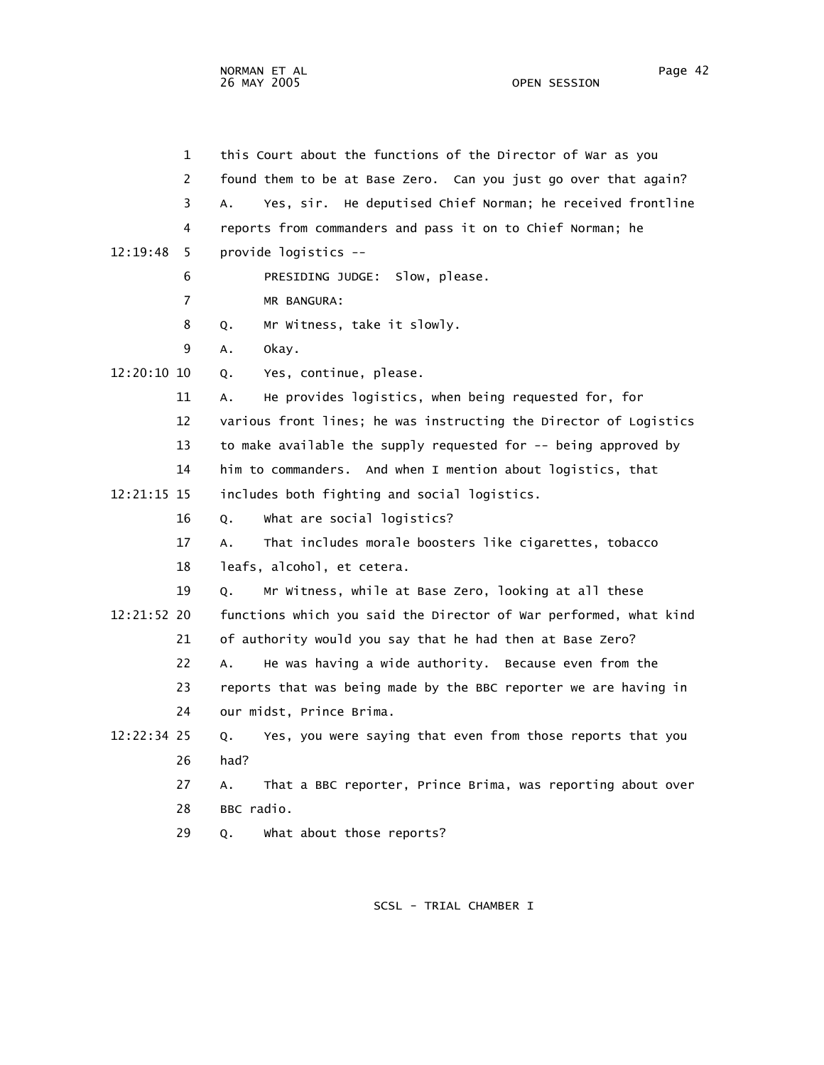this Court about the functions of the Director of War as you found them to be at Base Zero. Can you just go over that again?

A. Yes, sir. He deputised Chief Norman; he received frontline reports from commanders and pass it on to Chief Norman; he provide logistics --

PRESIDING JUDGE: Slow, please.

MR BANGURA:

Q. Mr Witness, take it slowly.

A. Okay.

Q. Yes, continue, please.

A. He provides logistics, when being requested for, for various front lines; he was instructing the Director of Logistics to make available the supply requested for -- being approved by him to commanders. And when I mention about logistics, that includes both fighting and social logistics.

Q. What are social logistics?

A. That includes morale boosters like cigarettes, tobacco leafs, alcohol, et cetera.

Q. Mr Witness, while at Base Zero, looking at all these functions which you said the Director of War performed, what kind of authority would you say that he had then at Base Zero?

A. He was having a wide authority. Because even from the reports that was being made by the BBC reporter we are having in our midst, Prince Brima.

Q. Yes, you were saying that even from those reports that you had?

A. That a BBC reporter, Prince Brima, was reporting about over BBC radio.

Q. What about those reports?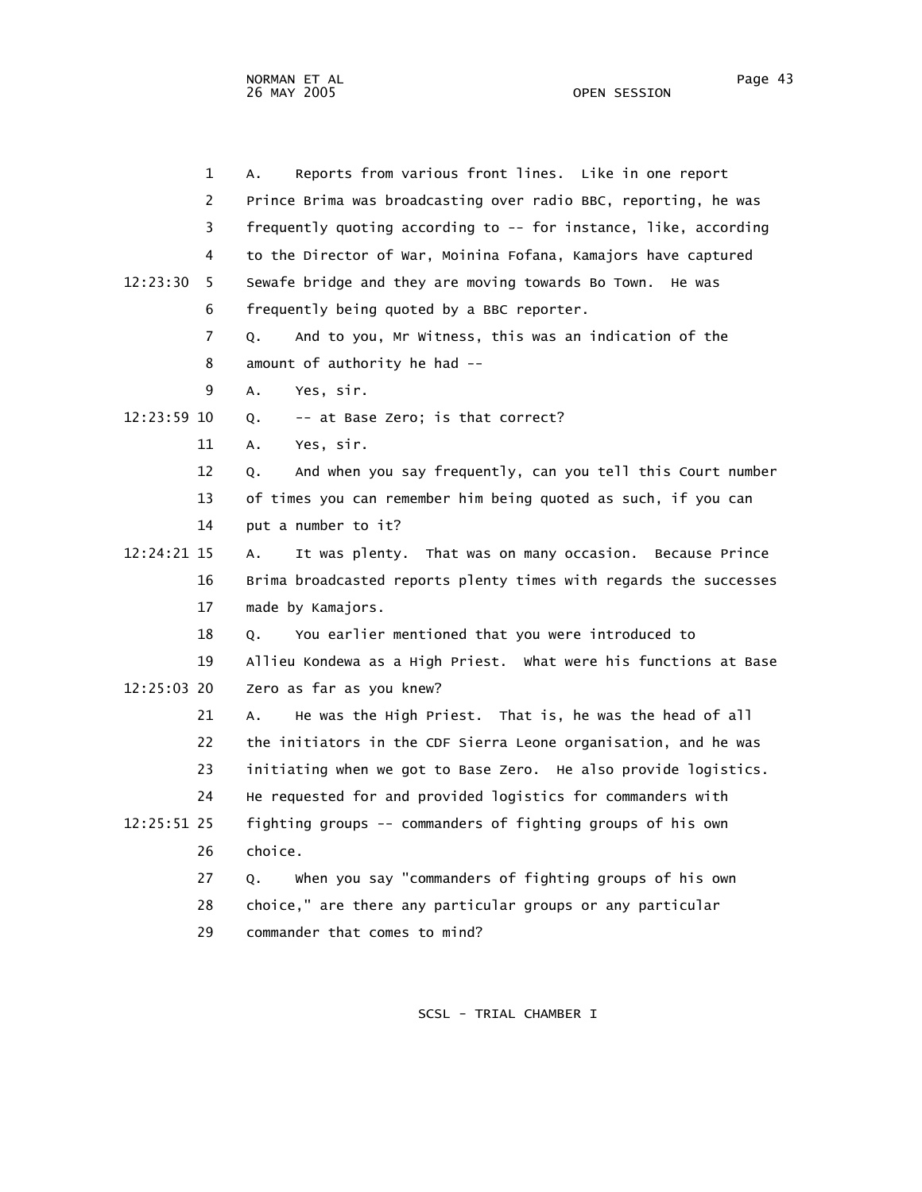A. Reports from various front lines. Like in one report Prince Brima was broadcasting over radio BBC, reporting, he was frequently quoting according to -- for instance, like, according to the Director of War, Moinina Fofana, Kamajors have captured Sewafe bridge and they are moving towards Bo Town. He was frequently being quoted by a BBC reporter.

Q. And to you, Mr Witness, this was an indication of the amount of authority he had --

A. Yes, sir.

Q. -- at Base Zero; is that correct?

A. Yes, sir.

Q. And when you say frequently, can you tell this Court number of times you can remember him being quoted as such, if you can put a number to it?

A. It was plenty. That was on many occasion. Because Prince Brima broadcasted reports plenty times with regards the successes made by Kamajors.

Q. You earlier mentioned that you were introduced to Allieu Kondewa as a High Priest. What were his functions at Base Zero as far as you knew?

A. He was the High Priest. That is, he was the head of all the initiators in the CDF Sierra Leone organisation, and he was initiating when we got to Base Zero. He also provide logistics. He requested for and provided logistics for commanders with fighting groups -- commanders of fighting groups of his own choice.

Q. When you say "commanders of fighting groups of his own choice," are there any particular groups or any particular commander that comes to mind?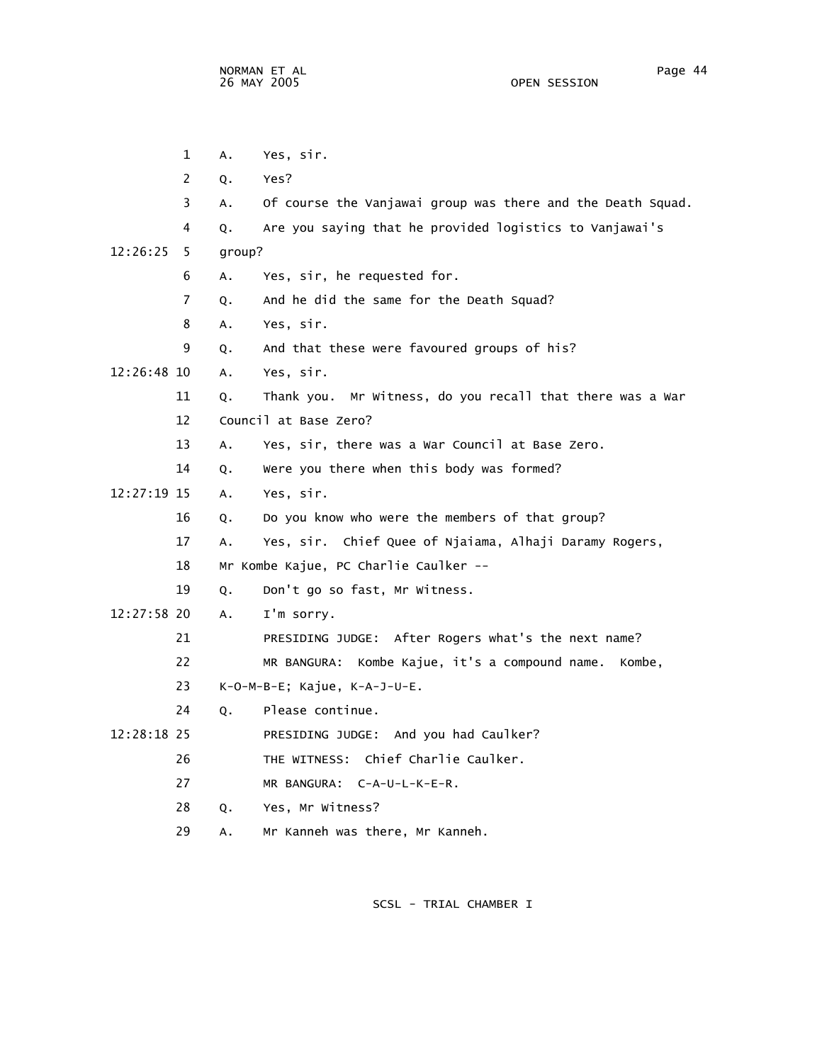1 A. Yes, sir.

2 Q. Yes?

3 A. Of course the Vanjawai group was there and the Death Squad.

4 Q. Are you saying that he provided logistics to Vanjawai's

12:26:25 5 group?

6 A. Yes, sir, he requested for.

7 Q. And he did the same for the Death Squad?

8 A. Yes, sir.

9 Q. And that these were favoured groups of his?

12:26:48 10 A. Yes, sir.

11 Q. Thank you. Mr Witness, do you recall that there was a War

12 Council at Base Zero?

13 A. Yes, sir, there was a War Council at Base Zero.

14 Q. Were you there when this body was formed?

12:27:19 15 A. Yes, sir.

16 Q. Do you know who were the members of that group?

17 A. Yes, sir. Chief Quee of Njaiama, Alhaji Daramy Rogers,

18 Mr Kombe Kajue, PC Charlie Caulker --

19 Q. Don't go so fast, Mr Witness.

12:27:58 20 A. I'm sorry.

21 PRESIDING JUDGE: After Rogers what's the next name?

22 MR BANGURA: Kombe Kajue, it's a compound name. Kombe,

23 K-O-M-B-E; Kajue, K-A-J-U-E.

24 Q. Please continue.

12:28:18 25 PRESIDING JUDGE: And you had Caulker?

26 THE WITNESS: Chief Charlie Caulker.

27 MR BANGURA: C-A-U-L-K-E-R.

28 Q. Yes, Mr Witness?

29 A. Mr Kanneh was there, Mr Kanneh.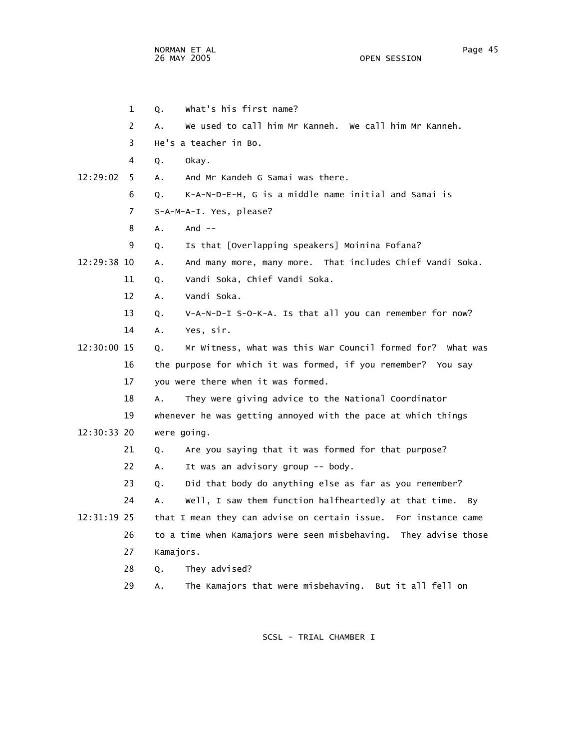1 Q. What's his first name?

2 A. We used to call him Mr Kanneh. We call him Mr Kanneh.

3 He's a teacher in Bo.

4 Q. Okay.

12:29:02 5 A. And Mr Kandeh G Samai was there.

6 Q. K-A-N-D-E-H, G is a middle name initial and Samai is

7 S-A-M-A-I. Yes, please?

8 A. And --

9 Q. Is that [Overlapping speakers] Moinina Fofana?

12:29:38 10 A. And many more, many more. That includes Chief Vandi Soka.

11 Q. Vandi Soka, Chief Vandi Soka.

12 A. Vandi Soka.

13 Q. V-A-N-D-I S-O-K-A. Is that all you can remember for now?

14 A. Yes, sir.

12:30:00 15 Q. Mr Witness, what was this War Council formed for? What was

16 the purpose for which it was formed, if you remember? You say

17 you were there when it was formed.

18 A. They were giving advice to the National Coordinator

19 whenever he was getting annoyed with the pace at which things

12:30:33 20 were going.

21 Q. Are you saying that it was formed for that purpose?

22 A. It was an advisory group -- body.

23 Q. Did that body do anything else as far as you remember?

24 A. Well, I saw them function halfheartedly at that time. By

12:31:19 25 that I mean they can advise on certain issue. For instance came

26 to a time when Kamajors were seen misbehaving. They advise those

27 Kamajors.

28 Q. They advised?

29 A. The Kamajors that were misbehaving. But it all fell on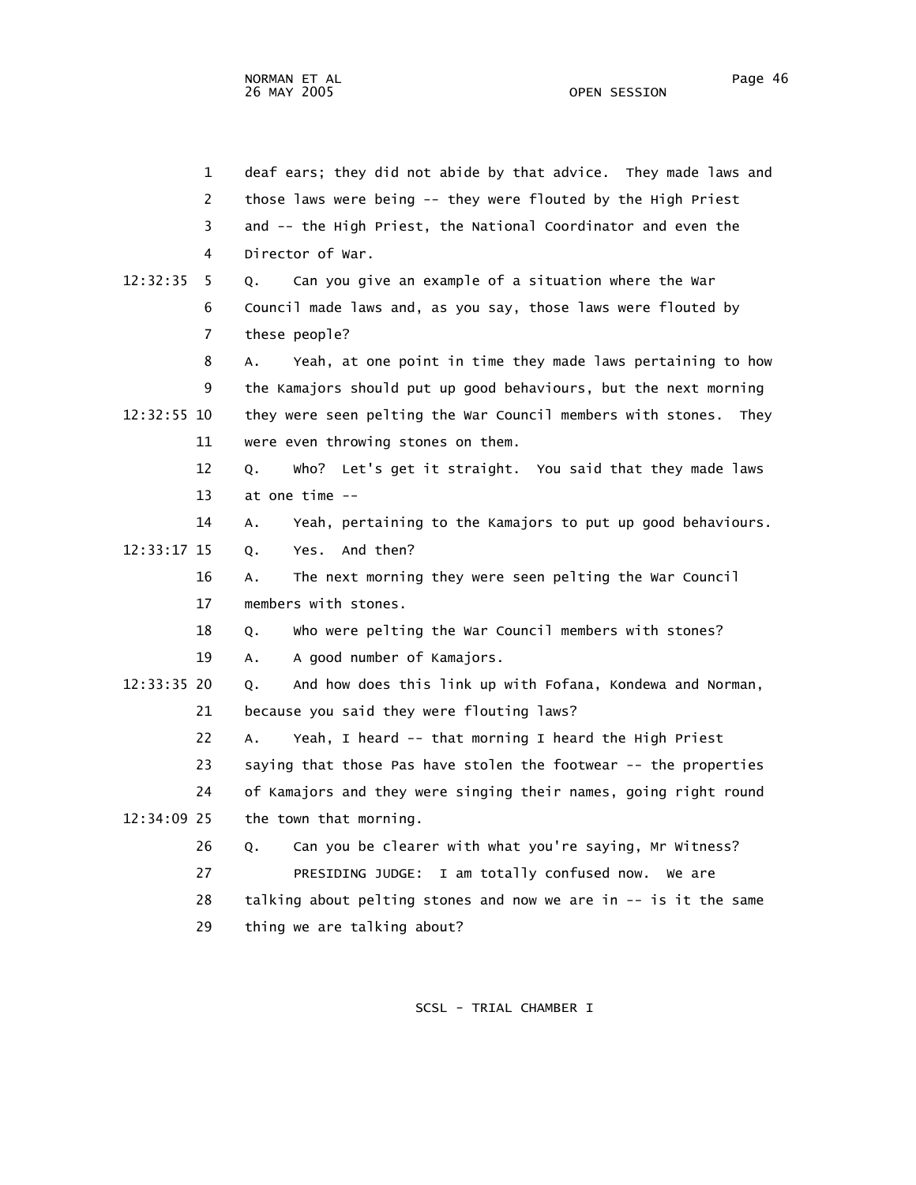1 deaf ears; they did not abide by that advice. They made laws and
2 those laws were being -- they were flouted by the High Priest
3 and -- the High Priest, the National Coordinator and even the
4 Director of War.

12:32:35 5 Q. Can you give an example of a situation where the War
6 Council made laws and, as you say, those laws were flouted by
7 these people?

8 A. Yeah, at one point in time they made laws pertaining to how
9 the Kamajors should put up good behaviours, but the next morning

12:32:55 10 they were seen pelting the War Council members with stones. They
11 were even throwing stones on them.

12 Q. Who? Let's get it straight. You said that they made laws
13 at one time --

14 A. Yeah, pertaining to the Kamajors to put up good behaviours.

12:33:17 15 Q. Yes. And then?

16 A. The next morning they were seen pelting the War Council
17 members with stones.

18 Q. Who were pelting the War Council members with stones?

19 A. A good number of Kamajors.

12:33:35 20 Q. And how does this link up with Fofana, Kondewa and Norman,
21 because you said they were flouting laws?

22 A. Yeah, I heard -- that morning I heard the High Priest
23 saying that those Pas have stolen the footwear -- the properties
24 of Kamajors and they were singing their names, going right round

12:34:09 25 the town that morning.

26 Q. Can you be clearer with what you're saying, Mr Witness?

27 PRESIDING JUDGE: I am totally confused now. We are
28 talking about pelting stones and now we are in -- is it the same
29 thing we are talking about?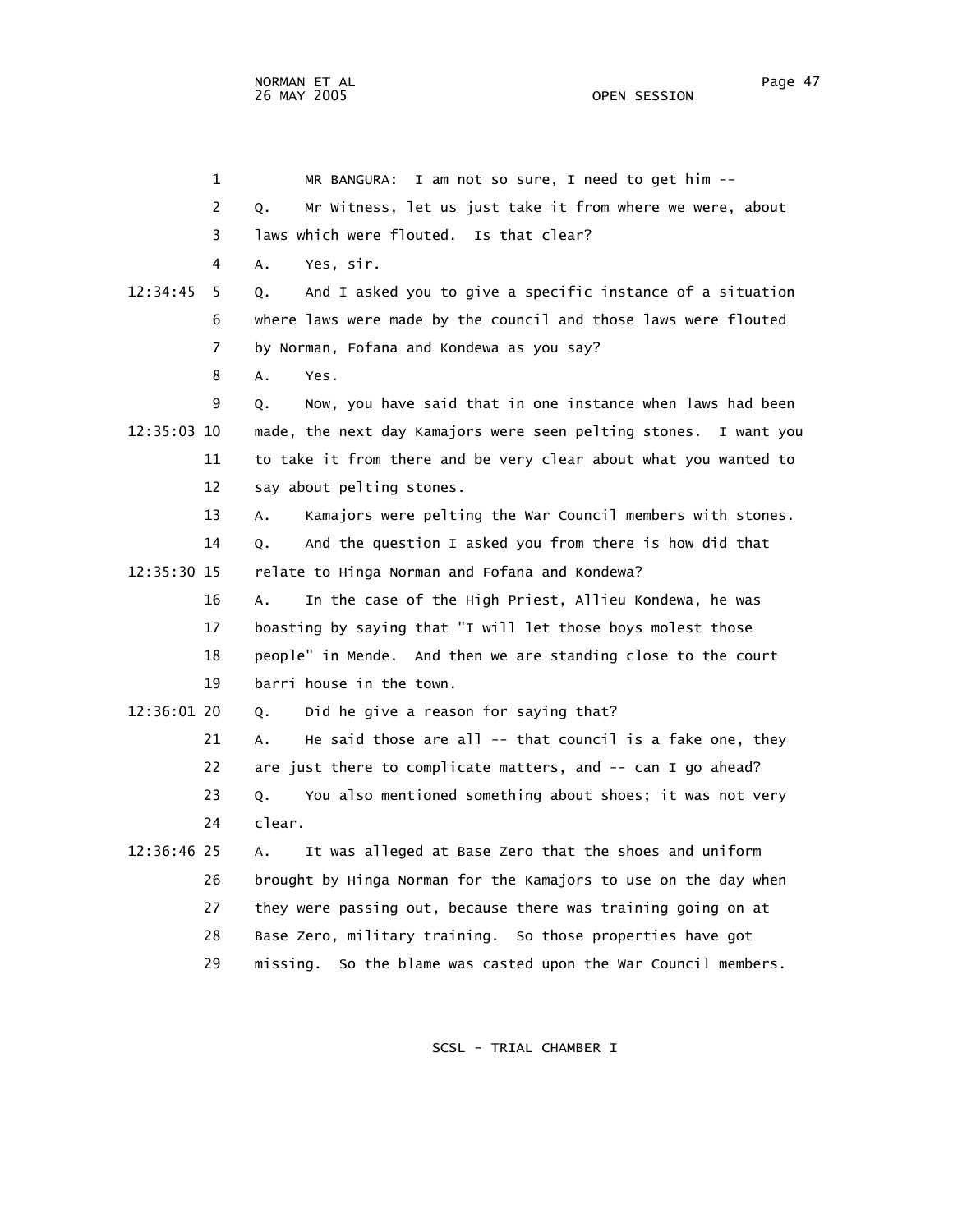MR BANGURA: I am not so sure, I need to get him --

Q. Mr Witness, let us just take it from where we were, about laws which were flouted. Is that clear?

A. Yes, sir.

Q. And I asked you to give a specific instance of a situation where laws were made by the council and those laws were flouted by Norman, Fofana and Kondewa as you say?

A. Yes.

Q. Now, you have said that in one instance when laws had been made, the next day Kamajors were seen pelting stones. I want you to take it from there and be very clear about what you wanted to say about pelting stones.

A. Kamajors were pelting the War Council members with stones.

Q. And the question I asked you from there is how did that relate to Hinga Norman and Fofana and Kondewa?

A. In the case of the High Priest, Allieu Kondewa, he was boasting by saying that "I will let those boys molest those people" in Mende. And then we are standing close to the court barri house in the town.

Q. Did he give a reason for saying that?

A. He said those are all -- that council is a fake one, they are just there to complicate matters, and -- can I go ahead?

Q. You also mentioned something about shoes; it was not very clear.

A. It was alleged at Base Zero that the shoes and uniform brought by Hinga Norman for the Kamajors to use on the day when they were passing out, because there was training going on at Base Zero, military training. So those properties have got missing. So the blame was casted upon the War Council members.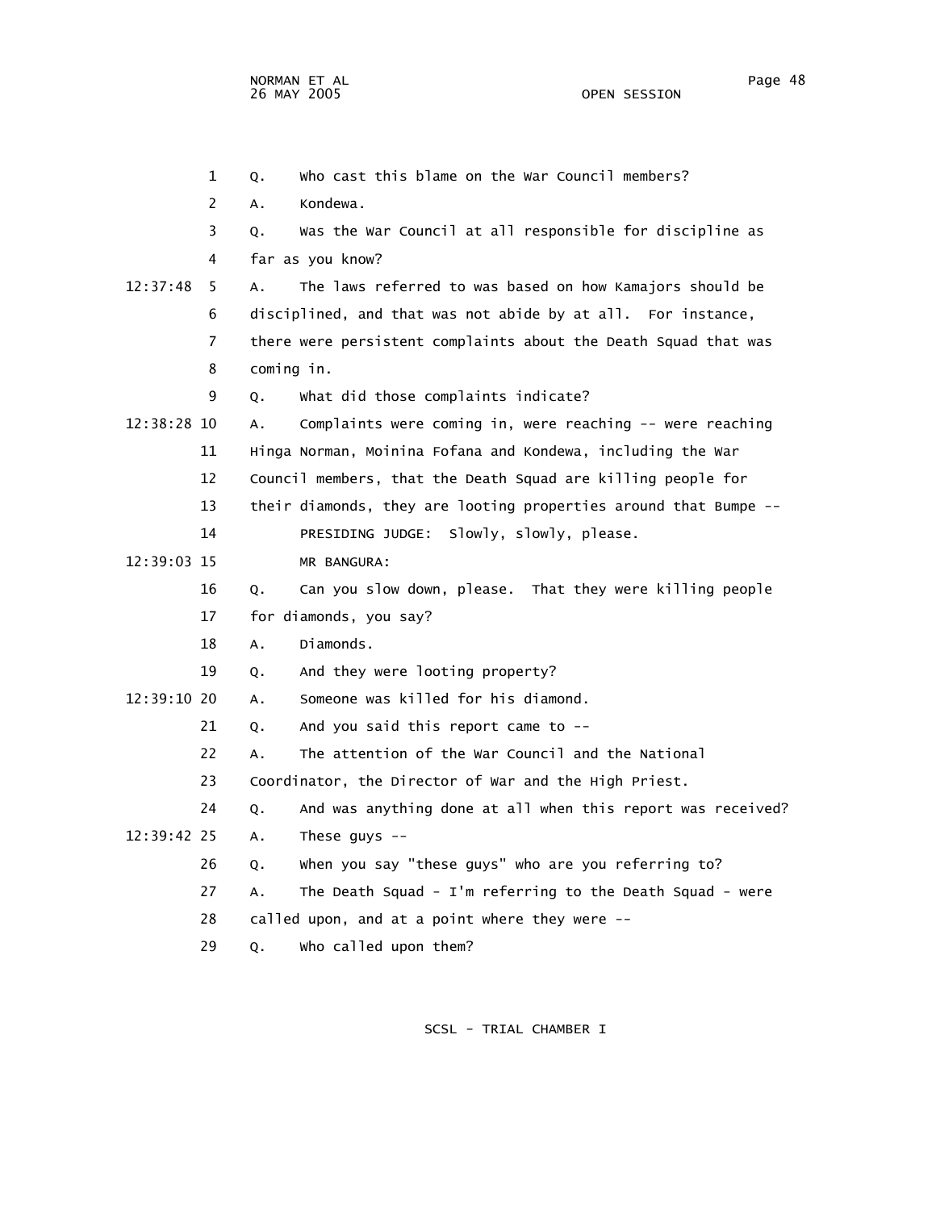1 Q. Who cast this blame on the War Council members?

2 A. Kondewa.

3 Q. Was the War Council at all responsible for discipline as

4 far as you know?

12:37:48 5 A. The laws referred to was based on how Kamajors should be

6 disciplined, and that was not abide by at all. For instance,

7 there were persistent complaints about the Death Squad that was

8 coming in.

9 Q. What did those complaints indicate?

12:38:28 10 A. Complaints were coming in, were reaching -- were reaching

11 Hinga Norman, Moinina Fofana and Kondewa, including the War

12 Council members, that the Death Squad are killing people for

13 their diamonds, they are looting properties around that Bumpe --

14 PRESIDING JUDGE: Slowly, slowly, please.

12:39:03 15 MR BANGURA:

16 Q. Can you slow down, please. That they were killing people

17 for diamonds, you say?

18 A. Diamonds.

19 Q. And they were looting property?

12:39:10 20 A. Someone was killed for his diamond.

21 Q. And you said this report came to --

22 A. The attention of the War Council and the National

23 Coordinator, the Director of War and the High Priest.

24 Q. And was anything done at all when this report was received?

12:39:42 25 A. These guys --

26 Q. When you say "these guys" who are you referring to?

27 A. The Death Squad - I'm referring to the Death Squad - were

28 called upon, and at a point where they were --

29 Q. Who called upon them?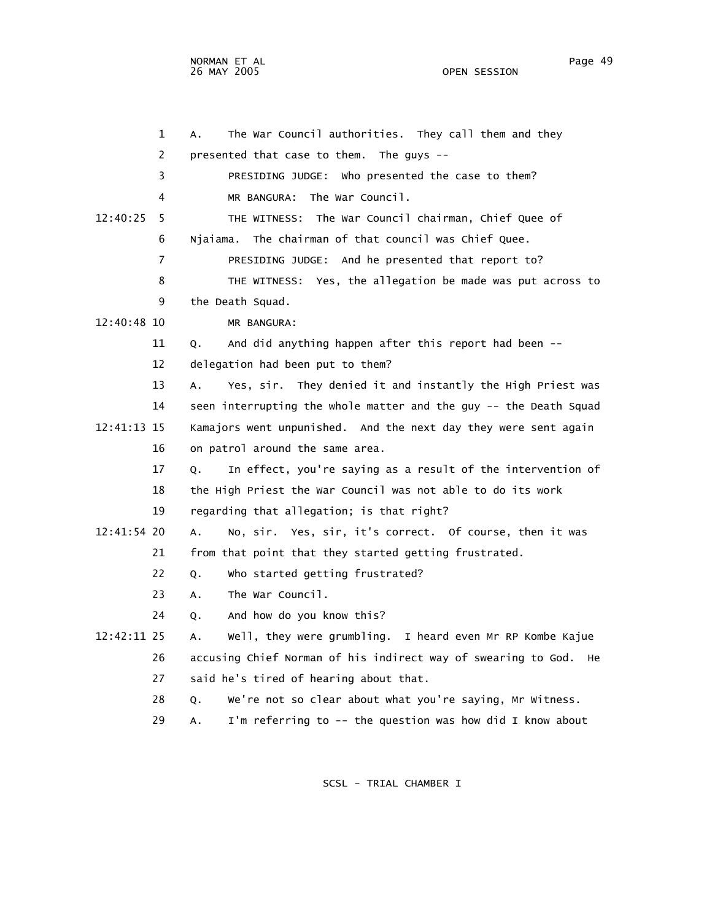1 A. The War Council authorities. They call them and they
2 presented that case to them. The guys --
3 PRESIDING JUDGE: Who presented the case to them?
4 MR BANGURA: The War Council.
12:40:25 5 THE WITNESS: The War Council chairman, Chief Quee of
6 Njaiama. The chairman of that council was Chief Quee.
7 PRESIDING JUDGE: And he presented that report to?
8 THE WITNESS: Yes, the allegation be made was put across to
9 the Death Squad.
12:40:48 10 MR BANGURA:
11 Q. And did anything happen after this report had been --
12 delegation had been put to them?
13 A. Yes, sir. They denied it and instantly the High Priest was
14 seen interrupting the whole matter and the guy -- the Death Squad
12:41:13 15 Kamajors went unpunished. And the next day they were sent again
16 on patrol around the same area.
17 Q. In effect, you're saying as a result of the intervention of
18 the High Priest the War Council was not able to do its work
19 regarding that allegation; is that right?
12:41:54 20 A. No, sir. Yes, sir, it's correct. Of course, then it was
21 from that point that they started getting frustrated.
22 Q. Who started getting frustrated?
23 A. The War Council.
24 Q. And how do you know this?
12:42:11 25 A. Well, they were grumbling. I heard even Mr RP Kombe Kajue
26 accusing Chief Norman of his indirect way of swearing to God. He
27 said he's tired of hearing about that.
28 Q. We're not so clear about what you're saying, Mr Witness.
29 A. I'm referring to -- the question was how did I know about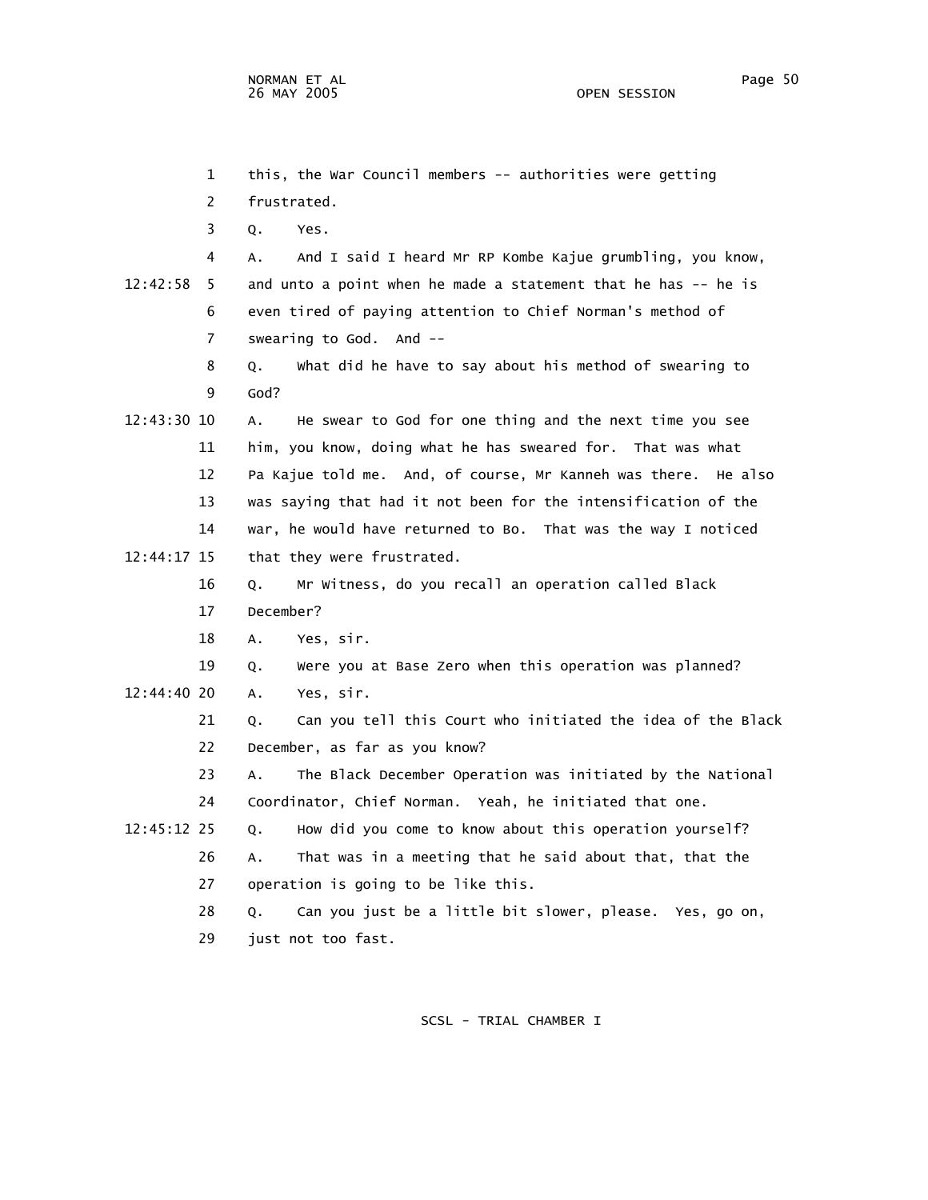1 this, the War Council members -- authorities were getting
2 frustrated.
3 Q. Yes.
4 A. And I said I heard Mr RP Kombe Kajue grumbling, you know,
12:42:58 5 and unto a point when he made a statement that he has -- he is
6 even tired of paying attention to Chief Norman's method of
7 swearing to God. And --
8 Q. What did he have to say about his method of swearing to
9 God?
12:43:30 10 A. He swear to God for one thing and the next time you see
11 him, you know, doing what he has sweared for. That was what
12 Pa Kajue told me. And, of course, Mr Kanneh was there. He also
13 was saying that had it not been for the intensification of the
14 war, he would have returned to Bo. That was the way I noticed
12:44:17 15 that they were frustrated.
16 Q. Mr Witness, do you recall an operation called Black
17 December?
18 A. Yes, sir.
19 Q. Were you at Base Zero when this operation was planned?
12:44:40 20 A. Yes, sir.
21 Q. Can you tell this Court who initiated the idea of the Black
22 December, as far as you know?
23 A. The Black December Operation was initiated by the National
24 Coordinator, Chief Norman. Yeah, he initiated that one.
12:45:12 25 Q. How did you come to know about this operation yourself?
26 A. That was in a meeting that he said about that, that the
27 operation is going to be like this.
28 Q. Can you just be a little bit slower, please. Yes, go on,
29 just not too fast.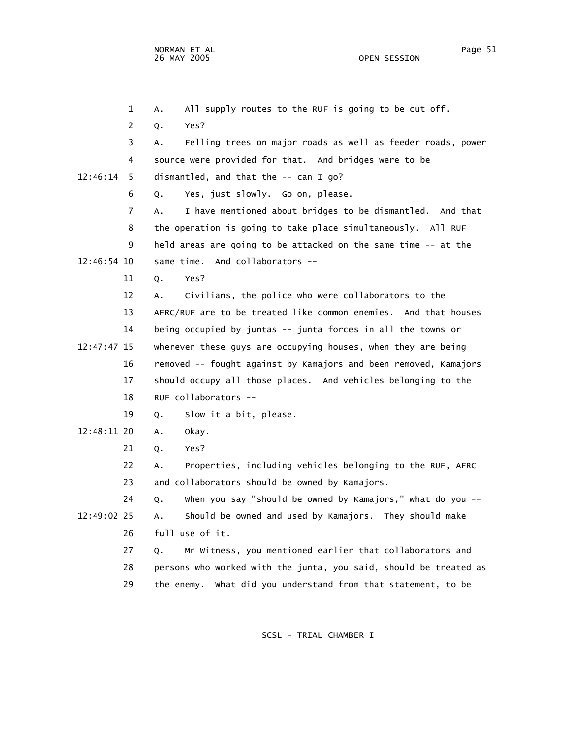1 A. All supply routes to the RUF is going to be cut off.

2 Q. Yes?

3 A. Felling trees on major roads as well as feeder roads, power

4 source were provided for that. And bridges were to be

12:46:14 5 dismantled, and that the -- can I go?

6 Q. Yes, just slowly. Go on, please.

7 A. I have mentioned about bridges to be dismantled. And that

8 the operation is going to take place simultaneously. All RUF

9 held areas are going to be attacked on the same time -- at the

12:46:54 10 same time. And collaborators --

11 Q. Yes?

12 A. Civilians, the police who were collaborators to the

13 AFRC/RUF are to be treated like common enemies. And that houses

14 being occupied by juntas -- junta forces in all the towns or

12:47:47 15 wherever these guys are occupying houses, when they are being

16 removed -- fought against by Kamajors and been removed, Kamajors

17 should occupy all those places. And vehicles belonging to the

18 RUF collaborators --

19 Q. Slow it a bit, please.

12:48:11 20 A. Okay.

21 Q. Yes?

22 A. Properties, including vehicles belonging to the RUF, AFRC

23 and collaborators should be owned by Kamajors.

24 Q. When you say "should be owned by Kamajors," what do you --

12:49:02 25 A. Should be owned and used by Kamajors. They should make

26 full use of it.

27 Q. Mr Witness, you mentioned earlier that collaborators and

28 persons who worked with the junta, you said, should be treated as

29 the enemy. What did you understand from that statement, to be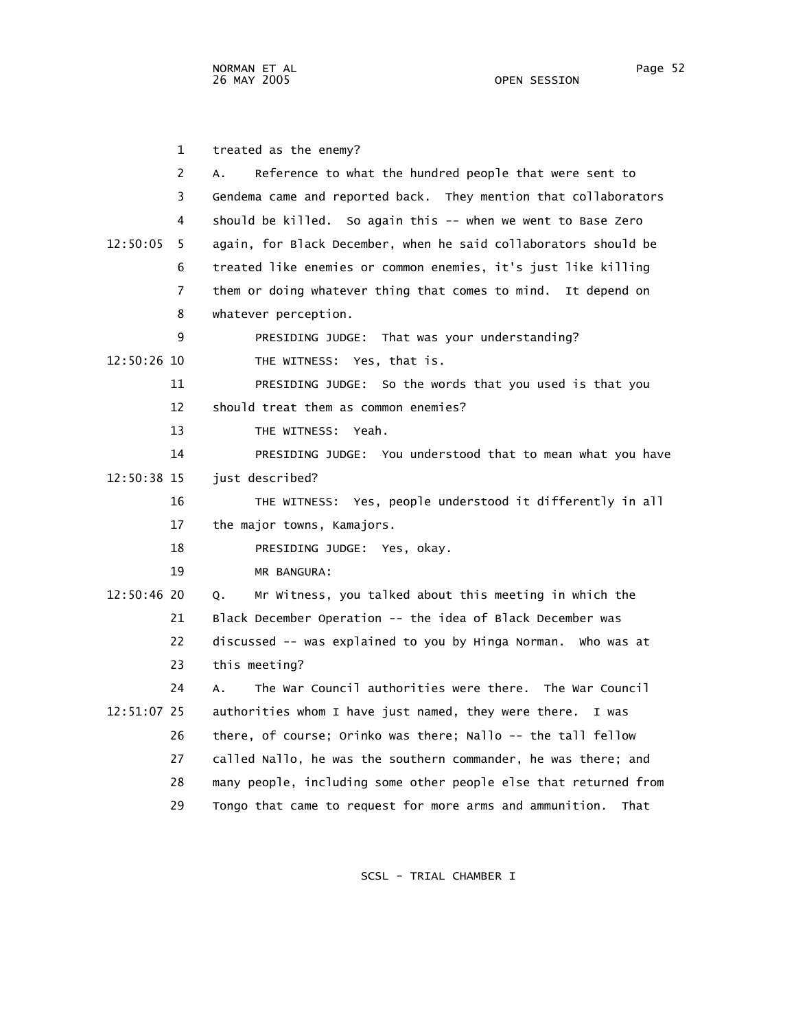treated as the enemy?

A. Reference to what the hundred people that were sent to Gendema came and reported back. They mention that collaborators should be killed. So again this -- when we went to Base Zero again, for Black December, when he said collaborators should be treated like enemies or common enemies, it's just like killing them or doing whatever thing that comes to mind. It depend on whatever perception.

PRESIDING JUDGE: That was your understanding?

THE WITNESS: Yes, that is.

PRESIDING JUDGE: So the words that you used is that you should treat them as common enemies?

THE WITNESS: Yeah.

PRESIDING JUDGE: You understood that to mean what you have just described?

THE WITNESS: Yes, people understood it differently in all the major towns, Kamajors.

PRESIDING JUDGE: Yes, okay.

MR BANGURA:

Q. Mr Witness, you talked about this meeting in which the Black December Operation -- the idea of Black December was discussed -- was explained to you by Hinga Norman. Who was at this meeting?

A. The War Council authorities were there. The War Council authorities whom I have just named, they were there. I was there, of course; Orinko was there; Nallo -- the tall fellow called Nallo, he was the southern commander, he was there; and many people, including some other people else that returned from Tongo that came to request for more arms and ammunition. That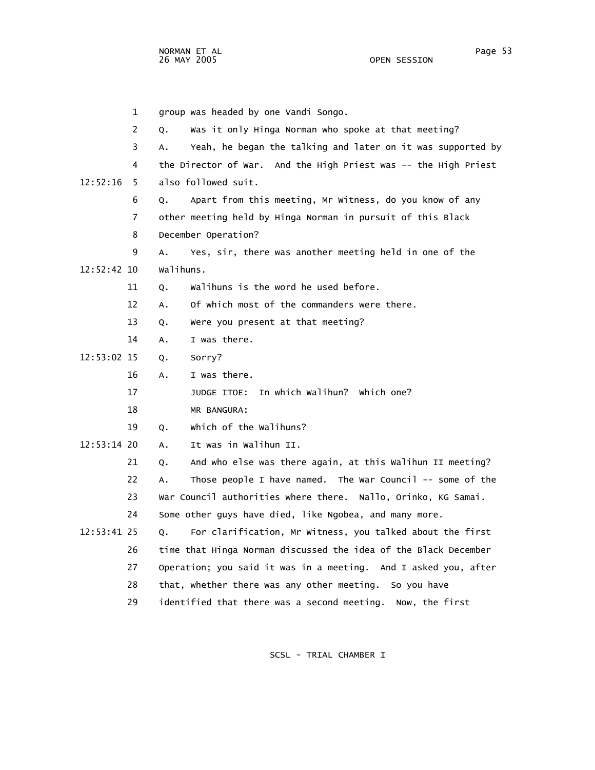1 group was headed by one Vandi Songo.

2 Q. Was it only Hinga Norman who spoke at that meeting?

3 A. Yeah, he began the talking and later on it was supported by

4 the Director of War. And the High Priest was -- the High Priest

12:52:16 5 also followed suit.

6 Q. Apart from this meeting, Mr Witness, do you know of any

7 other meeting held by Hinga Norman in pursuit of this Black

8 December Operation?

9 A. Yes, sir, there was another meeting held in one of the

12:52:42 10 Walihuns.

11 Q. Walihuns is the word he used before.

12 A. Of which most of the commanders were there.

13 Q. Were you present at that meeting?

14 A. I was there.

12:53:02 15 Q. Sorry?

16 A. I was there.

17 JUDGE ITOE: In which Walihun? Which one?

18 MR BANGURA:

19 Q. Which of the Walihuns?

12:53:14 20 A. It was in Walihun II.

21 Q. And who else was there again, at this Walihun II meeting?

22 A. Those people I have named. The War Council -- some of the

23 War Council authorities where there. Nallo, Orinko, KG Samai.

24 Some other guys have died, like Ngobea, and many more.

12:53:41 25 Q. For clarification, Mr Witness, you talked about the first

26 time that Hinga Norman discussed the idea of the Black December

27 Operation; you said it was in a meeting. And I asked you, after

28 that, whether there was any other meeting. So you have

29 identified that there was a second meeting. Now, the first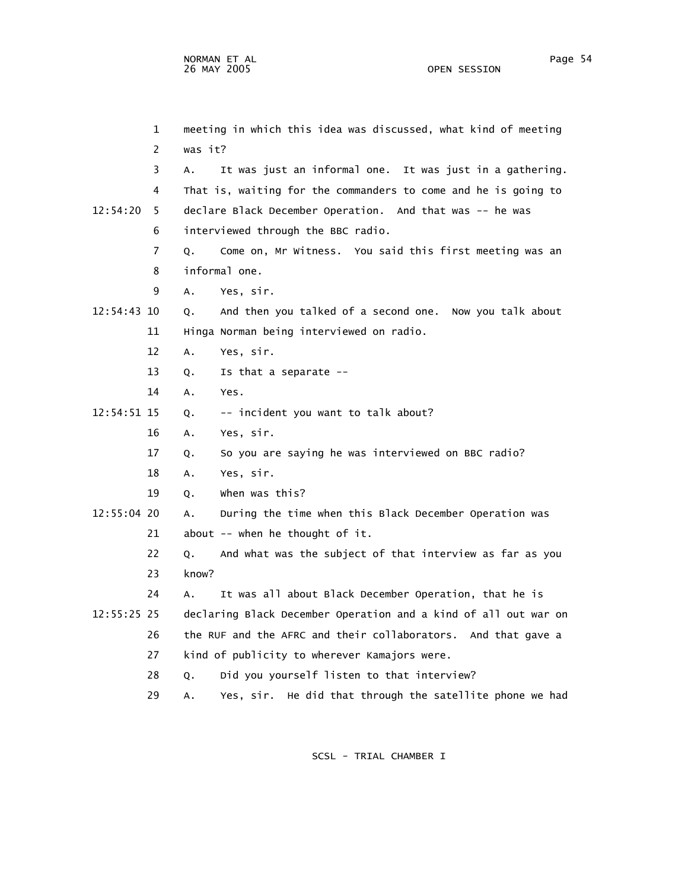meeting in which this idea was discussed, what kind of meeting was it?

A. It was just an informal one. It was just in a gathering. That is, waiting for the commanders to come and he is going to declare Black December Operation. And that was -- he was interviewed through the BBC radio.

Q. Come on, Mr Witness. You said this first meeting was an informal one.

A. Yes, sir.

Q. And then you talked of a second one. Now you talk about Hinga Norman being interviewed on radio.

A. Yes, sir.

Q. Is that a separate --

A. Yes.

Q. -- incident you want to talk about?

A. Yes, sir.

Q. So you are saying he was interviewed on BBC radio?

A. Yes, sir.

Q. When was this?

A. During the time when this Black December Operation was about -- when he thought of it.

Q. And what was the subject of that interview as far as you know?

A. It was all about Black December Operation, that he is declaring Black December Operation and a kind of all out war on the RUF and the AFRC and their collaborators. And that gave a kind of publicity to wherever Kamajors were.

Q. Did you yourself listen to that interview?

A. Yes, sir. He did that through the satellite phone we had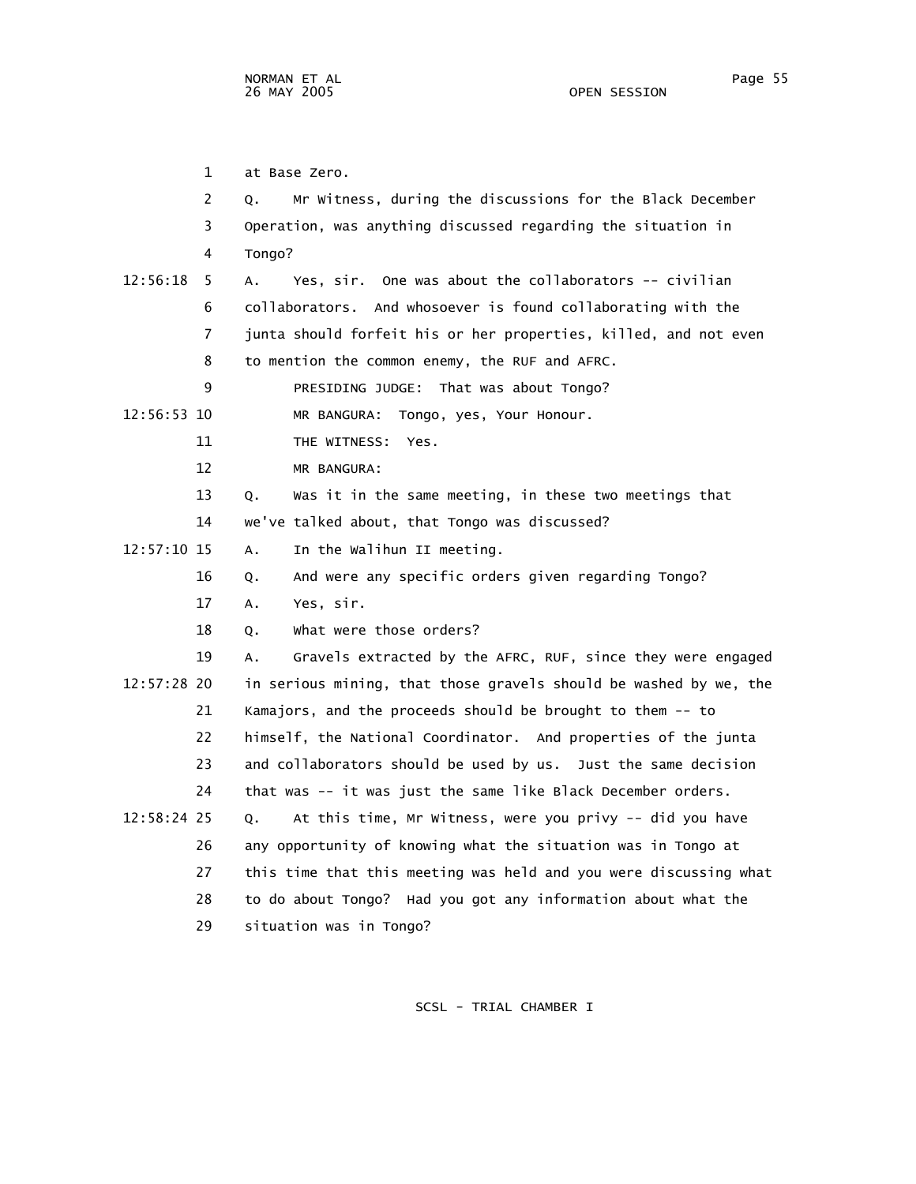at Base Zero.

Q. Mr Witness, during the discussions for the Black December Operation, was anything discussed regarding the situation in Tongo?

A. Yes, sir. One was about the collaborators -- civilian collaborators. And whosoever is found collaborating with the junta should forfeit his or her properties, killed, and not even to mention the common enemy, the RUF and AFRC.

PRESIDING JUDGE: That was about Tongo?

MR BANGURA: Tongo, yes, Your Honour.

THE WITNESS: Yes.

MR BANGURA:

Q. Was it in the same meeting, in these two meetings that we've talked about, that Tongo was discussed?

A. In the Walihun II meeting.

Q. And were any specific orders given regarding Tongo?

A. Yes, sir.

Q. What were those orders?

A. Gravels extracted by the AFRC, RUF, since they were engaged in serious mining, that those gravels should be washed by we, the Kamajors, and the proceeds should be brought to them -- to himself, the National Coordinator. And properties of the junta and collaborators should be used by us. Just the same decision that was -- it was just the same like Black December orders.

Q. At this time, Mr Witness, were you privy -- did you have any opportunity of knowing what the situation was in Tongo at this time that this meeting was held and you were discussing what to do about Tongo? Had you got any information about what the situation was in Tongo?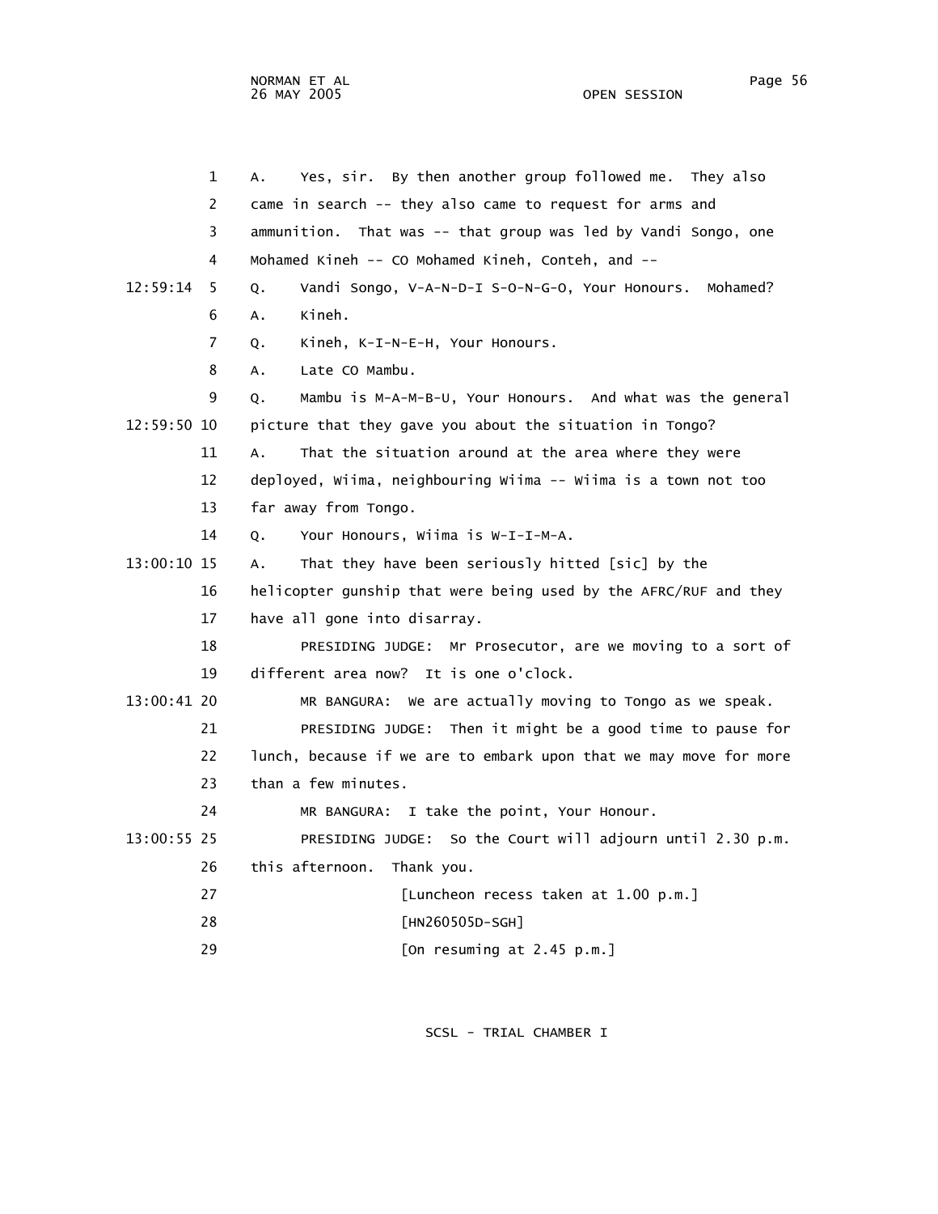1 A. Yes, sir. By then another group followed me. They also
2 came in search -- they also came to request for arms and
3 ammunition. That was -- that group was led by Vandi Songo, one
4 Mohamed Kineh -- CO Mohamed Kineh, Conteh, and --
12:59:14 5 Q. Vandi Songo, V-A-N-D-I S-O-N-G-O, Your Honours. Mohamed?
6 A. Kineh.
7 Q. Kineh, K-I-N-E-H, Your Honours.
8 A. Late CO Mambu.
9 Q. Mambu is M-A-M-B-U, Your Honours. And what was the general
12:59:50 10 picture that they gave you about the situation in Tongo?
11 A. That the situation around at the area where they were
12 deployed, Wiima, neighbouring Wiima -- Wiima is a town not too
13 far away from Tongo.
14 Q. Your Honours, Wiima is W-I-I-M-A.
13:00:10 15 A. That they have been seriously hitted [sic] by the
16 helicopter gunship that were being used by the AFRC/RUF and they
17 have all gone into disarray.
18 PRESIDING JUDGE: Mr Prosecutor, are we moving to a sort of
19 different area now? It is one o'clock.
13:00:41 20 MR BANGURA: We are actually moving to Tongo as we speak.
21 PRESIDING JUDGE: Then it might be a good time to pause for
22 lunch, because if we are to embark upon that we may move for more
23 than a few minutes.
24 MR BANGURA: I take the point, Your Honour.
13:00:55 25 PRESIDING JUDGE: So the Court will adjourn until 2.30 p.m.
26 this afternoon. Thank you.
27 [Luncheon recess taken at 1.00 p.m.]
28 [HN260505D-SGH]
29 [On resuming at 2.45 p.m.]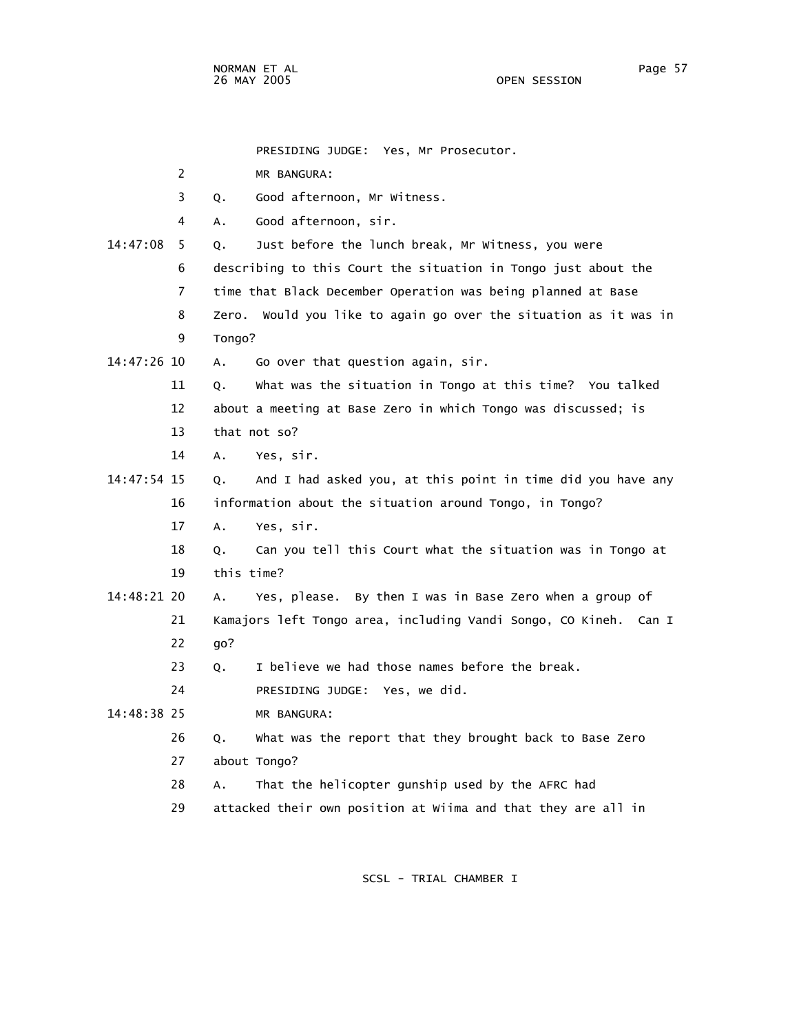PRESIDING JUDGE: Yes, Mr Prosecutor.

MR BANGURA:

Q. Good afternoon, Mr Witness.

A. Good afternoon, sir.

14:47:08 Q. Just before the lunch break, Mr Witness, you were describing to this Court the situation in Tongo just about the time that Black December Operation was being planned at Base Zero. Would you like to again go over the situation as it was in Tongo?

14:47:26 A. Go over that question again, sir.

Q. What was the situation in Tongo at this time? You talked about a meeting at Base Zero in which Tongo was discussed; is that not so?

A. Yes, sir.

14:47:54 Q. And I had asked you, at this point in time did you have any information about the situation around Tongo, in Tongo?

A. Yes, sir.

Q. Can you tell this Court what the situation was in Tongo at this time?

14:48:21 A. Yes, please. By then I was in Base Zero when a group of Kamajors left Tongo area, including Vandi Songo, CO Kineh. Can I go?

Q. I believe we had those names before the break.

PRESIDING JUDGE: Yes, we did.

14:48:38 MR BANGURA:

Q. What was the report that they brought back to Base Zero about Tongo?

A. That the helicopter gunship used by the AFRC had attacked their own position at Wiima and that they are all in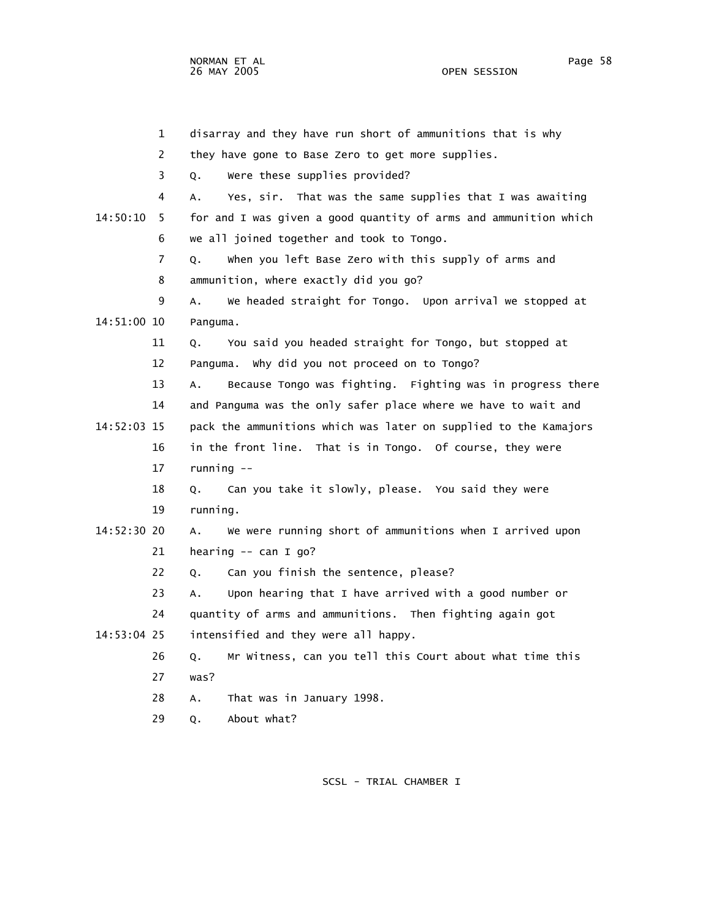1 disarray and they have run short of ammunitions that is why
2 they have gone to Base Zero to get more supplies.
3 Q. Were these supplies provided?
4 A. Yes, sir. That was the same supplies that I was awaiting
14:50:10 5 for and I was given a good quantity of arms and ammunition which
6 we all joined together and took to Tongo.
7 Q. When you left Base Zero with this supply of arms and
8 ammunition, where exactly did you go?
9 A. We headed straight for Tongo. Upon arrival we stopped at
14:51:00 10 Panguma.
11 Q. You said you headed straight for Tongo, but stopped at
12 Panguma. Why did you not proceed on to Tongo?
13 A. Because Tongo was fighting. Fighting was in progress there
14 and Panguma was the only safer place where we have to wait and
14:52:03 15 pack the ammunitions which was later on supplied to the Kamajors
16 in the front line. That is in Tongo. Of course, they were
17 running --
18 Q. Can you take it slowly, please. You said they were
19 running.
14:52:30 20 A. We were running short of ammunitions when I arrived upon
21 hearing -- can I go?
22 Q. Can you finish the sentence, please?
23 A. Upon hearing that I have arrived with a good number or
24 quantity of arms and ammunitions. Then fighting again got
14:53:04 25 intensified and they were all happy.
26 Q. Mr Witness, can you tell this Court about what time this
27 was?
28 A. That was in January 1998.
29 Q. About what?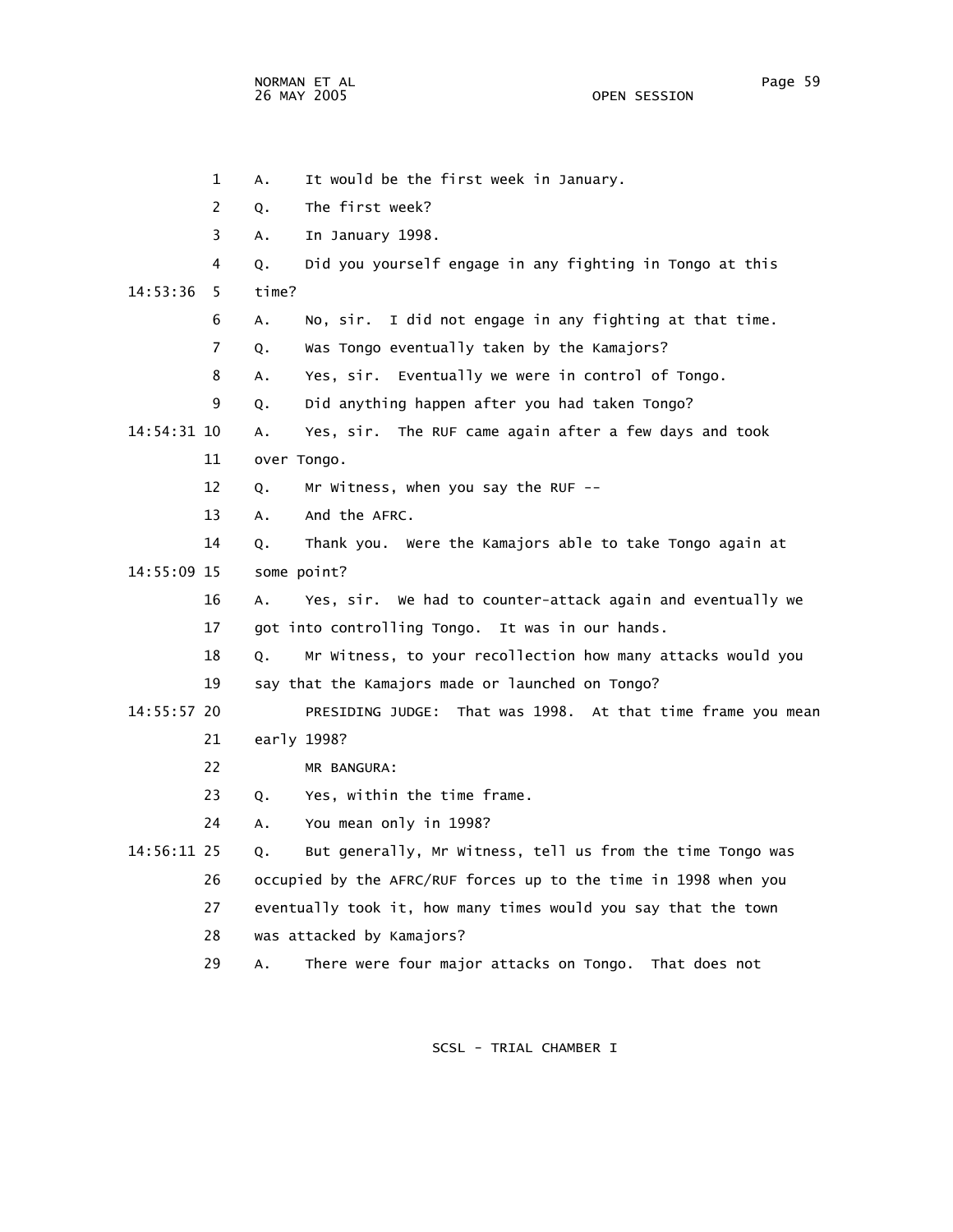1 A. It would be the first week in January.

2 Q. The first week?

3 A. In January 1998.

4 Q. Did you yourself engage in any fighting in Tongo at this

14:53:36 5 time?

6 A. No, sir. I did not engage in any fighting at that time.

7 Q. Was Tongo eventually taken by the Kamajors?

8 A. Yes, sir. Eventually we were in control of Tongo.

9 Q. Did anything happen after you had taken Tongo?

14:54:31 10 A. Yes, sir. The RUF came again after a few days and took

11 over Tongo.

12 Q. Mr Witness, when you say the RUF --

13 A. And the AFRC.

14 Q. Thank you. Were the Kamajors able to take Tongo again at

14:55:09 15 some point?

16 A. Yes, sir. We had to counter-attack again and eventually we

17 got into controlling Tongo. It was in our hands.

18 Q. Mr Witness, to your recollection how many attacks would you

19 say that the Kamajors made or launched on Tongo?

14:55:57 20 PRESIDING JUDGE: That was 1998. At that time frame you mean

21 early 1998?

22 MR BANGURA:

23 Q. Yes, within the time frame.

24 A. You mean only in 1998?

14:56:11 25 Q. But generally, Mr Witness, tell us from the time Tongo was

26 occupied by the AFRC/RUF forces up to the time in 1998 when you

27 eventually took it, how many times would you say that the town

28 was attacked by Kamajors?

29 A. There were four major attacks on Tongo. That does not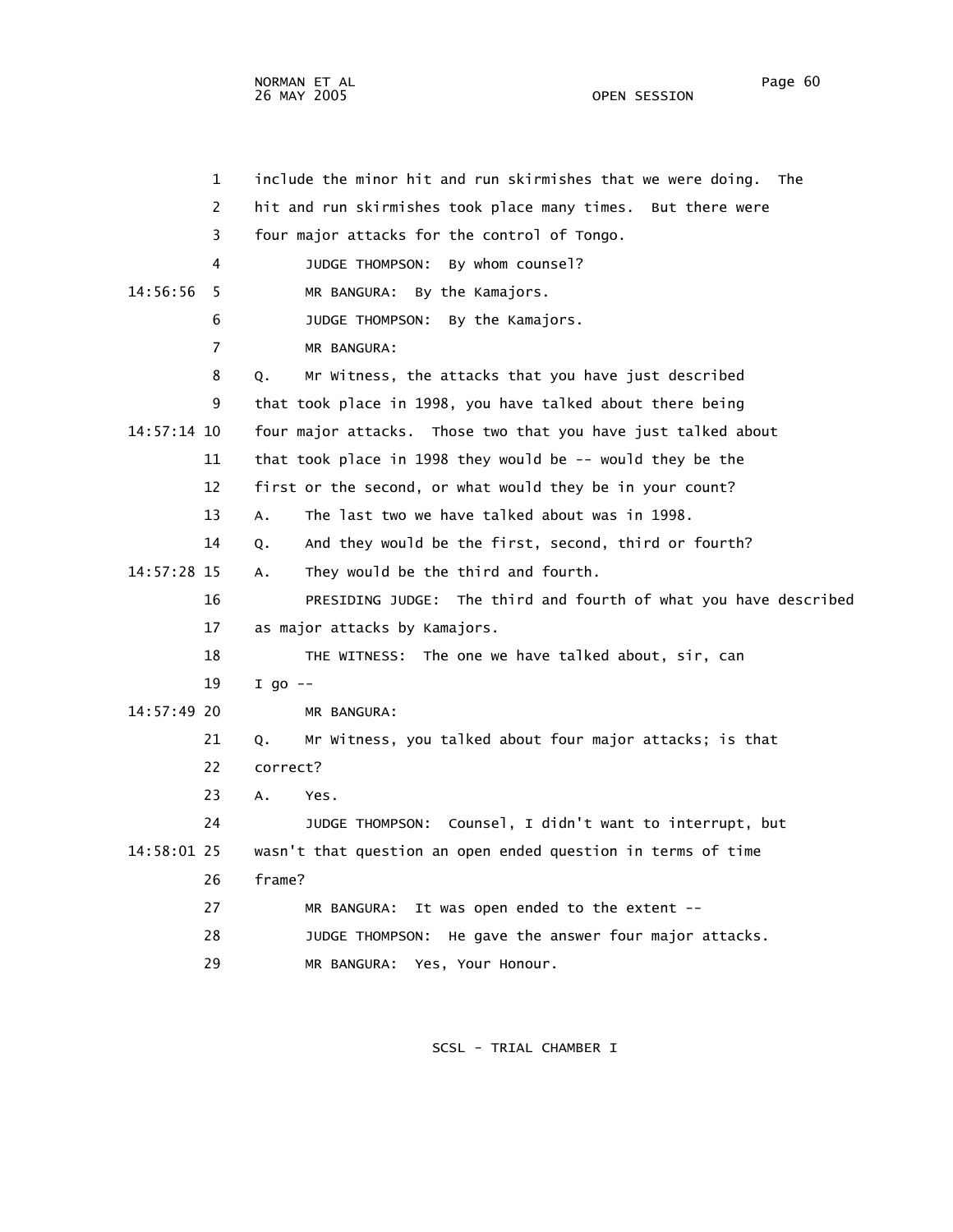include the minor hit and run skirmishes that we were doing. The hit and run skirmishes took place many times. But there were four major attacks for the control of Tongo.

JUDGE THOMPSON: By whom counsel?

MR BANGURA: By the Kamajors.

JUDGE THOMPSON: By the Kamajors.

MR BANGURA:

Q. Mr Witness, the attacks that you have just described that took place in 1998, you have talked about there being four major attacks. Those two that you have just talked about that took place in 1998 they would be -- would they be the first or the second, or what would they be in your count?

A. The last two we have talked about was in 1998.

Q. And they would be the first, second, third or fourth?

A. They would be the third and fourth.

PRESIDING JUDGE: The third and fourth of what you have described as major attacks by Kamajors.

THE WITNESS: The one we have talked about, sir, can I go --

MR BANGURA:

Q. Mr Witness, you talked about four major attacks; is that correct?

A. Yes.

JUDGE THOMPSON: Counsel, I didn't want to interrupt, but wasn't that question an open ended question in terms of time frame?

MR BANGURA: It was open ended to the extent --

JUDGE THOMPSON: He gave the answer four major attacks.

MR BANGURA: Yes, Your Honour.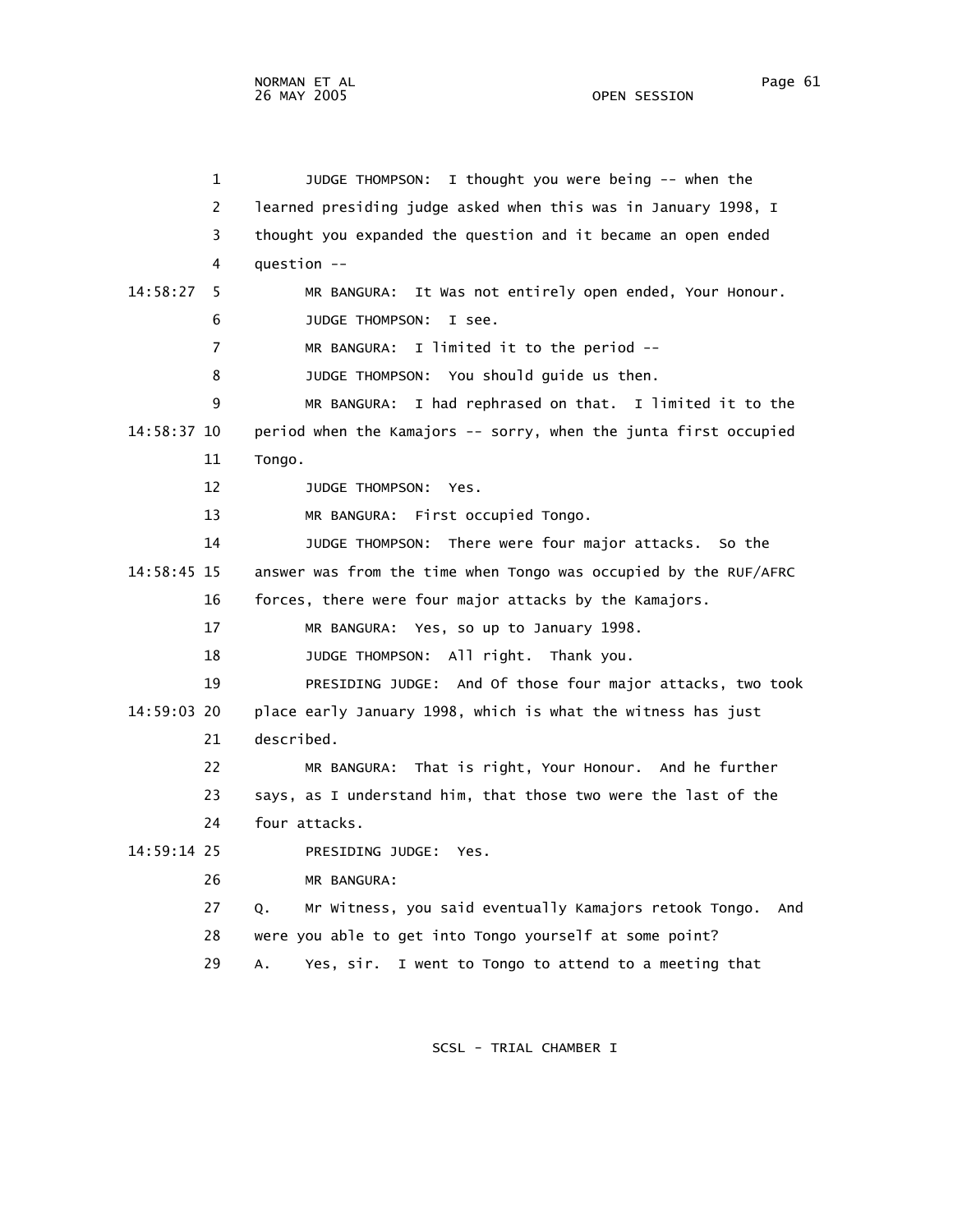JUDGE THOMPSON: I thought you were being -- when the learned presiding judge asked when this was in January 1998, I thought you expanded the question and it became an open ended question --

MR BANGURA: It Was not entirely open ended, Your Honour.

JUDGE THOMPSON: I see.

MR BANGURA: I limited it to the period --

JUDGE THOMPSON: You should guide us then.

MR BANGURA: I had rephrased on that. I limited it to the period when the Kamajors -- sorry, when the junta first occupied Tongo.

JUDGE THOMPSON: Yes.

MR BANGURA: First occupied Tongo.

JUDGE THOMPSON: There were four major attacks. So the answer was from the time when Tongo was occupied by the RUF/AFRC forces, there were four major attacks by the Kamajors.

MR BANGURA: Yes, so up to January 1998.

JUDGE THOMPSON: All right. Thank you.

PRESIDING JUDGE: And Of those four major attacks, two took place early January 1998, which is what the witness has just described.

MR BANGURA: That is right, Your Honour. And he further says, as I understand him, that those two were the last of the four attacks.

PRESIDING JUDGE: Yes.

MR BANGURA:

Q. Mr Witness, you said eventually Kamajors retook Tongo. And were you able to get into Tongo yourself at some point?

A. Yes, sir. I went to Tongo to attend to a meeting that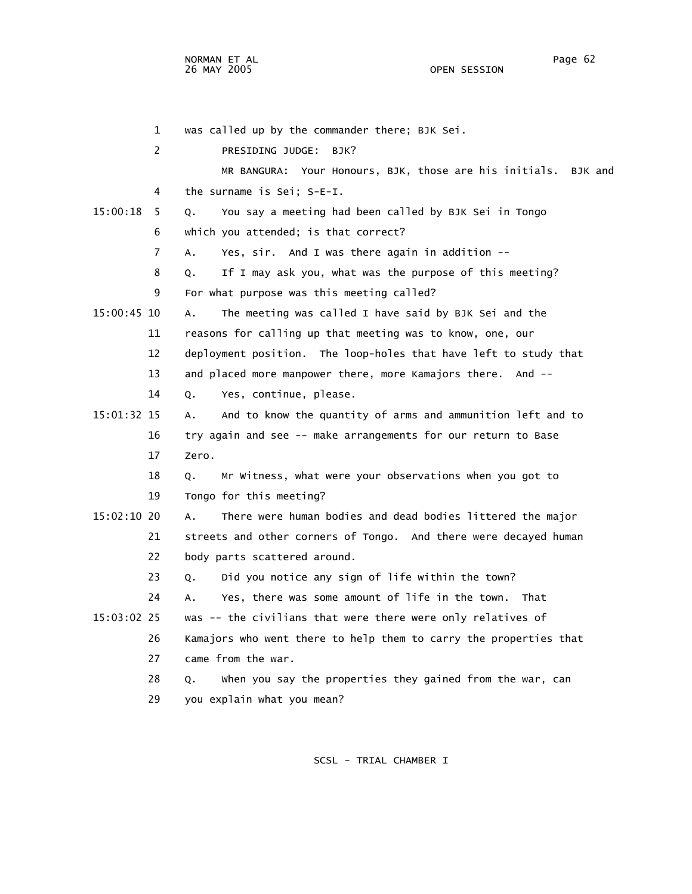was called up by the commander there; BJK Sei.

PRESIDING JUDGE: BJK?

MR BANGURA: Your Honours, BJK, those are his initials. BJK and the surname is Sei; S-E-I.

Q. You say a meeting had been called by BJK Sei in Tongo which you attended; is that correct?

A. Yes, sir. And I was there again in addition --

Q. If I may ask you, what was the purpose of this meeting? For what purpose was this meeting called?

A. The meeting was called I have said by BJK Sei and the reasons for calling up that meeting was to know, one, our deployment position. The loop-holes that have left to study that and placed more manpower there, more Kamajors there. And --

Q. Yes, continue, please.

A. And to know the quantity of arms and ammunition left and to try again and see -- make arrangements for our return to Base Zero.

Q. Mr Witness, what were your observations when you got to Tongo for this meeting?

A. There were human bodies and dead bodies littered the major streets and other corners of Tongo. And there were decayed human body parts scattered around.

Q. Did you notice any sign of life within the town?

A. Yes, there was some amount of life in the town. That was -- the civilians that were there were only relatives of Kamajors who went there to help them to carry the properties that came from the war.

Q. When you say the properties they gained from the war, can you explain what you mean?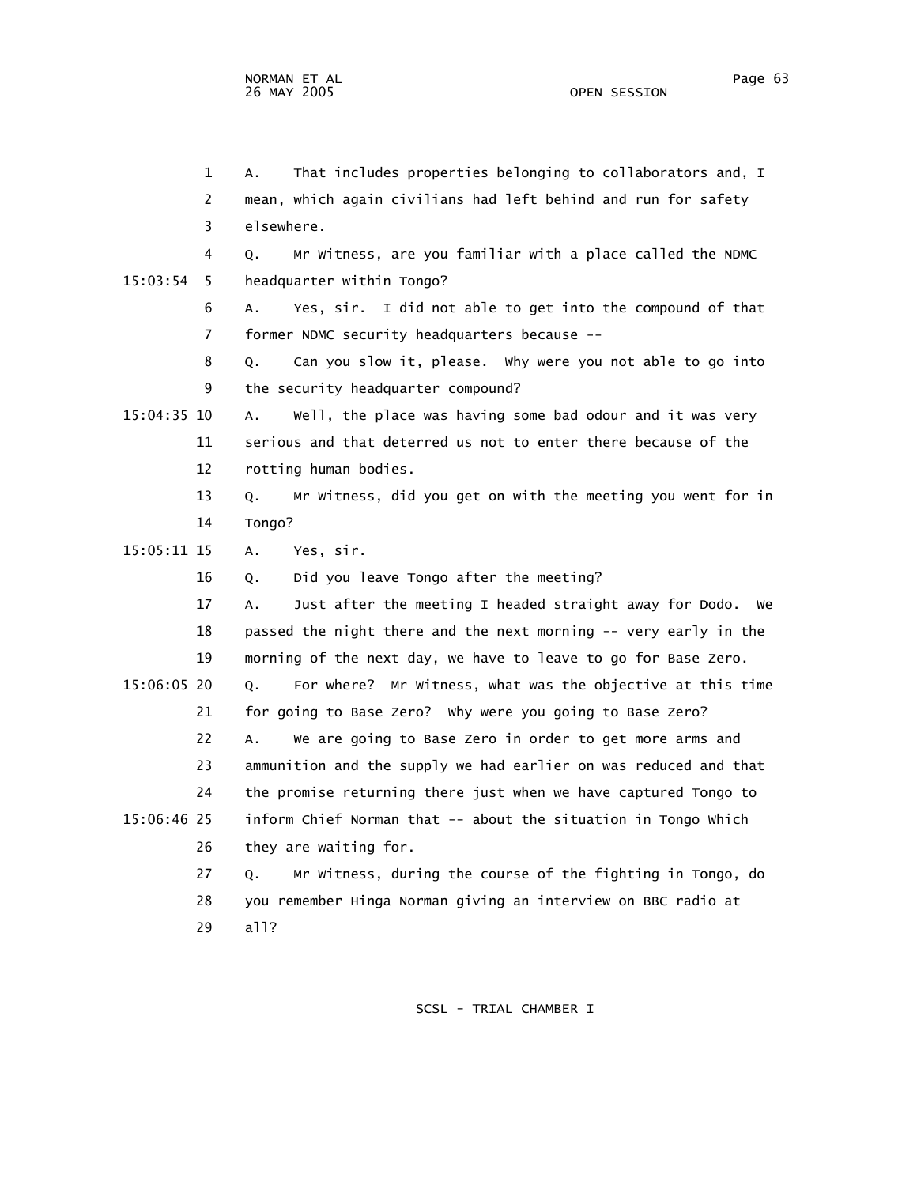1 A. That includes properties belonging to collaborators and, I
2 mean, which again civilians had left behind and run for safety
3 elsewhere.
4 Q. Mr Witness, are you familiar with a place called the NDMC
15:03:54 5 headquarter within Tongo?
6 A. Yes, sir. I did not able to get into the compound of that
7 former NDMC security headquarters because --
8 Q. Can you slow it, please. Why were you not able to go into
9 the security headquarter compound?
15:04:35 10 A. Well, the place was having some bad odour and it was very
11 serious and that deterred us not to enter there because of the
12 rotting human bodies.
13 Q. Mr Witness, did you get on with the meeting you went for in
14 Tongo?
15:05:11 15 A. Yes, sir.
16 Q. Did you leave Tongo after the meeting?
17 A. Just after the meeting I headed straight away for Dodo. We
18 passed the night there and the next morning -- very early in the
19 morning of the next day, we have to leave to go for Base Zero.
15:06:05 20 Q. For where? Mr Witness, what was the objective at this time
21 for going to Base Zero? Why were you going to Base Zero?
22 A. We are going to Base Zero in order to get more arms and
23 ammunition and the supply we had earlier on was reduced and that
24 the promise returning there just when we have captured Tongo to
15:06:46 25 inform Chief Norman that -- about the situation in Tongo which
26 they are waiting for.
27 Q. Mr Witness, during the course of the fighting in Tongo, do
28 you remember Hinga Norman giving an interview on BBC radio at
29 all?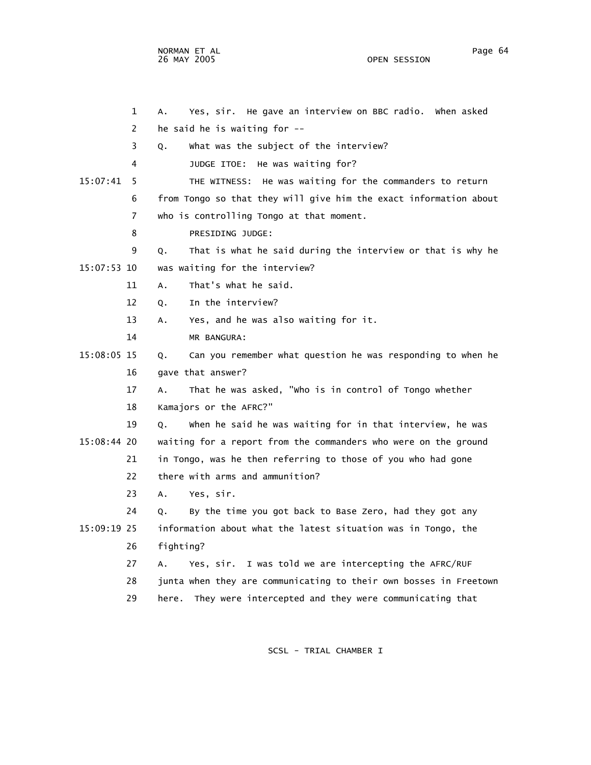1 A. Yes, sir. He gave an interview on BBC radio. When asked
2 he said he is waiting for --
3 Q. What was the subject of the interview?
4 JUDGE ITOE: He was waiting for?
15:07:41 5 THE WITNESS: He was waiting for the commanders to return
6 from Tongo so that they will give him the exact information about
7 who is controlling Tongo at that moment.
8 PRESIDING JUDGE:
9 Q. That is what he said during the interview or that is why he
15:07:53 10 was waiting for the interview?
11 A. That's what he said.
12 Q. In the interview?
13 A. Yes, and he was also waiting for it.
14 MR BANGURA:
15:08:05 15 Q. Can you remember what question he was responding to when he
16 gave that answer?
17 A. That he was asked, "Who is in control of Tongo whether
18 Kamajors or the AFRC?"
19 Q. When he said he was waiting for in that interview, he was
15:08:44 20 waiting for a report from the commanders who were on the ground
21 in Tongo, was he then referring to those of you who had gone
22 there with arms and ammunition?
23 A. Yes, sir.
24 Q. By the time you got back to Base Zero, had they got any
15:09:19 25 information about what the latest situation was in Tongo, the
26 fighting?
27 A. Yes, sir. I was told we are intercepting the AFRC/RUF
28 junta when they are communicating to their own bosses in Freetown
29 here. They were intercepted and they were communicating that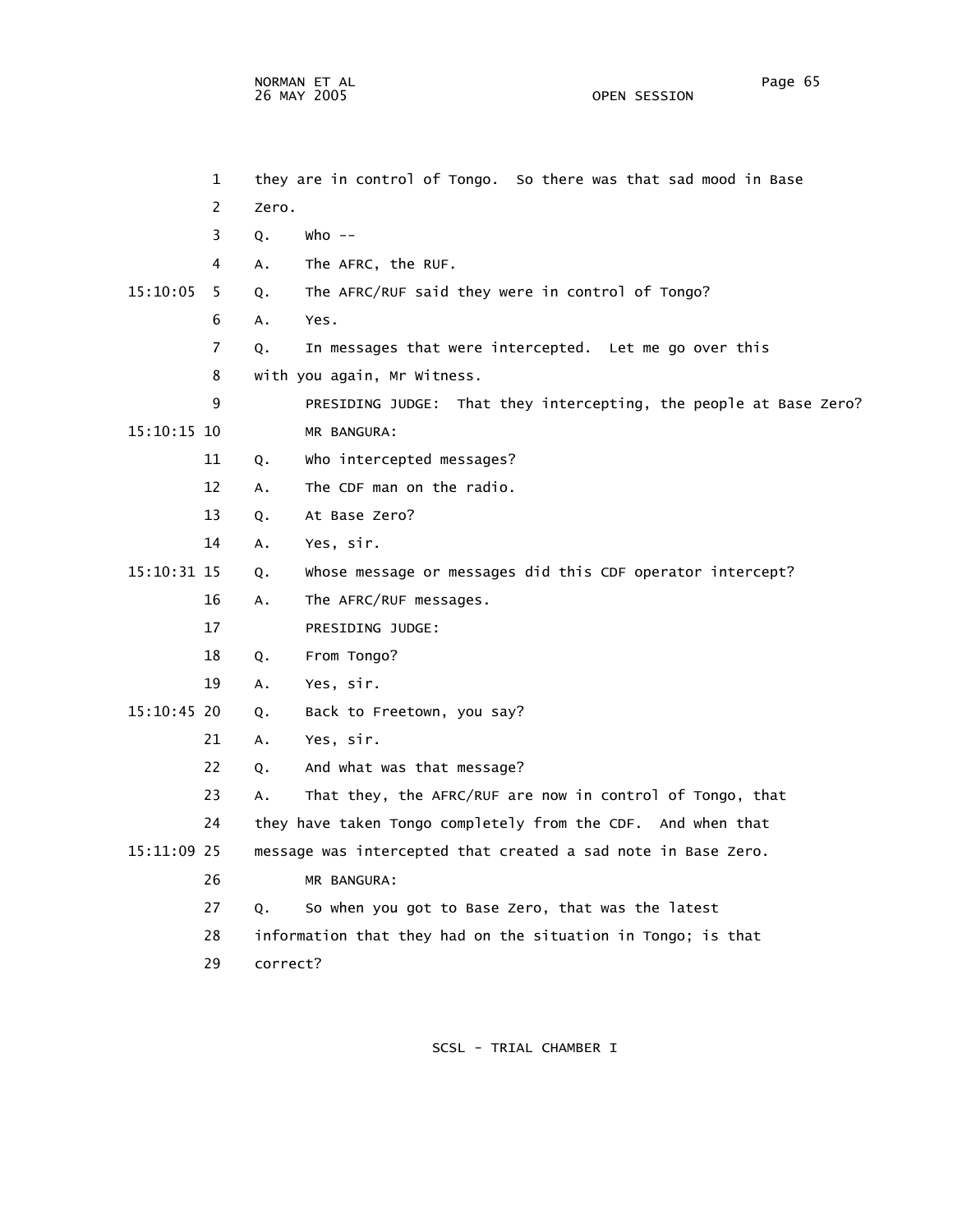they are in control of Tongo. So there was that sad mood in Base Zero.

Q. Who --

A. The AFRC, the RUF.

Q. The AFRC/RUF said they were in control of Tongo?

A. Yes.

Q. In messages that were intercepted. Let me go over this with you again, Mr Witness.

PRESIDING JUDGE: That they intercepting, the people at Base Zero?

MR BANGURA:

Q. Who intercepted messages?

A. The CDF man on the radio.

Q. At Base Zero?

A. Yes, sir.

Q. Whose message or messages did this CDF operator intercept?

A. The AFRC/RUF messages.

PRESIDING JUDGE:

Q. From Tongo?

A. Yes, sir.

Q. Back to Freetown, you say?

A. Yes, sir.

Q. And what was that message?

A. That they, the AFRC/RUF are now in control of Tongo, that they have taken Tongo completely from the CDF. And when that message was intercepted that created a sad note in Base Zero.

MR BANGURA:

Q. So when you got to Base Zero, that was the latest information that they had on the situation in Tongo; is that correct?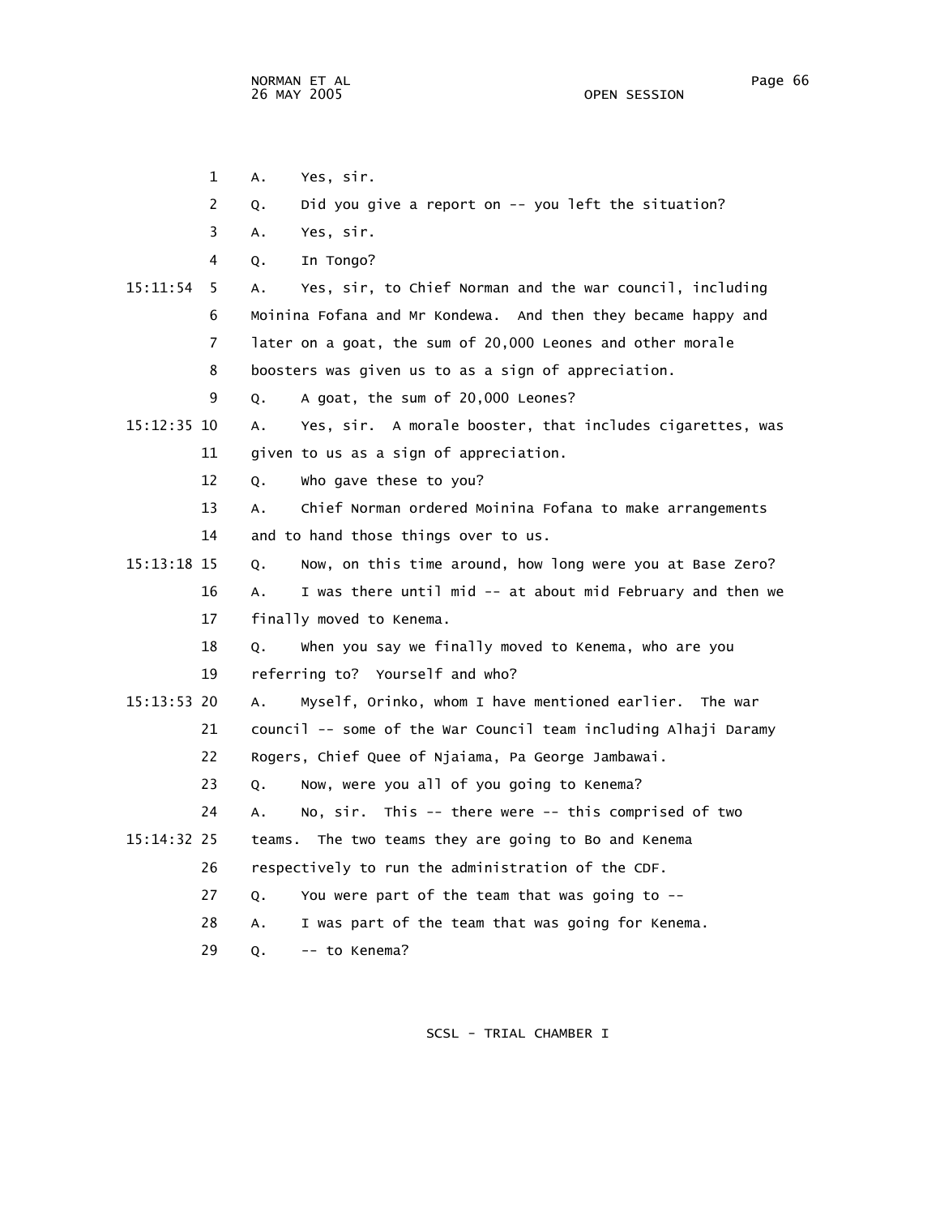1 A. Yes, sir.

2 Q. Did you give a report on -- you left the situation?

3 A. Yes, sir.

4 Q. In Tongo?

15:11:54 5 A. Yes, sir, to Chief Norman and the war council, including

6 Moinina Fofana and Mr Kondewa. And then they became happy and

7 later on a goat, the sum of 20,000 Leones and other morale

8 boosters was given us to as a sign of appreciation.

9 Q. A goat, the sum of 20,000 Leones?

15:12:35 10 A. Yes, sir. A morale booster, that includes cigarettes, was

11 given to us as a sign of appreciation.

12 Q. Who gave these to you?

13 A. Chief Norman ordered Moinina Fofana to make arrangements

14 and to hand those things over to us.

15:13:18 15 Q. Now, on this time around, how long were you at Base Zero?

16 A. I was there until mid -- at about mid February and then we

17 finally moved to Kenema.

18 Q. When you say we finally moved to Kenema, who are you

19 referring to? Yourself and who?

15:13:53 20 A. Myself, Orinko, whom I have mentioned earlier. The war

21 council -- some of the War Council team including Alhaji Daramy

22 Rogers, Chief Quee of Njaiama, Pa George Jambawai.

23 Q. Now, were you all of you going to Kenema?

24 A. No, sir. This -- there were -- this comprised of two

15:14:32 25 teams. The two teams they are going to Bo and Kenema

26 respectively to run the administration of the CDF.

27 Q. You were part of the team that was going to --

28 A. I was part of the team that was going for Kenema.

29 Q. -- to Kenema?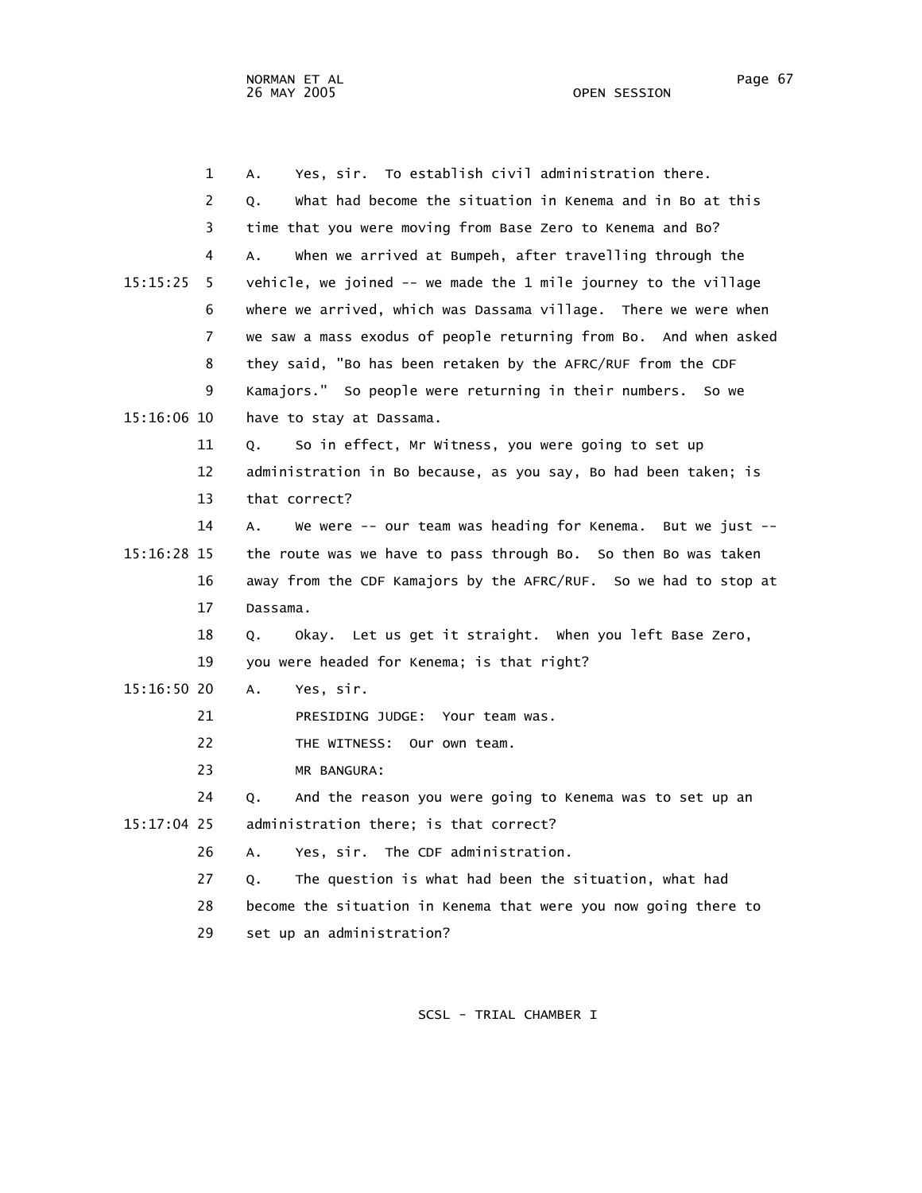A. Yes, sir. To establish civil administration there.

Q. What had become the situation in Kenema and in Bo at this time that you were moving from Base Zero to Kenema and Bo?

A. When we arrived at Bumpeh, after travelling through the vehicle, we joined -- we made the 1 mile journey to the village where we arrived, which was Dassama village. There we were when we saw a mass exodus of people returning from Bo. And when asked they said, "Bo has been retaken by the AFRC/RUF from the CDF Kamajors." So people were returning in their numbers. So we have to stay at Dassama.

Q. So in effect, Mr Witness, you were going to set up administration in Bo because, as you say, Bo had been taken; is that correct?

A. We were -- our team was heading for Kenema. But we just -- the route was we have to pass through Bo. So then Bo was taken away from the CDF Kamajors by the AFRC/RUF. So we had to stop at Dassama.

Q. Okay. Let us get it straight. When you left Base Zero, you were headed for Kenema; is that right?

A. Yes, sir.

PRESIDING JUDGE: Your team was.

THE WITNESS: Our own team.

MR BANGURA:

Q. And the reason you were going to Kenema was to set up an administration there; is that correct?

A. Yes, sir. The CDF administration.

Q. The question is what had been the situation, what had become the situation in Kenema that were you now going there to set up an administration?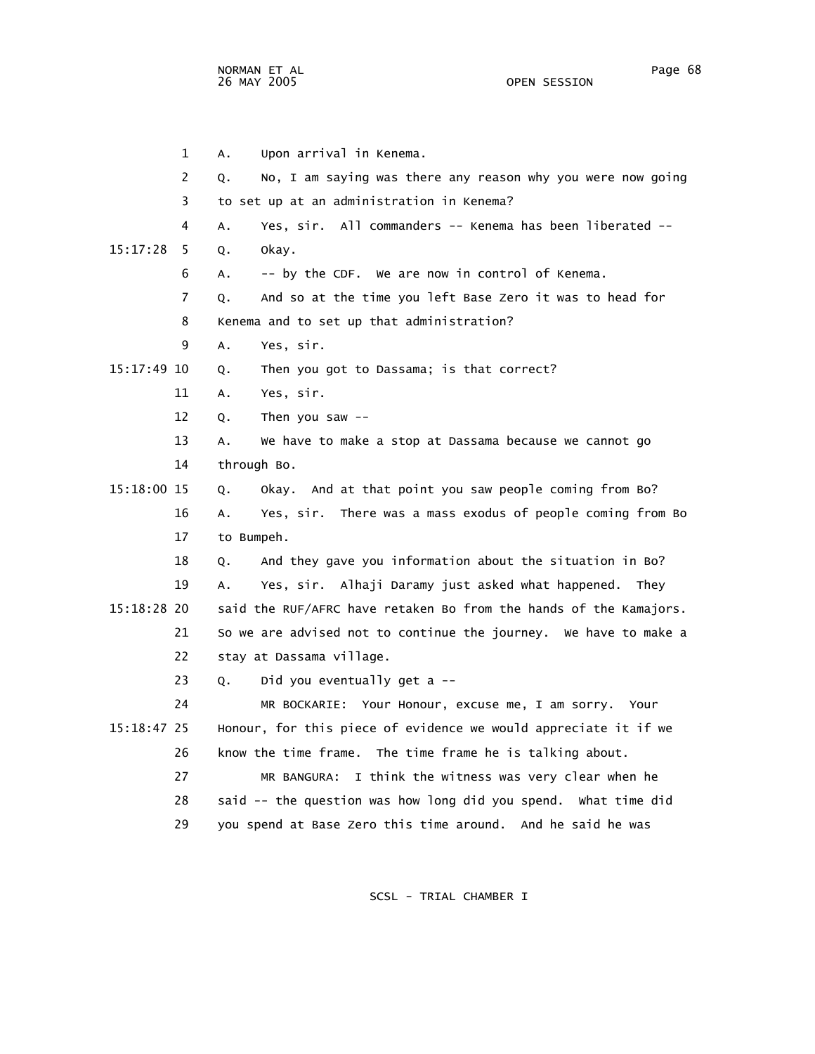1 A. Upon arrival in Kenema.

2 Q. No, I am saying was there any reason why you were now going

3 to set up at an administration in Kenema?

4 A. Yes, sir. All commanders -- Kenema has been liberated --

15:17:28 5 Q. Okay.

6 A. -- by the CDF. We are now in control of Kenema.

7 Q. And so at the time you left Base Zero it was to head for

8 Kenema and to set up that administration?

9 A. Yes, sir.

15:17:49 10 Q. Then you got to Dassama; is that correct?

11 A. Yes, sir.

12 Q. Then you saw --

13 A. We have to make a stop at Dassama because we cannot go

14 through Bo.

15:18:00 15 Q. Okay. And at that point you saw people coming from Bo?

16 A. Yes, sir. There was a mass exodus of people coming from Bo

17 to Bumpeh.

18 Q. And they gave you information about the situation in Bo?

19 A. Yes, sir. Alhaji Daramy just asked what happened. They

15:18:28 20 said the RUF/AFRC have retaken Bo from the hands of the Kamajors.

21 So we are advised not to continue the journey. We have to make a

22 stay at Dassama village.

23 Q. Did you eventually get a --

24 MR BOCKARIE: Your Honour, excuse me, I am sorry. Your

15:18:47 25 Honour, for this piece of evidence we would appreciate it if we

26 know the time frame. The time frame he is talking about.

27 MR BANGURA: I think the witness was very clear when he

28 said -- the question was how long did you spend. What time did

29 you spend at Base Zero this time around. And he said he was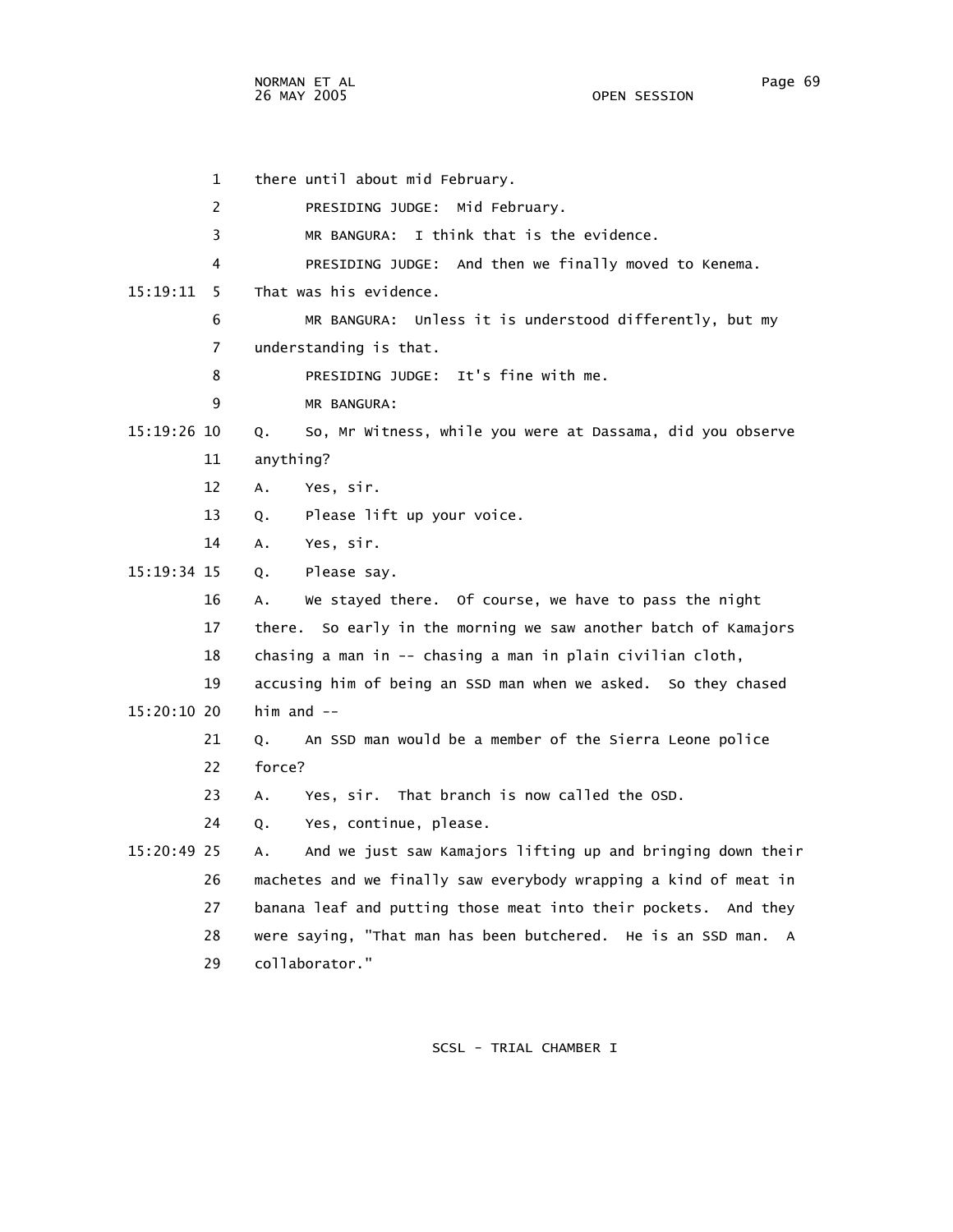there until about mid February.

PRESIDING JUDGE: Mid February.

MR BANGURA: I think that is the evidence.

PRESIDING JUDGE: And then we finally moved to Kenema. That was his evidence.

MR BANGURA: Unless it is understood differently, but my understanding is that.

PRESIDING JUDGE: It's fine with me.

MR BANGURA:

Q. So, Mr Witness, while you were at Dassama, did you observe anything?

A. Yes, sir.

Q. Please lift up your voice.

A. Yes, sir.

Q. Please say.

A. We stayed there. Of course, we have to pass the night there. So early in the morning we saw another batch of Kamajors chasing a man in -- chasing a man in plain civilian cloth, accusing him of being an SSD man when we asked. So they chased him and --

Q. An SSD man would be a member of the Sierra Leone police force?

A. Yes, sir. That branch is now called the OSD.

Q. Yes, continue, please.

A. And we just saw Kamajors lifting up and bringing down their machetes and we finally saw everybody wrapping a kind of meat in banana leaf and putting those meat into their pockets. And they were saying, "That man has been butchered. He is an SSD man. A collaborator."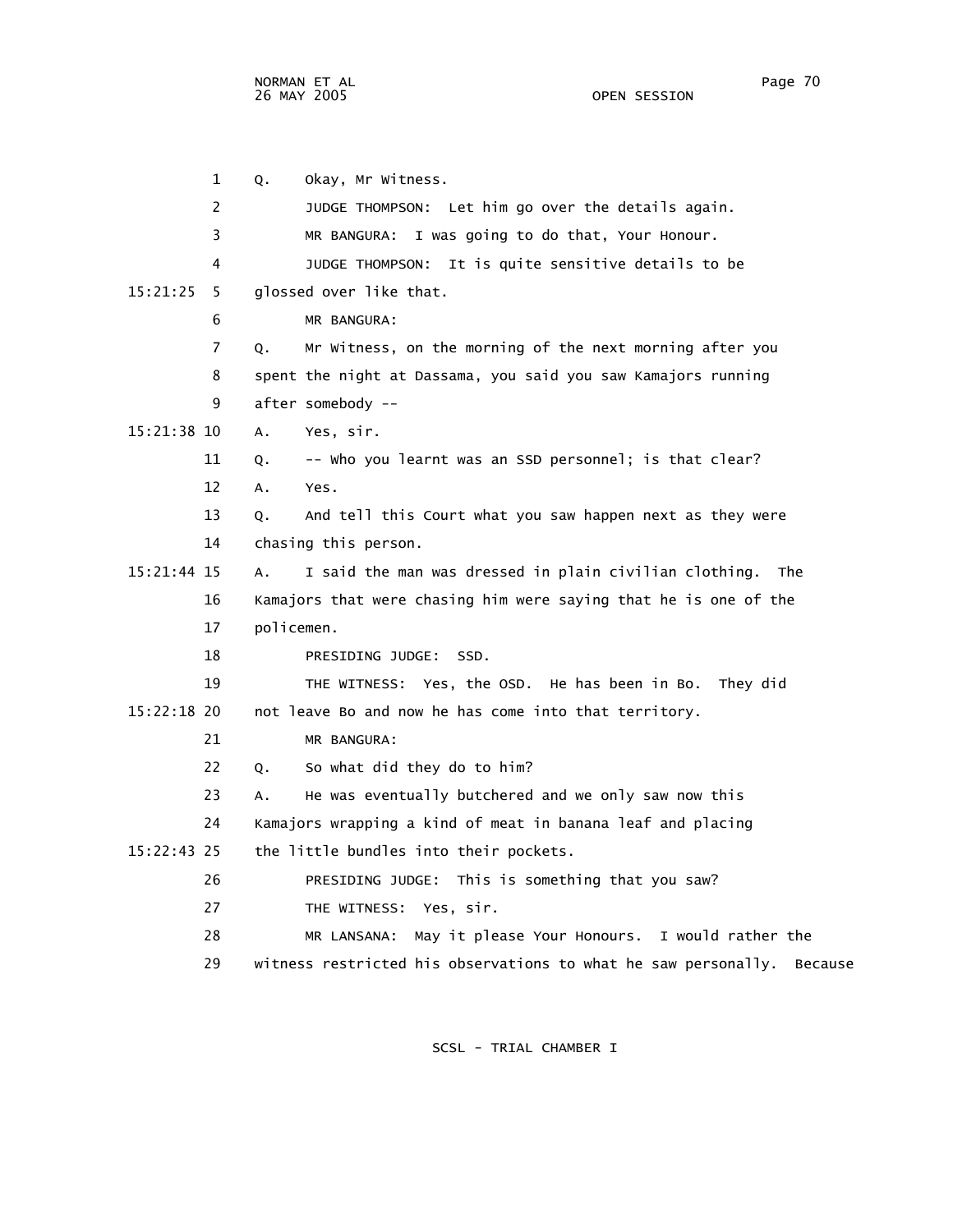1 Q. Okay, Mr Witness.

2 JUDGE THOMPSON: Let him go over the details again.

3 MR BANGURA: I was going to do that, Your Honour.

4 JUDGE THOMPSON: It is quite sensitive details to be

15:21:25 5 glossed over like that.

6 MR BANGURA:

7 Q. Mr Witness, on the morning of the next morning after you

8 spent the night at Dassama, you said you saw Kamajors running

9 after somebody --

15:21:38 10 A. Yes, sir.

11 Q. -- Who you learnt was an SSD personnel; is that clear?

12 A. Yes.

13 Q. And tell this Court what you saw happen next as they were

14 chasing this person.

15:21:44 15 A. I said the man was dressed in plain civilian clothing. The

16 Kamajors that were chasing him were saying that he is one of the

17 policemen.

18 PRESIDING JUDGE: SSD.

19 THE WITNESS: Yes, the OSD. He has been in Bo. They did

15:22:18 20 not leave Bo and now he has come into that territory.

21 MR BANGURA:

22 Q. So what did they do to him?

23 A. He was eventually butchered and we only saw now this

24 Kamajors wrapping a kind of meat in banana leaf and placing

15:22:43 25 the little bundles into their pockets.

26 PRESIDING JUDGE: This is something that you saw?

27 THE WITNESS: Yes, sir.

28 MR LANSANA: May it please Your Honours. I would rather the

29 witness restricted his observations to what he saw personally. Because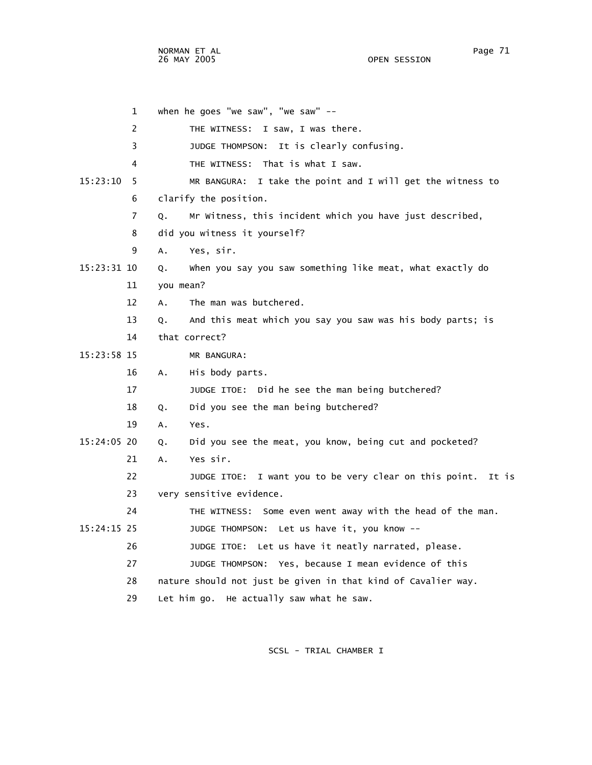when he goes "we saw", "we saw" --

THE WITNESS: I saw, I was there.

JUDGE THOMPSON: It is clearly confusing.

THE WITNESS: That is what I saw.

MR BANGURA: I take the point and I will get the witness to clarify the position.

Q. Mr Witness, this incident which you have just described, did you witness it yourself?

A. Yes, sir.

Q. When you say you saw something like meat, what exactly do you mean?

A. The man was butchered.

Q. And this meat which you say you saw was his body parts; is that correct?

MR BANGURA:

A. His body parts.

JUDGE ITOE: Did he see the man being butchered?

Q. Did you see the man being butchered?

A. Yes.

Q. Did you see the meat, you know, being cut and pocketed?

A. Yes sir.

JUDGE ITOE: I want you to be very clear on this point. It is very sensitive evidence.

THE WITNESS: Some even went away with the head of the man.

JUDGE THOMPSON: Let us have it, you know --

JUDGE ITOE: Let us have it neatly narrated, please.

JUDGE THOMPSON: Yes, because I mean evidence of this nature should not just be given in that kind of Cavalier way. Let him go. He actually saw what he saw.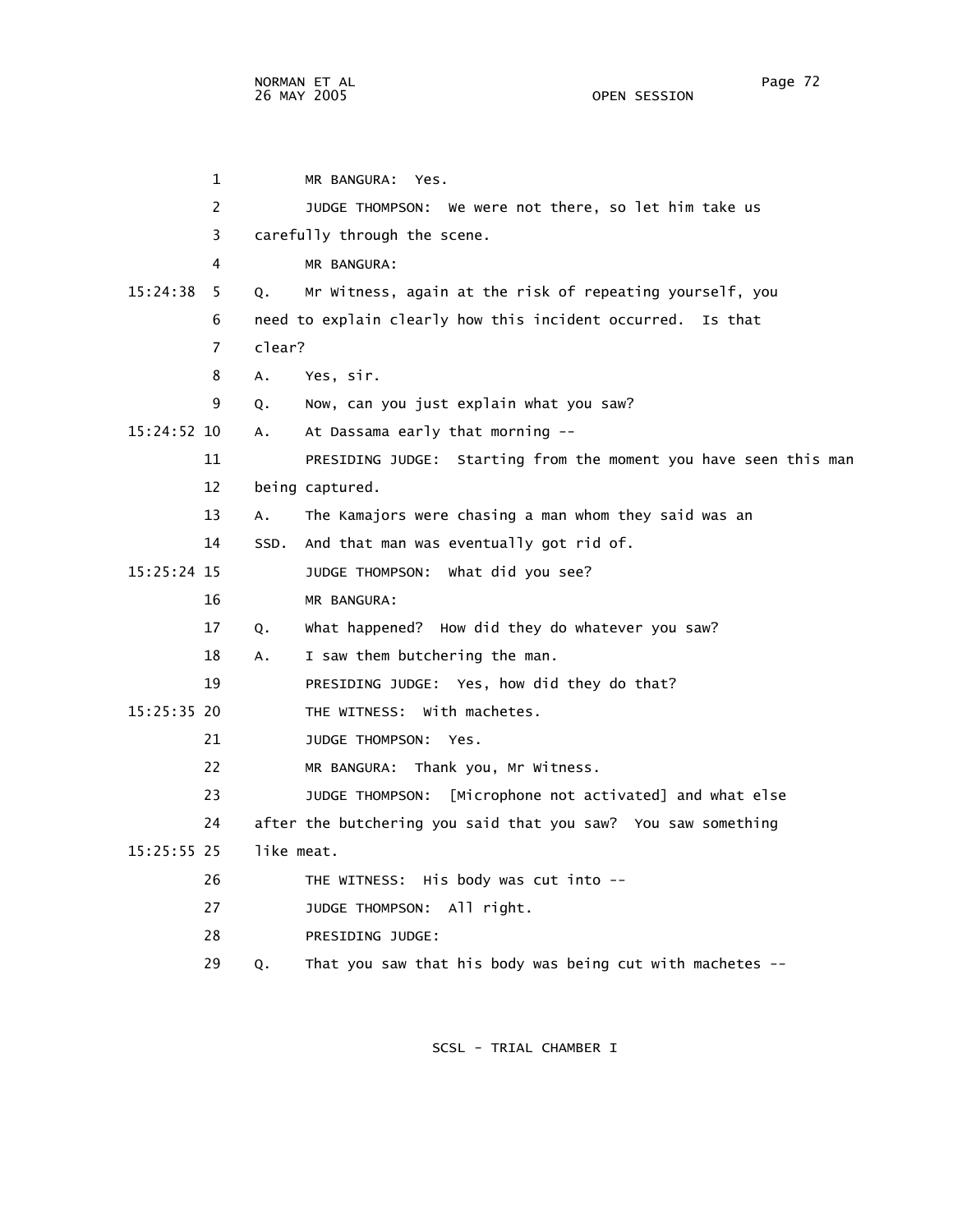1 MR BANGURA: Yes.

2 JUDGE THOMPSON: We were not there, so let him take us

3 carefully through the scene.

4 MR BANGURA:

15:24:38 5 Q. Mr Witness, again at the risk of repeating yourself, you

6 need to explain clearly how this incident occurred. Is that

7 clear?

8 A. Yes, sir.

9 Q. Now, can you just explain what you saw?

15:24:52 10 A. At Dassama early that morning --

11 PRESIDING JUDGE: Starting from the moment you have seen this man

12 being captured.

13 A. The Kamajors were chasing a man whom they said was an

14 SSD. And that man was eventually got rid of.

15:25:24 15 JUDGE THOMPSON: What did you see?

16 MR BANGURA:

17 Q. What happened? How did they do whatever you saw?

18 A. I saw them butchering the man.

19 PRESIDING JUDGE: Yes, how did they do that?

15:25:35 20 THE WITNESS: With machetes.

21 JUDGE THOMPSON: Yes.

22 MR BANGURA: Thank you, Mr Witness.

23 JUDGE THOMPSON: [Microphone not activated] and what else

24 after the butchering you said that you saw? You saw something

15:25:55 25 like meat.

26 THE WITNESS: His body was cut into --

27 JUDGE THOMPSON: All right.

28 PRESIDING JUDGE:

29 Q. That you saw that his body was being cut with machetes --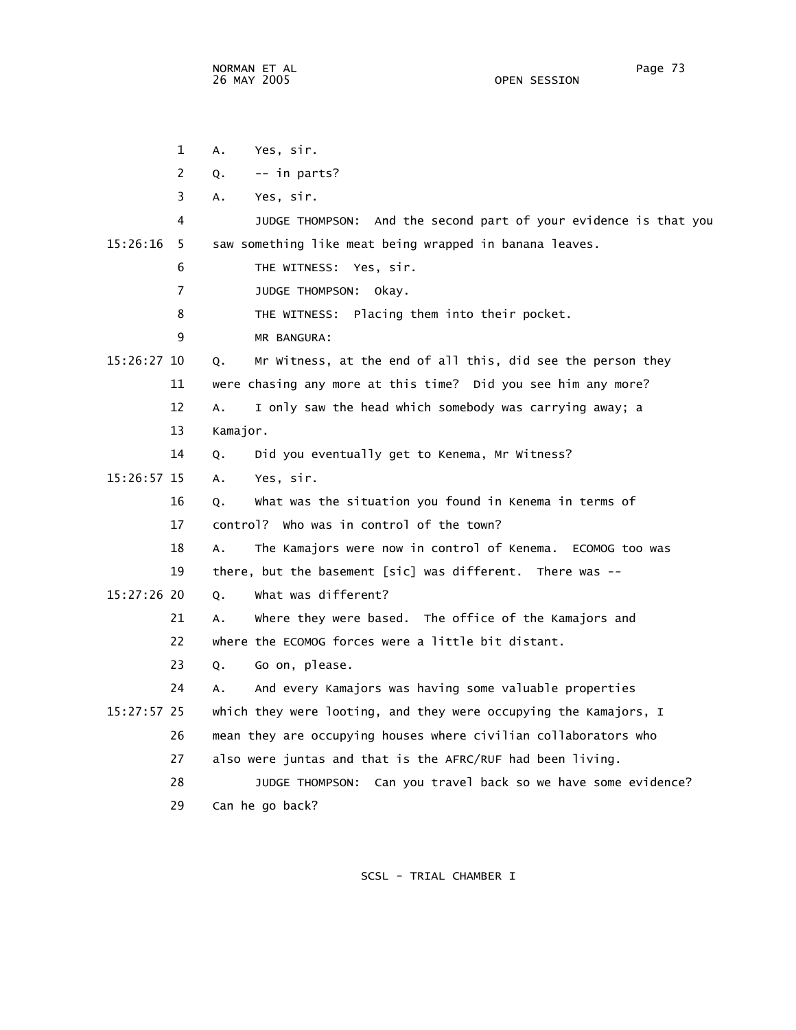1 A. Yes, sir.

2 Q. -- in parts?

3 A. Yes, sir.

4 JUDGE THOMPSON: And the second part of your evidence is that you

15:26:16 5 saw something like meat being wrapped in banana leaves.

6 THE WITNESS: Yes, sir.

7 JUDGE THOMPSON: Okay.

8 THE WITNESS: Placing them into their pocket.

9 MR BANGURA:

15:26:27 10 Q. Mr Witness, at the end of all this, did see the person they

11 were chasing any more at this time? Did you see him any more?

12 A. I only saw the head which somebody was carrying away; a

13 Kamajor.

14 Q. Did you eventually get to Kenema, Mr Witness?

15:26:57 15 A. Yes, sir.

16 Q. What was the situation you found in Kenema in terms of

17 control? Who was in control of the town?

18 A. The Kamajors were now in control of Kenema. ECOMOG too was

19 there, but the basement [sic] was different. There was --

15:27:26 20 Q. What was different?

21 A. Where they were based. The office of the Kamajors and

22 where the ECOMOG forces were a little bit distant.

23 Q. Go on, please.

24 A. And every Kamajors was having some valuable properties

15:27:57 25 which they were looting, and they were occupying the Kamajors, I

26 mean they are occupying houses where civilian collaborators who

27 also were juntas and that is the AFRC/RUF had been living.

28 JUDGE THOMPSON: Can you travel back so we have some evidence?

29 Can he go back?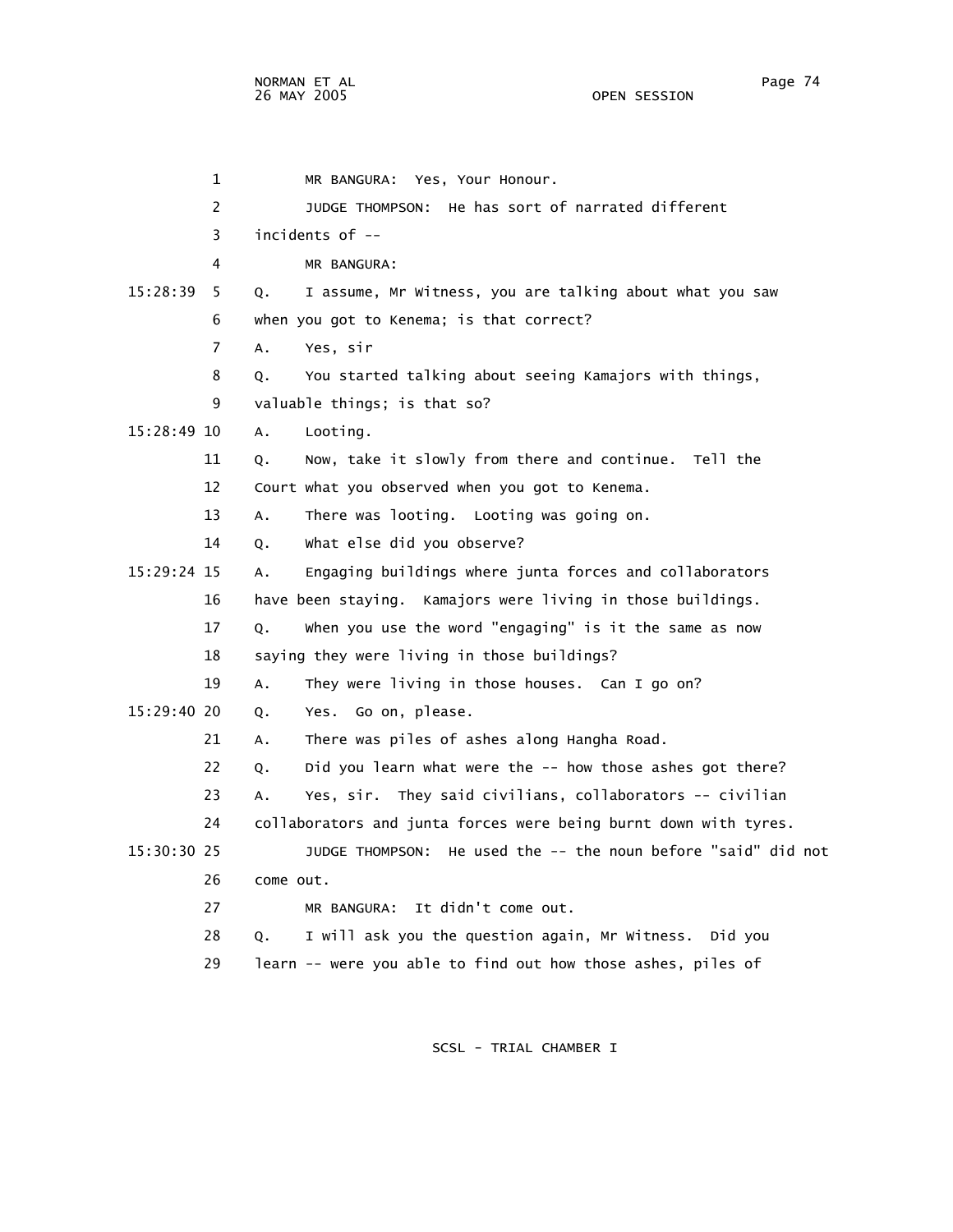1 MR BANGURA: Yes, Your Honour.

2 JUDGE THOMPSON: He has sort of narrated different

3 incidents of --

4 MR BANGURA:

15:28:39 5 Q. I assume, Mr Witness, you are talking about what you saw

6 when you got to Kenema; is that correct?

7 A. Yes, sir

8 Q. You started talking about seeing Kamajors with things,

9 valuable things; is that so?

15:28:49 10 A. Looting.

11 Q. Now, take it slowly from there and continue. Tell the

12 Court what you observed when you got to Kenema.

13 A. There was looting. Looting was going on.

14 Q. What else did you observe?

15:29:24 15 A. Engaging buildings where junta forces and collaborators

16 have been staying. Kamajors were living in those buildings.

17 Q. When you use the word "engaging" is it the same as now

18 saying they were living in those buildings?

19 A. They were living in those houses. Can I go on?

15:29:40 20 Q. Yes. Go on, please.

21 A. There was piles of ashes along Hangha Road.

22 Q. Did you learn what were the -- how those ashes got there?

23 A. Yes, sir. They said civilians, collaborators -- civilian

24 collaborators and junta forces were being burnt down with tyres.

15:30:30 25 JUDGE THOMPSON: He used the -- the noun before "said" did not

26 come out.

27 MR BANGURA: It didn't come out.

28 Q. I will ask you the question again, Mr Witness. Did you

29 learn -- were you able to find out how those ashes, piles of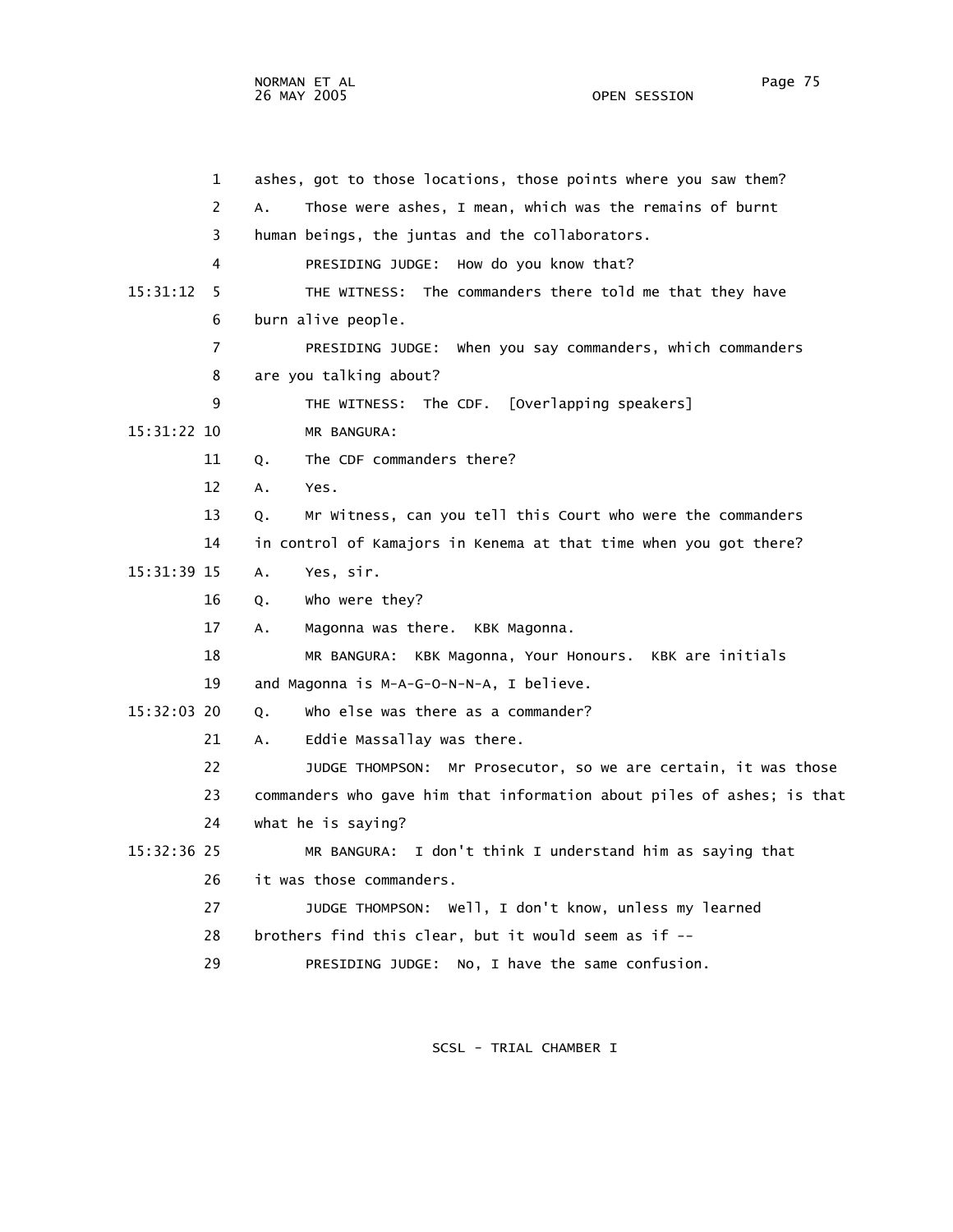ashes, got to those locations, those points where you saw them?

A. Those were ashes, I mean, which was the remains of burnt human beings, the juntas and the collaborators.

PRESIDING JUDGE: How do you know that?

15:31:12 THE WITNESS: The commanders there told me that they have burn alive people.

PRESIDING JUDGE: When you say commanders, which commanders are you talking about?

THE WITNESS: The CDF. [Overlapping speakers]

15:31:22 MR BANGURA:

Q. The CDF commanders there?

A. Yes.

Q. Mr Witness, can you tell this Court who were the commanders in control of Kamajors in Kenema at that time when you got there?

15:31:39 A. Yes, sir.

Q. Who were they?

A. Magonna was there. KBK Magonna.

MR BANGURA: KBK Magonna, Your Honours. KBK are initials and Magonna is M-A-G-O-N-N-A, I believe.

15:32:03 Q. Who else was there as a commander?

A. Eddie Massallay was there.

JUDGE THOMPSON: Mr Prosecutor, so we are certain, it was those commanders who gave him that information about piles of ashes; is that what he is saying?

15:32:36 MR BANGURA: I don't think I understand him as saying that it was those commanders.

JUDGE THOMPSON: Well, I don't know, unless my learned brothers find this clear, but it would seem as if --

PRESIDING JUDGE: No, I have the same confusion.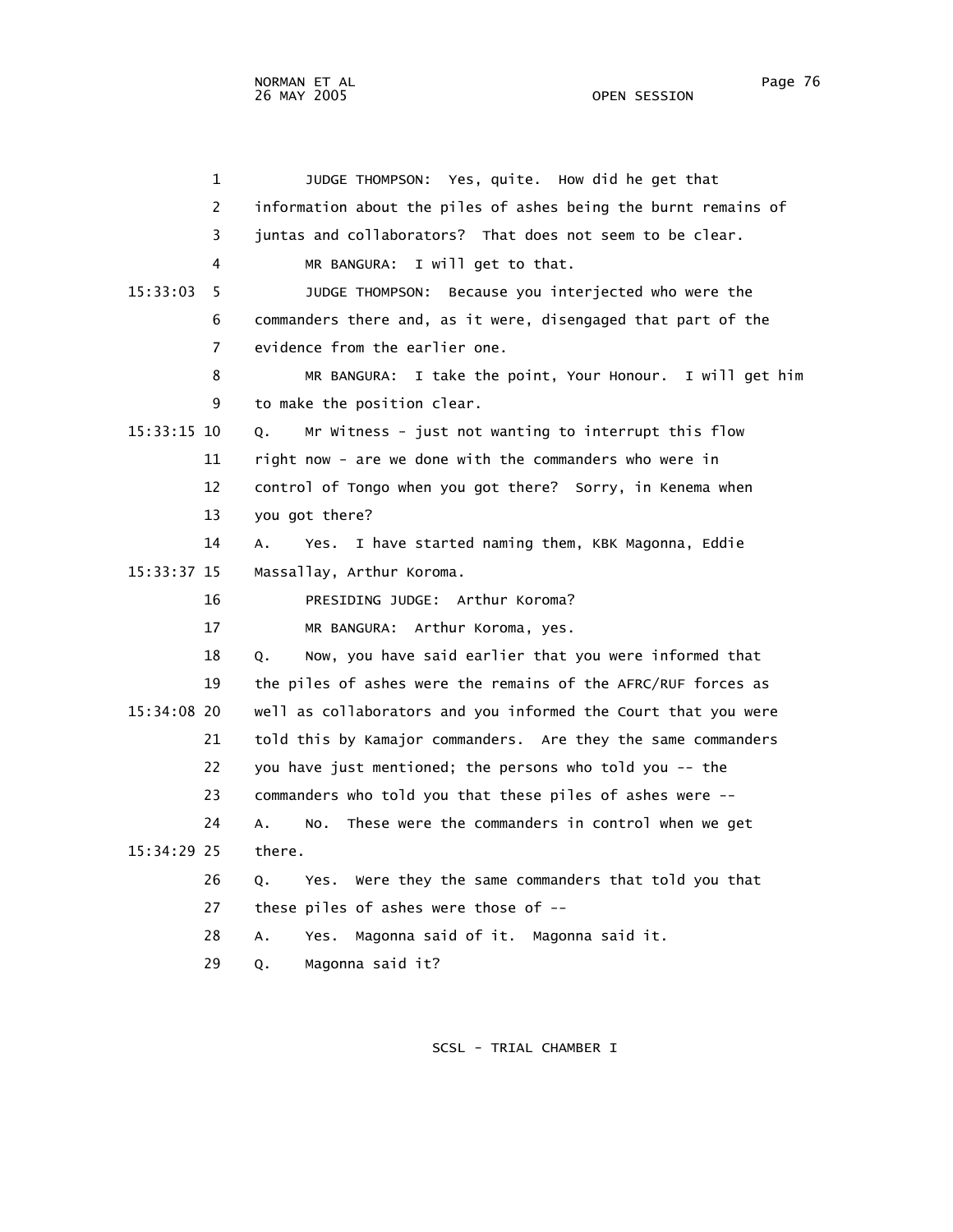1 JUDGE THOMPSON: Yes, quite. How did he get that
2 information about the piles of ashes being the burnt remains of
3 juntas and collaborators? That does not seem to be clear.
4 MR BANGURA: I will get to that.

15:33:03 5 JUDGE THOMPSON: Because you interjected who were the
6 commanders there and, as it were, disengaged that part of the
7 evidence from the earlier one.
8 MR BANGURA: I take the point, Your Honour. I will get him
9 to make the position clear.

15:33:15 10 Q. Mr Witness - just not wanting to interrupt this flow
11 right now - are we done with the commanders who were in
12 control of Tongo when you got there? Sorry, in Kenema when
13 you got there?
14 A. Yes. I have started naming them, KBK Magonna, Eddie

15:33:37 15 Massallay, Arthur Koroma.
16 PRESIDING JUDGE: Arthur Koroma?
17 MR BANGURA: Arthur Koroma, yes.
18 Q. Now, you have said earlier that you were informed that
19 the piles of ashes were the remains of the AFRC/RUF forces as

15:34:08 20 well as collaborators and you informed the Court that you were
21 told this by Kamajor commanders. Are they the same commanders
22 you have just mentioned; the persons who told you -- the
23 commanders who told you that these piles of ashes were --
24 A. No. These were the commanders in control when we get

15:34:29 25 there.
26 Q. Yes. Were they the same commanders that told you that
27 these piles of ashes were those of --
28 A. Yes. Magonna said of it. Magonna said it.
29 Q. Magonna said it?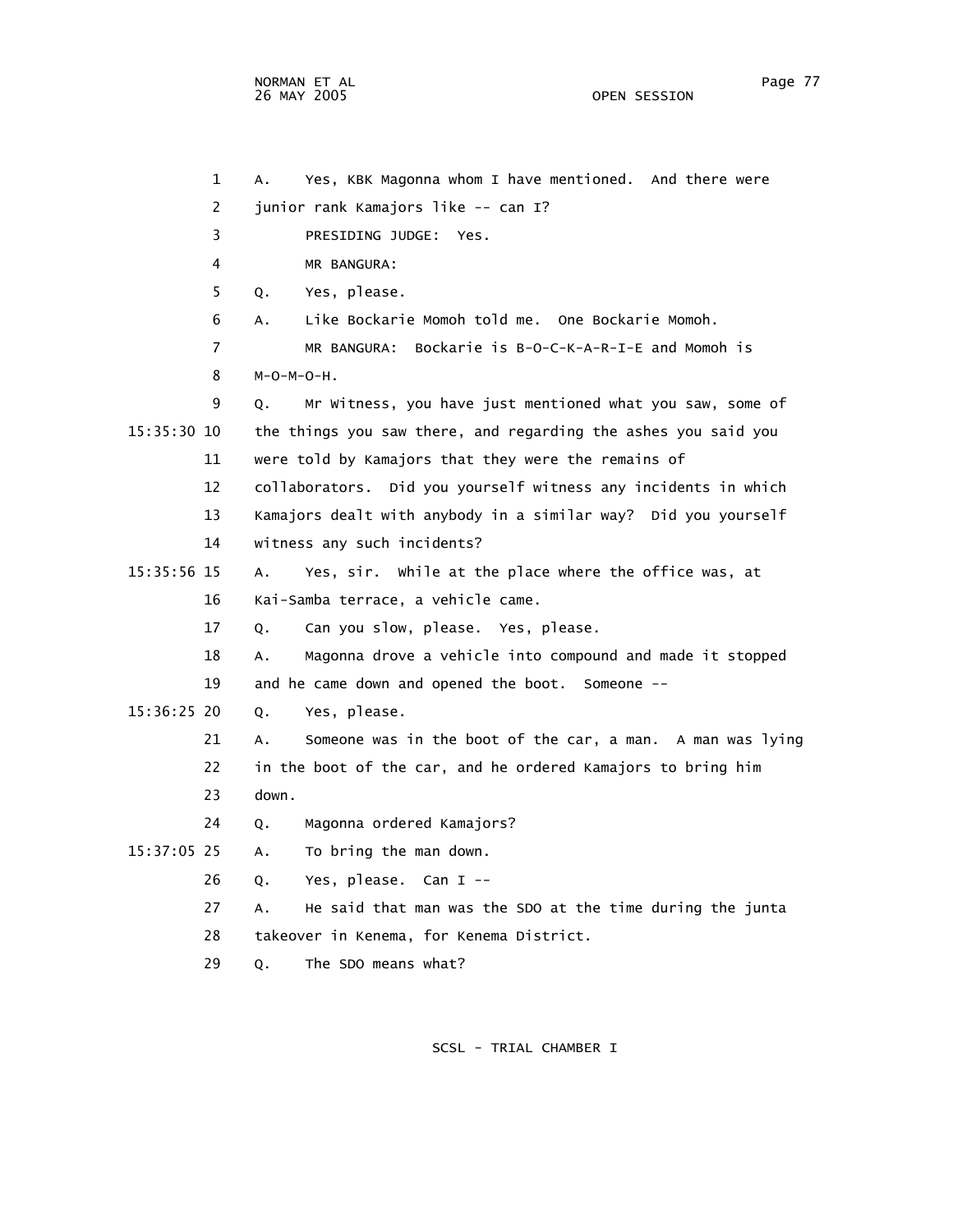A. Yes, KBK Magonna whom I have mentioned. And there were junior rank Kamajors like -- can I?

PRESIDING JUDGE: Yes.

MR BANGURA:

Q. Yes, please.

A. Like Bockarie Momoh told me. One Bockarie Momoh.

MR BANGURA: Bockarie is B-O-C-K-A-R-I-E and Momoh is M-O-M-O-H.

Q. Mr Witness, you have just mentioned what you saw, some of the things you saw there, and regarding the ashes you said you were told by Kamajors that they were the remains of collaborators. Did you yourself witness any incidents in which Kamajors dealt with anybody in a similar way? Did you yourself witness any such incidents?

A. Yes, sir. While at the place where the office was, at Kai-Samba terrace, a vehicle came.

Q. Can you slow, please. Yes, please.

A. Magonna drove a vehicle into compound and made it stopped and he came down and opened the boot. Someone --

Q. Yes, please.

A. Someone was in the boot of the car, a man. A man was lying in the boot of the car, and he ordered Kamajors to bring him down.

Q. Magonna ordered Kamajors?

A. To bring the man down.

Q. Yes, please. Can I --

A. He said that man was the SDO at the time during the junta takeover in Kenema, for Kenema District.

Q. The SDO means what?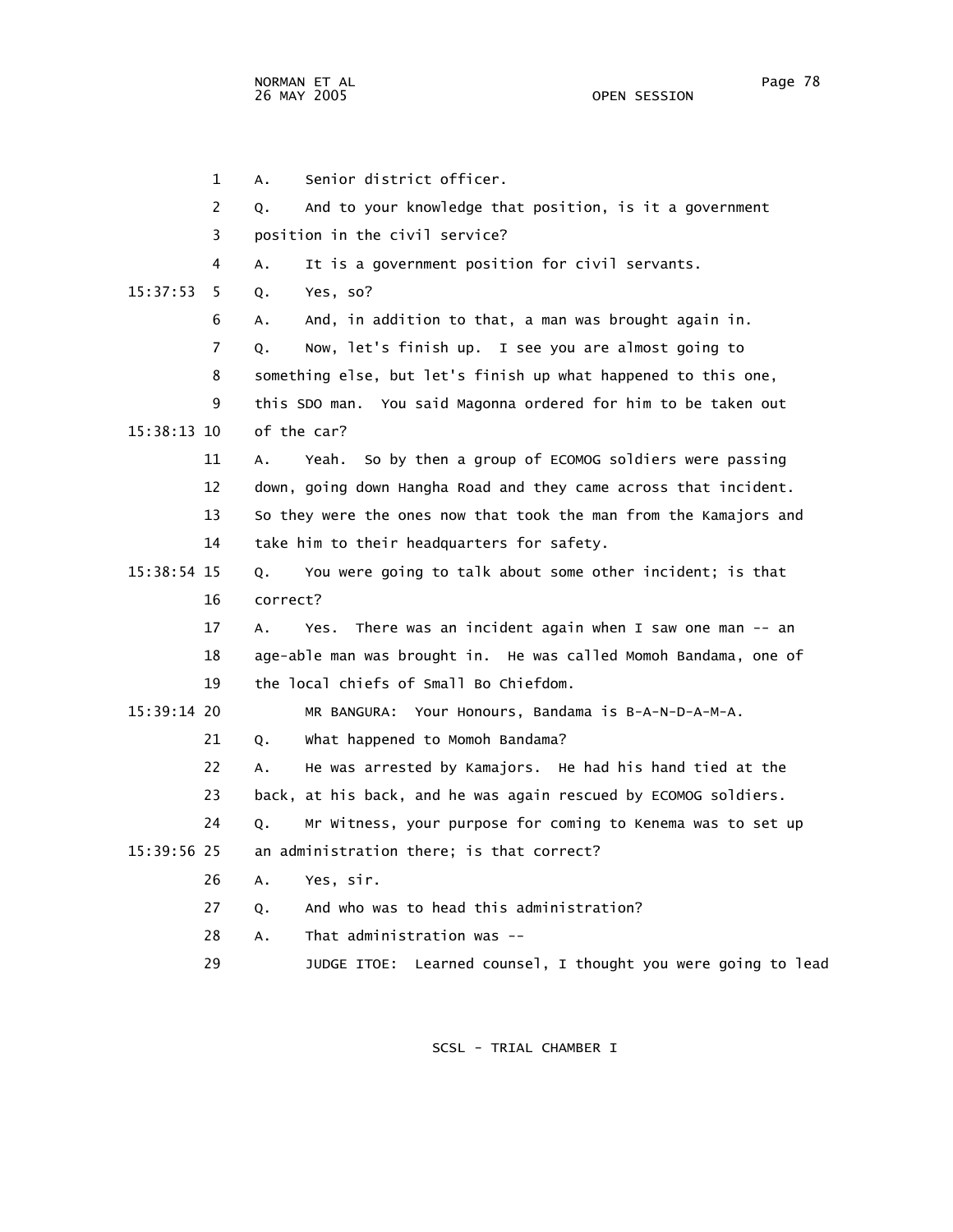1 A. Senior district officer.

2 Q. And to your knowledge that position, is it a government

3 position in the civil service?

4 A. It is a government position for civil servants.

15:37:53 5 Q. Yes, so?

6 A. And, in addition to that, a man was brought again in.

7 Q. Now, let's finish up. I see you are almost going to

8 something else, but let's finish up what happened to this one,

9 this SDO man. You said Magonna ordered for him to be taken out

15:38:13 10 of the car?

11 A. Yeah. So by then a group of ECOMOG soldiers were passing

12 down, going down Hangha Road and they came across that incident.

13 So they were the ones now that took the man from the Kamajors and

14 take him to their headquarters for safety.

15:38:54 15 Q. You were going to talk about some other incident; is that

16 correct?

17 A. Yes. There was an incident again when I saw one man -- an

18 age-able man was brought in. He was called Momoh Bandama, one of

19 the local chiefs of Small Bo Chiefdom.

15:39:14 20 MR BANGURA: Your Honours, Bandama is B-A-N-D-A-M-A.

21 Q. What happened to Momoh Bandama?

22 A. He was arrested by Kamajors. He had his hand tied at the

23 back, at his back, and he was again rescued by ECOMOG soldiers.

24 Q. Mr Witness, your purpose for coming to Kenema was to set up

15:39:56 25 an administration there; is that correct?

26 A. Yes, sir.

27 Q. And who was to head this administration?

28 A. That administration was --

29 JUDGE ITOE: Learned counsel, I thought you were going to lead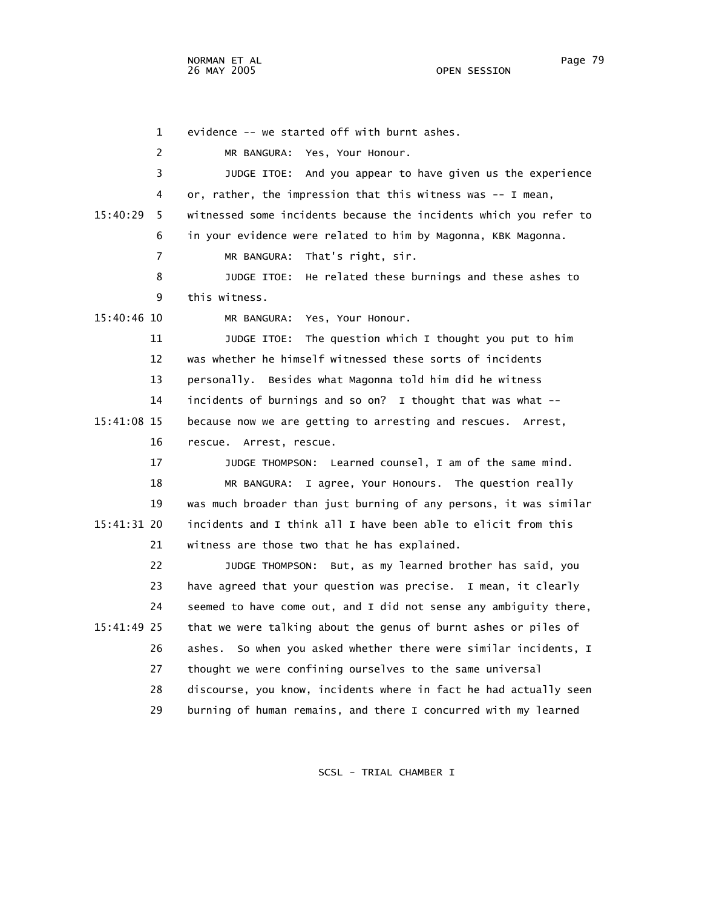1 evidence -- we started off with burnt ashes.

2 MR BANGURA: Yes, Your Honour.

3 JUDGE ITOE: And you appear to have given us the experience

4 or, rather, the impression that this witness was -- I mean,

15:40:29 5 witnessed some incidents because the incidents which you refer to

6 in your evidence were related to him by Magonna, KBK Magonna.

7 MR BANGURA: That's right, sir.

8 JUDGE ITOE: He related these burnings and these ashes to

9 this witness.

15:40:46 10 MR BANGURA: Yes, Your Honour.

11 JUDGE ITOE: The question which I thought you put to him

12 was whether he himself witnessed these sorts of incidents

13 personally. Besides what Magonna told him did he witness

14 incidents of burnings and so on? I thought that was what --

15:41:08 15 because now we are getting to arresting and rescues. Arrest,

16 rescue. Arrest, rescue.

17 JUDGE THOMPSON: Learned counsel, I am of the same mind.

18 MR BANGURA: I agree, Your Honours. The question really

19 was much broader than just burning of any persons, it was similar

15:41:31 20 incidents and I think all I have been able to elicit from this

21 witness are those two that he has explained.

22 JUDGE THOMPSON: But, as my learned brother has said, you

23 have agreed that your question was precise. I mean, it clearly

24 seemed to have come out, and I did not sense any ambiguity there,

15:41:49 25 that we were talking about the genus of burnt ashes or piles of

26 ashes. So when you asked whether there were similar incidents, I

27 thought we were confining ourselves to the same universal

28 discourse, you know, incidents where in fact he had actually seen

29 burning of human remains, and there I concurred with my learned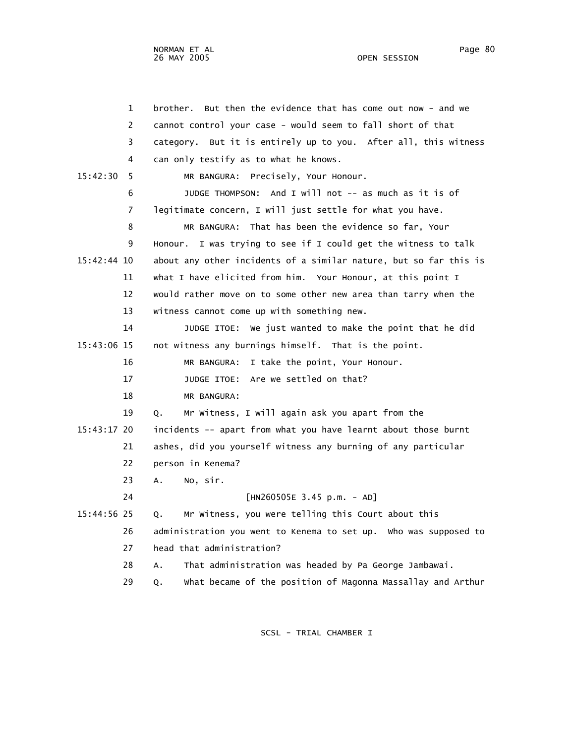brother. But then the evidence that has come out now - and we cannot control your case - would seem to fall short of that category. But it is entirely up to you. After all, this witness can only testify as to what he knows.

MR BANGURA: Precisely, Your Honour.

JUDGE THOMPSON: And I will not -- as much as it is of legitimate concern, I will just settle for what you have.

MR BANGURA: That has been the evidence so far, Your Honour. I was trying to see if I could get the witness to talk about any other incidents of a similar nature, but so far this is what I have elicited from him. Your Honour, at this point I would rather move on to some other new area than tarry when the witness cannot come up with something new.

JUDGE ITOE: We just wanted to make the point that he did not witness any burnings himself. That is the point.

MR BANGURA: I take the point, Your Honour.

JUDGE ITOE: Are we settled on that?

MR BANGURA:

Q. Mr Witness, I will again ask you apart from the incidents -- apart from what you have learnt about those burnt ashes, did you yourself witness any burning of any particular person in Kenema?

A. No, sir.

[HN260505E 3.45 p.m. - AD]

Q. Mr Witness, you were telling this Court about this administration you went to Kenema to set up. Who was supposed to head that administration?

A. That administration was headed by Pa George Jambawai.

Q. What became of the position of Magonna Massallay and Arthur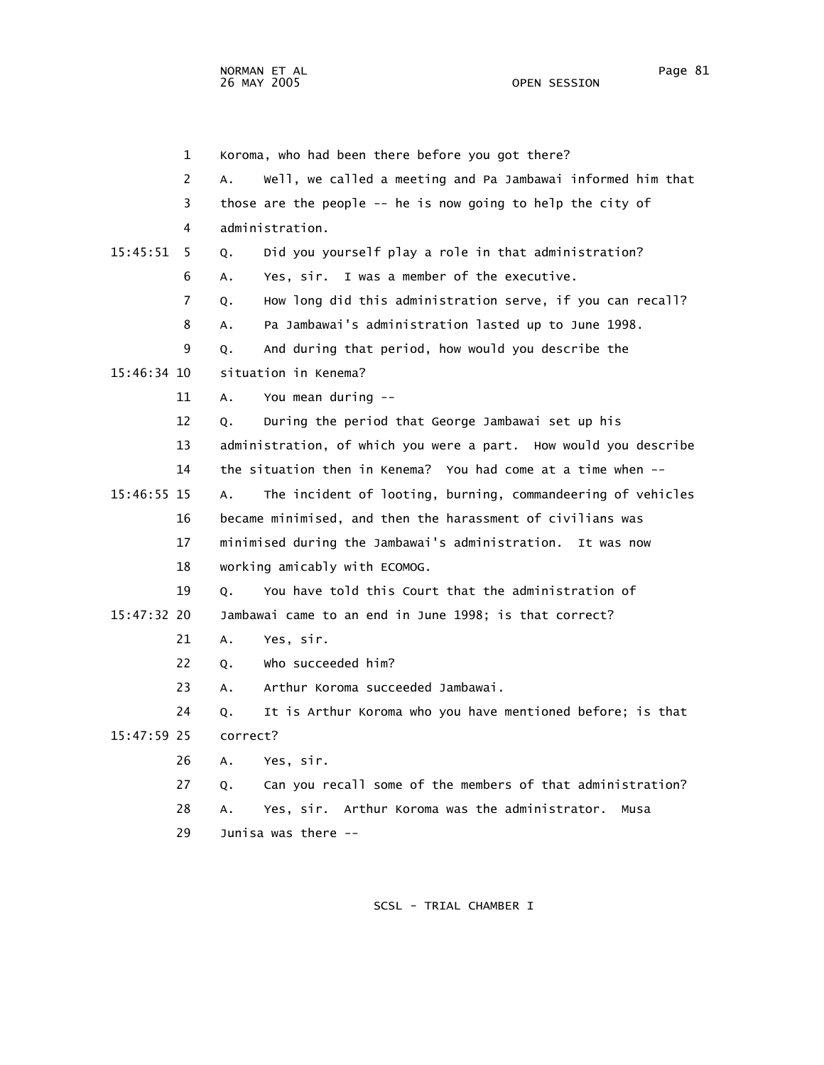1 Koroma, who had been there before you got there?

2 A. Well, we called a meeting and Pa Jambawai informed him that

3 those are the people -- he is now going to help the city of

4 administration.

15:45:51 5 Q. Did you yourself play a role in that administration?

6 A. Yes, sir. I was a member of the executive.

7 Q. How long did this administration serve, if you can recall?

8 A. Pa Jambawai's administration lasted up to June 1998.

9 Q. And during that period, how would you describe the

15:46:34 10 situation in Kenema?

11 A. You mean during --

12 Q. During the period that George Jambawai set up his

13 administration, of which you were a part. How would you describe

14 the situation then in Kenema? You had come at a time when --

15:46:55 15 A. The incident of looting, burning, commandeering of vehicles

16 became minimised, and then the harassment of civilians was

17 minimised during the Jambawai's administration. It was now

18 working amicably with ECOMOG.

19 Q. You have told this Court that the administration of

15:47:32 20 Jambawai came to an end in June 1998; is that correct?

21 A. Yes, sir.

22 Q. Who succeeded him?

23 A. Arthur Koroma succeeded Jambawai.

24 Q. It is Arthur Koroma who you have mentioned before; is that

15:47:59 25 correct?

26 A. Yes, sir.

27 Q. Can you recall some of the members of that administration?

28 A. Yes, sir. Arthur Koroma was the administrator. Musa

29 Junisa was there --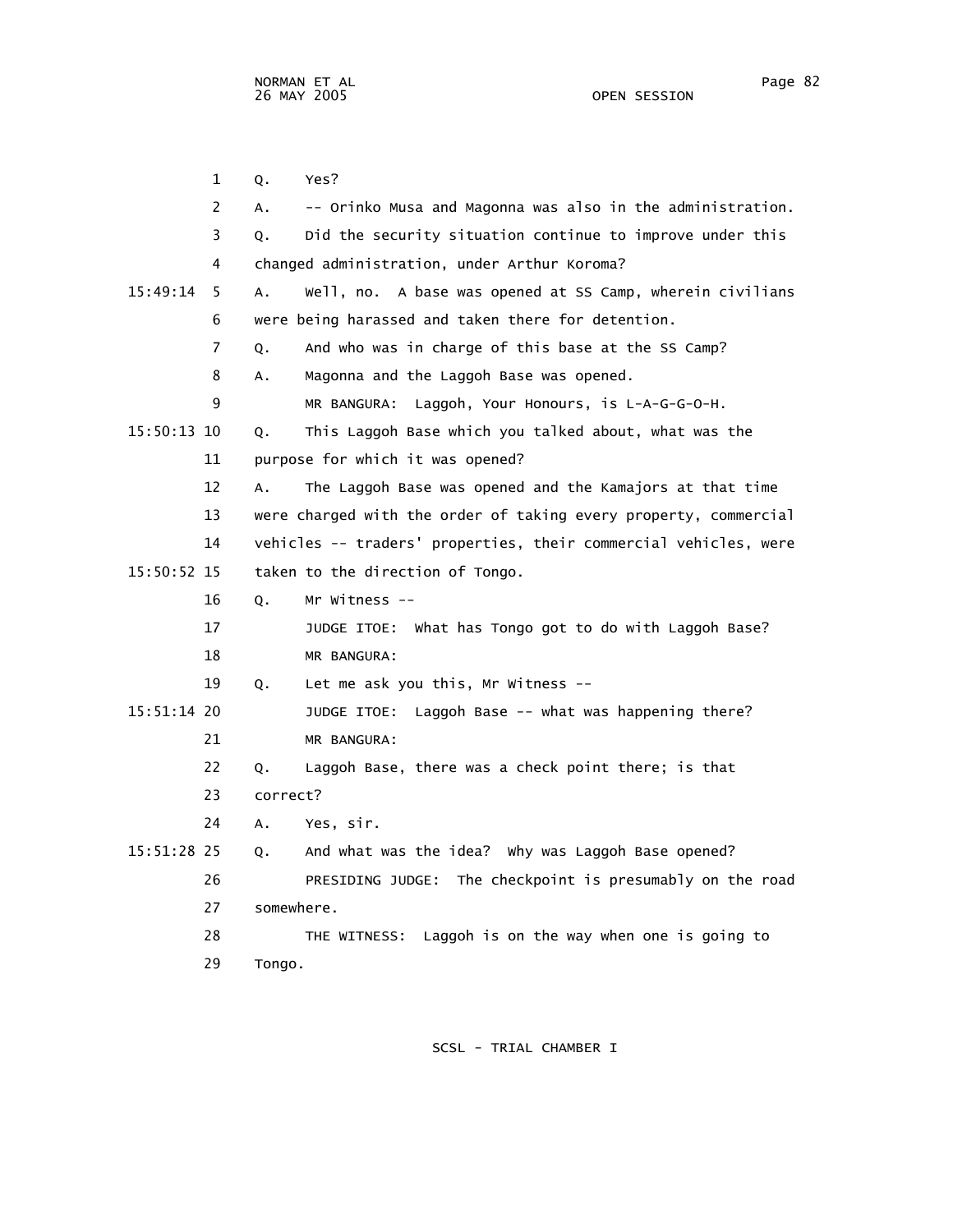1 Q. Yes?

2 A. -- Orinko Musa and Magonna was also in the administration.

3 Q. Did the security situation continue to improve under this

4 changed administration, under Arthur Koroma?

15:49:14 5 A. Well, no. A base was opened at SS Camp, wherein civilians

6 were being harassed and taken there for detention.

7 Q. And who was in charge of this base at the SS Camp?

8 A. Magonna and the Laggoh Base was opened.

9 MR BANGURA: Laggoh, Your Honours, is L-A-G-G-O-H.

15:50:13 10 Q. This Laggoh Base which you talked about, what was the

11 purpose for which it was opened?

12 A. The Laggoh Base was opened and the Kamajors at that time

13 were charged with the order of taking every property, commercial

14 vehicles -- traders' properties, their commercial vehicles, were

15:50:52 15 taken to the direction of Tongo.

16 Q. Mr Witness --

17 JUDGE ITOE: What has Tongo got to do with Laggoh Base?

18 MR BANGURA:

19 Q. Let me ask you this, Mr Witness --

15:51:14 20 JUDGE ITOE: Laggoh Base -- what was happening there?

21 MR BANGURA:

22 Q. Laggoh Base, there was a check point there; is that

23 correct?

24 A. Yes, sir.

15:51:28 25 Q. And what was the idea? Why was Laggoh Base opened?

26 PRESIDING JUDGE: The checkpoint is presumably on the road

27 somewhere.

28 THE WITNESS: Laggoh is on the way when one is going to

29 Tongo.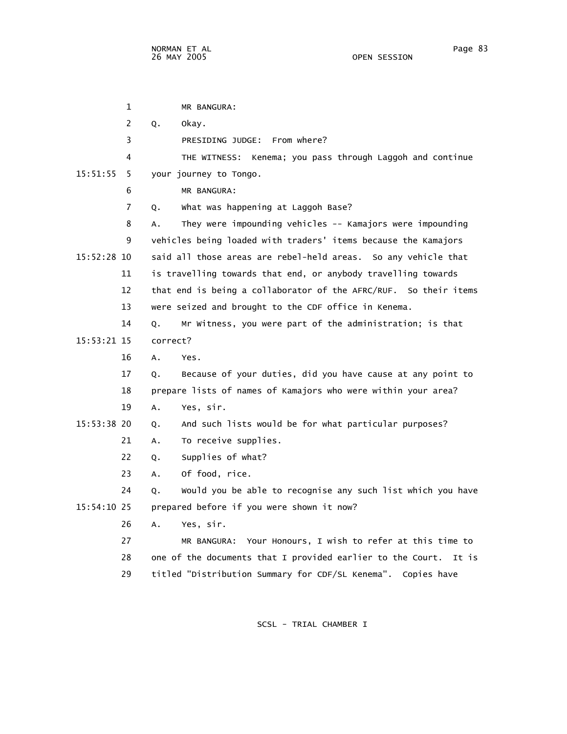MR BANGURA:

Q. Okay.

PRESIDING JUDGE: From where?

THE WITNESS: Kenema; you pass through Laggoh and continue your journey to Tongo.

MR BANGURA:

Q. What was happening at Laggoh Base?

A. They were impounding vehicles -- Kamajors were impounding vehicles being loaded with traders' items because the Kamajors said all those areas are rebel-held areas. So any vehicle that is travelling towards that end, or anybody travelling towards that end is being a collaborator of the AFRC/RUF. So their items were seized and brought to the CDF office in Kenema.

Q. Mr Witness, you were part of the administration; is that correct?

A. Yes.

Q. Because of your duties, did you have cause at any point to prepare lists of names of Kamajors who were within your area?

A. Yes, sir.

Q. And such lists would be for what particular purposes?

A. To receive supplies.

Q. Supplies of what?

A. Of food, rice.

Q. Would you be able to recognise any such list which you have prepared before if you were shown it now?

A. Yes, sir.

MR BANGURA: Your Honours, I wish to refer at this time to one of the documents that I provided earlier to the Court. It is titled "Distribution Summary for CDF/SL Kenema". Copies have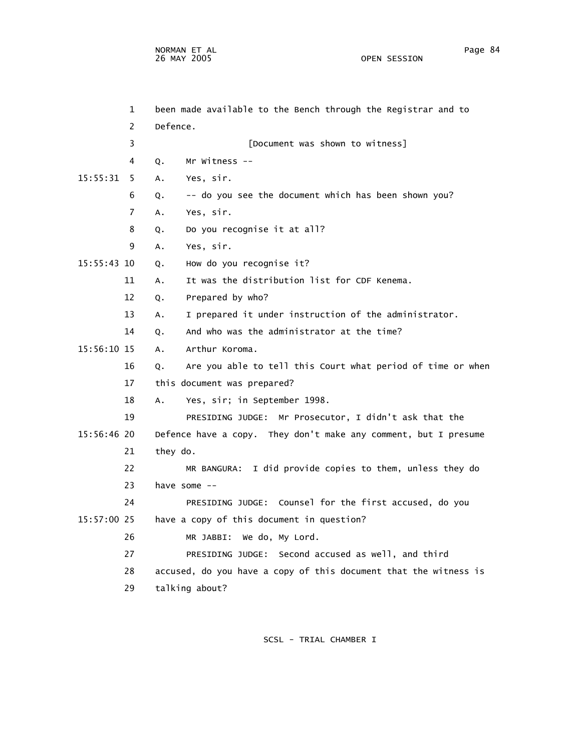been made available to the Bench through the Registrar and to Defence.

[Document was shown to witness]

Q. Mr Witness --

A. Yes, sir.

Q. -- do you see the document which has been shown you?

A. Yes, sir.

Q. Do you recognise it at all?

A. Yes, sir.

Q. How do you recognise it?

A. It was the distribution list for CDF Kenema.

Q. Prepared by who?

A. I prepared it under instruction of the administrator.

Q. And who was the administrator at the time?

A. Arthur Koroma.

Q. Are you able to tell this Court what period of time or when this document was prepared?

A. Yes, sir; in September 1998.

PRESIDING JUDGE: Mr Prosecutor, I didn't ask that the Defence have a copy. They don't make any comment, but I presume they do.

MR BANGURA: I did provide copies to them, unless they do have some --

PRESIDING JUDGE: Counsel for the first accused, do you have a copy of this document in question?

MR JABBI: We do, My Lord.

PRESIDING JUDGE: Second accused as well, and third accused, do you have a copy of this document that the witness is talking about?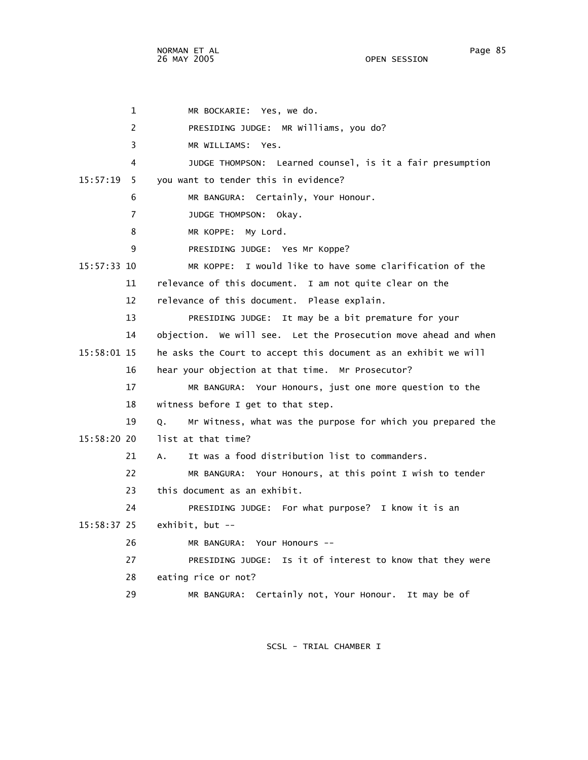1 MR BOCKARIE: Yes, we do.

2 PRESIDING JUDGE: MR Williams, you do?

3 MR WILLIAMS: Yes.

4 JUDGE THOMPSON: Learned counsel, is it a fair presumption

15:57:19 5 you want to tender this in evidence?

6 MR BANGURA: Certainly, Your Honour.

7 JUDGE THOMPSON: Okay.

8 MR KOPPE: My Lord.

9 PRESIDING JUDGE: Yes Mr Koppe?

15:57:33 10 MR KOPPE: I would like to have some clarification of the

11 relevance of this document. I am not quite clear on the

12 relevance of this document. Please explain.

13 PRESIDING JUDGE: It may be a bit premature for your

14 objection. We will see. Let the Prosecution move ahead and when

15:58:01 15 he asks the Court to accept this document as an exhibit we will

16 hear your objection at that time. Mr Prosecutor?

17 MR BANGURA: Your Honours, just one more question to the

18 witness before I get to that step.

19 Q. Mr Witness, what was the purpose for which you prepared the

15:58:20 20 list at that time?

21 A. It was a food distribution list to commanders.

22 MR BANGURA: Your Honours, at this point I wish to tender

23 this document as an exhibit.

24 PRESIDING JUDGE: For what purpose? I know it is an

15:58:37 25 exhibit, but --

26 MR BANGURA: Your Honours --

27 PRESIDING JUDGE: Is it of interest to know that they were

28 eating rice or not?

29 MR BANGURA: Certainly not, Your Honour. It may be of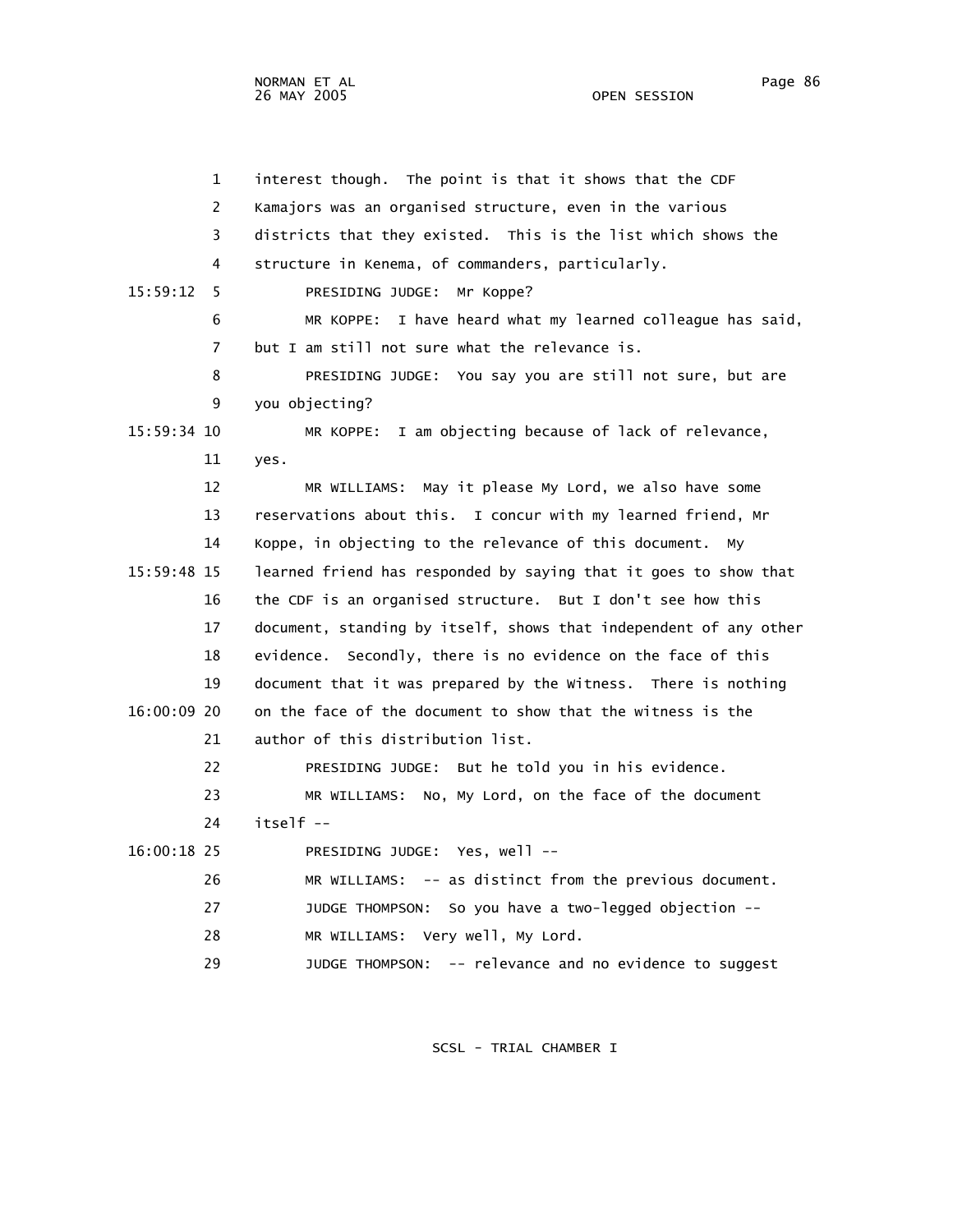1 interest though. The point is that it shows that the CDF
2 Kamajors was an organised structure, even in the various
3 districts that they existed. This is the list which shows the
4 structure in Kenema, of commanders, particularly.

15:59:12 5 PRESIDING JUDGE: Mr Koppe?

6 MR KOPPE: I have heard what my learned colleague has said,
7 but I am still not sure what the relevance is.

8 PRESIDING JUDGE: You say you are still not sure, but are
9 you objecting?

15:59:34 10 MR KOPPE: I am objecting because of lack of relevance,
11 yes.

12 MR WILLIAMS: May it please My Lord, we also have some
13 reservations about this. I concur with my learned friend, Mr
14 Koppe, in objecting to the relevance of this document. My
15:59:48 15 learned friend has responded by saying that it goes to show that
16 the CDF is an organised structure. But I don't see how this
17 document, standing by itself, shows that independent of any other
18 evidence. Secondly, there is no evidence on the face of this
19 document that it was prepared by the Witness. There is nothing
16:00:09 20 on the face of the document to show that the witness is the
21 author of this distribution list.

22 PRESIDING JUDGE: But he told you in his evidence.

23 MR WILLIAMS: No, My Lord, on the face of the document
24 itself --

16:00:18 25 PRESIDING JUDGE: Yes, well --

26 MR WILLIAMS: -- as distinct from the previous document.

27 JUDGE THOMPSON: So you have a two-legged objection --

28 MR WILLIAMS: Very well, My Lord.

29 JUDGE THOMPSON: -- relevance and no evidence to suggest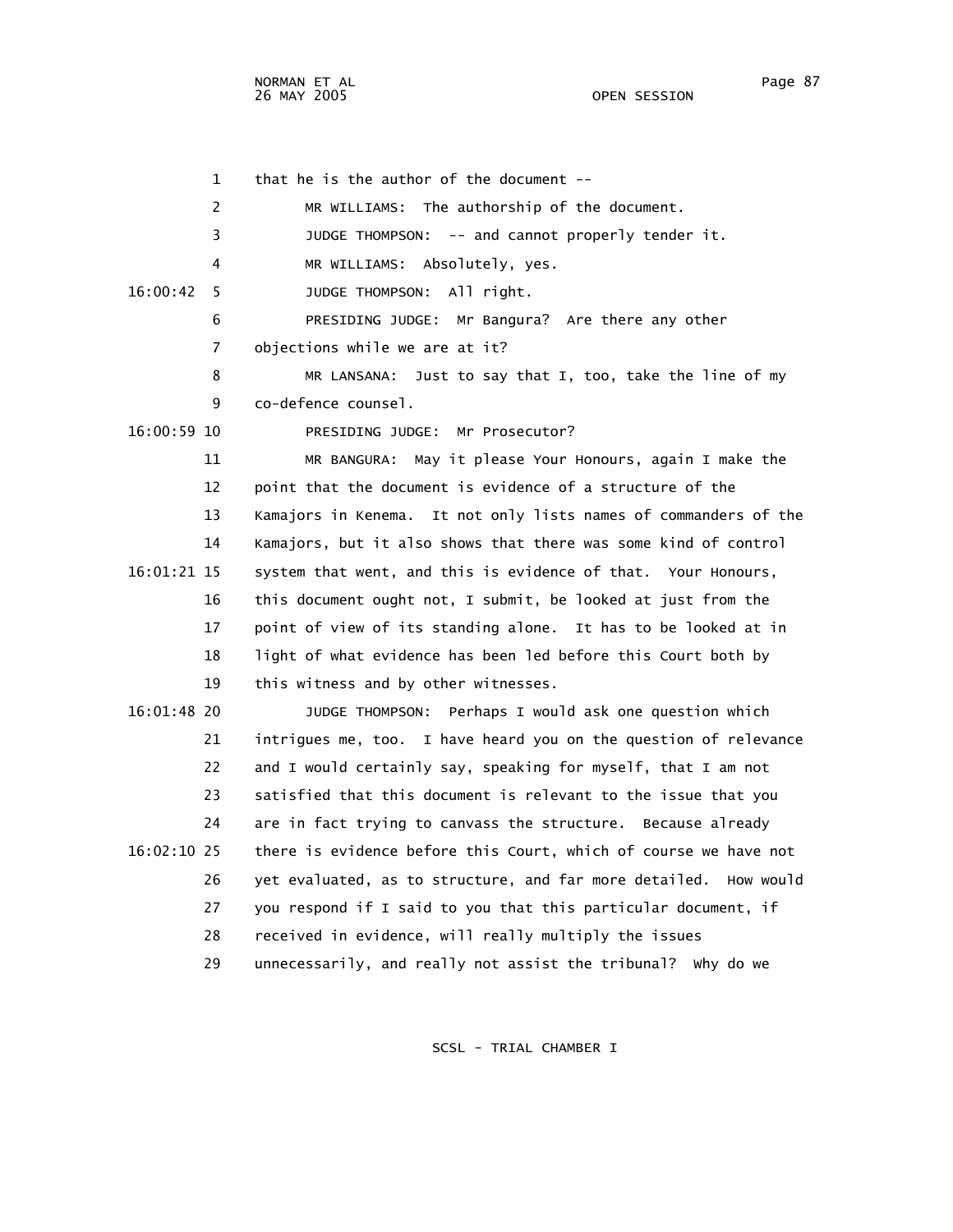that he is the author of the document --

MR WILLIAMS: The authorship of the document.

JUDGE THOMPSON: -- and cannot properly tender it.

MR WILLIAMS: Absolutely, yes.

JUDGE THOMPSON: All right.

PRESIDING JUDGE: Mr Bangura? Are there any other objections while we are at it?

MR LANSANA: Just to say that I, too, take the line of my co-defence counsel.

PRESIDING JUDGE: Mr Prosecutor?

MR BANGURA: May it please Your Honours, again I make the point that the document is evidence of a structure of the Kamajors in Kenema. It not only lists names of commanders of the Kamajors, but it also shows that there was some kind of control system that went, and this is evidence of that. Your Honours, this document ought not, I submit, be looked at just from the point of view of its standing alone. It has to be looked at in light of what evidence has been led before this Court both by this witness and by other witnesses.

JUDGE THOMPSON: Perhaps I would ask one question which intrigues me, too. I have heard you on the question of relevance and I would certainly say, speaking for myself, that I am not satisfied that this document is relevant to the issue that you are in fact trying to canvass the structure. Because already there is evidence before this Court, which of course we have not yet evaluated, as to structure, and far more detailed. How would you respond if I said to you that this particular document, if received in evidence, will really multiply the issues unnecessarily, and really not assist the tribunal? Why do we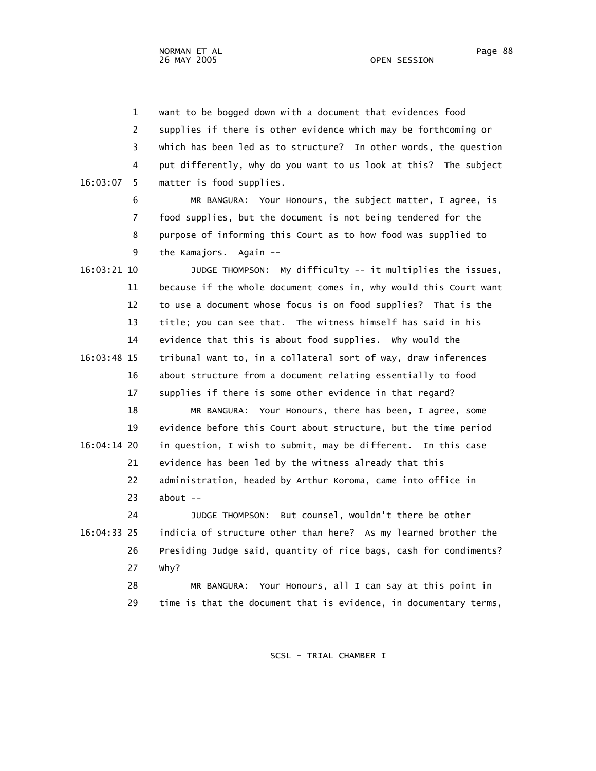want to be bogged down with a document that evidences food supplies if there is other evidence which may be forthcoming or which has been led as to structure? In other words, the question put differently, why do you want to us look at this? The subject matter is food supplies.

MR BANGURA: Your Honours, the subject matter, I agree, is food supplies, but the document is not being tendered for the purpose of informing this Court as to how food was supplied to the Kamajors. Again --

JUDGE THOMPSON: My difficulty -- it multiplies the issues, because if the whole document comes in, why would this Court want to use a document whose focus is on food supplies? That is the title; you can see that. The witness himself has said in his evidence that this is about food supplies. Why would the tribunal want to, in a collateral sort of way, draw inferences about structure from a document relating essentially to food supplies if there is some other evidence in that regard?

MR BANGURA: Your Honours, there has been, I agree, some evidence before this Court about structure, but the time period in question, I wish to submit, may be different. In this case evidence has been led by the witness already that this administration, headed by Arthur Koroma, came into office in about --

JUDGE THOMPSON: But counsel, wouldn't there be other indicia of structure other than here? As my learned brother the Presiding Judge said, quantity of rice bags, cash for condiments? Why?

MR BANGURA: Your Honours, all I can say at this point in time is that the document that is evidence, in documentary terms,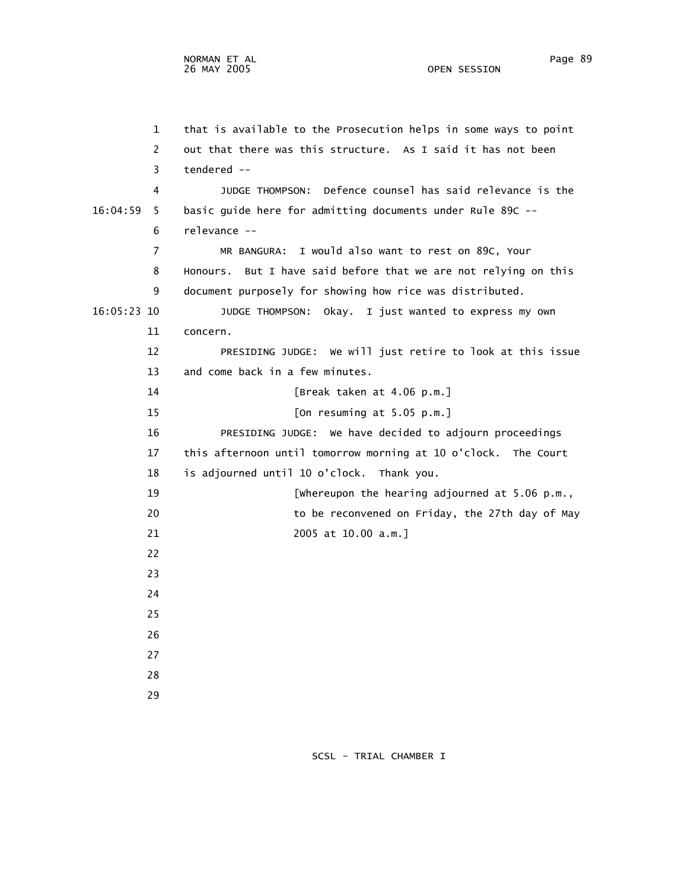that is available to the Prosecution helps in some ways to point out that there was this structure. As I said it has not been tendered --

JUDGE THOMPSON: Defence counsel has said relevance is the basic guide here for admitting documents under Rule 89C -- relevance --

MR BANGURA: I would also want to rest on 89C, Your Honours. But I have said before that we are not relying on this document purposely for showing how rice was distributed.

JUDGE THOMPSON: Okay. I just wanted to express my own concern.

PRESIDING JUDGE: We will just retire to look at this issue and come back in a few minutes.

[Break taken at 4.06 p.m.]

[On resuming at 5.05 p.m.]

PRESIDING JUDGE: We have decided to adjourn proceedings this afternoon until tomorrow morning at 10 o'clock. The Court is adjourned until 10 o'clock. Thank you.

[Whereupon the hearing adjourned at 5.06 p.m., to be reconvened on Friday, the 27th day of May 2005 at 10.00 a.m.]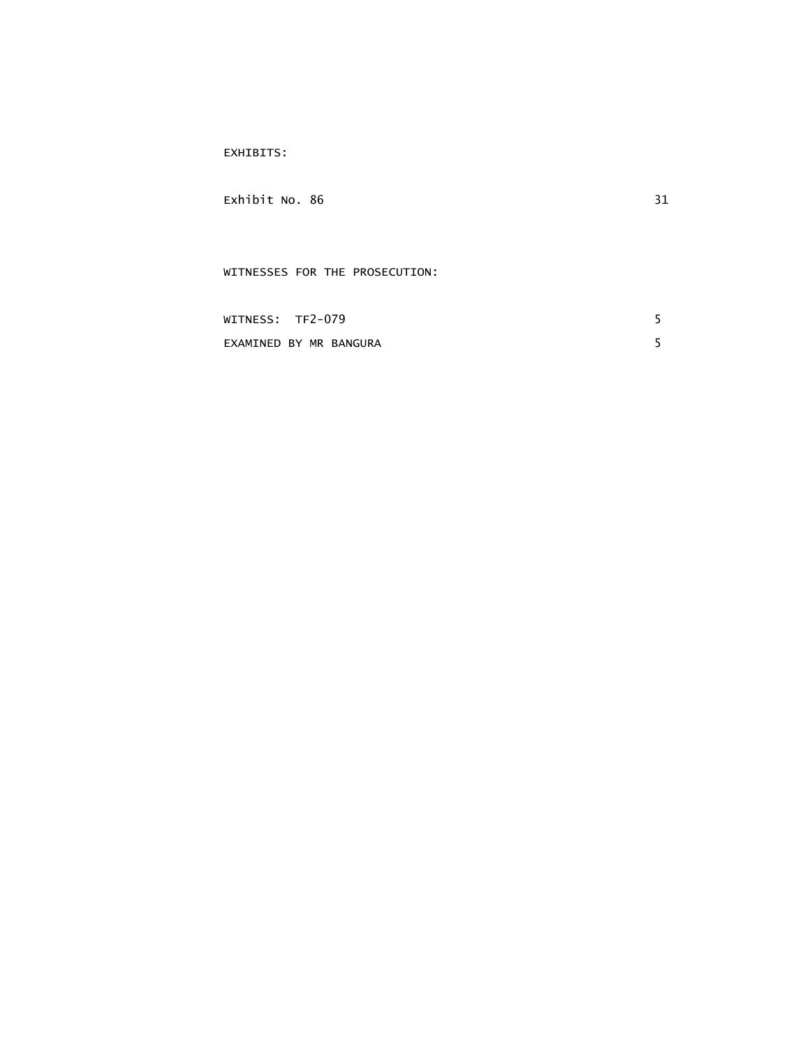EXHIBITS:

| | |
|---|---|
| Exhibit No. 86 | 31 |

WITNESSES FOR THE PROSECUTION:

| | |
|---|---|
| WITNESS: TF2-079 | 5 |
| EXAMINED BY MR BANGURA | 5 |